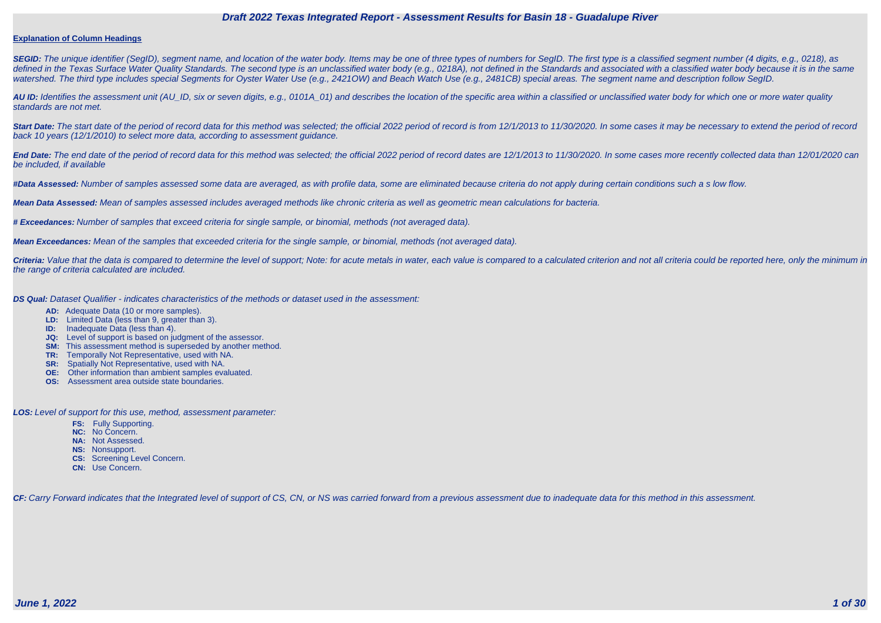# Draft 2022 Texas Integrated Report - Assessment Results for Basin 18 - Guadalupe River

**Explanation of Column Headings**

***SEGID:*** *The unique identifier (SegID), segment name, and location of the water body. Items may be one of three types of numbers for SegID. The first type is a classified segment number (4 digits, e.g., 0218), as defined in the Texas Surface Water Quality Standards. The second type is an unclassified water body (e.g., 0218A), not defined in the Standards and associated with a classified water body because it is in the same watershed. The third type includes special Segments for Oyster Water Use (e.g., 2421OW) and Beach Watch Use (e.g., 2481CB) special areas. The segment name and description follow SegID.*

***AU ID:*** *Identifies the assessment unit (AU_ID, six or seven digits, e.g., 0101A_01) and describes the location of the specific area within a classified or unclassified water body for which one or more water quality standards are not met.*

***Start Date:*** *The start date of the period of record data for this method was selected; the official 2022 period of record is from 12/1/2013 to 11/30/2020. In some cases it may be necessary to extend the period of record back 10 years (12/1/2010) to select more data, according to assessment guidance.*

***End Date:*** *The end date of the period of record data for this method was selected; the official 2022 period of record dates are 12/1/2013 to 11/30/2020. In some cases more recently collected data than 12/01/2020 can be included, if available*

***#Data Assessed:*** *Number of samples assessed some data are averaged, as with profile data, some are eliminated because criteria do not apply during certain conditions such a s low flow.*

***Mean Data Assessed:*** *Mean of samples assessed includes averaged methods like chronic criteria as well as geometric mean calculations for bacteria.*

***# Exceedances:*** *Number of samples that exceed criteria for single sample, or binomial, methods (not averaged data).*

***Mean Exceedances:*** *Mean of the samples that exceeded criteria for the single sample, or binomial, methods (not averaged data).*

***Criteria:*** *Value that the data is compared to determine the level of support; Note: for acute metals in water, each value is compared to a calculated criterion and not all criteria could be reported here, only the minimum in the range of criteria calculated are included.*

***DS Qual:*** *Dataset Qualifier - indicates characteristics of the methods or dataset used in the assessment:*

- **AD:** Adequate Data (10 or more samples).
- **LD:** Limited Data (less than 9, greater than 3).
- **ID:** Inadequate Data (less than 4).
- **JQ:** Level of support is based on judgment of the assessor.
- **SM:** This assessment method is superseded by another method.
- **TR:** Temporally Not Representative, used with NA.
- **SR:** Spatially Not Representative, used with NA.
- **OE:** Other information than ambient samples evaluated.
- **OS:** Assessment area outside state boundaries.

***LOS:*** *Level of support for this use, method, assessment parameter:*

- **FS:** Fully Supporting.
- **NC:** No Concern.
- **NA:** Not Assessed.
- **NS:** Nonsupport.
- **CS:** Screening Level Concern.
- **CN:** Use Concern.

***CF:*** *Carry Forward indicates that the Integrated level of support of CS, CN, or NS was carried forward from a previous assessment due to inadequate data for this method in this assessment.*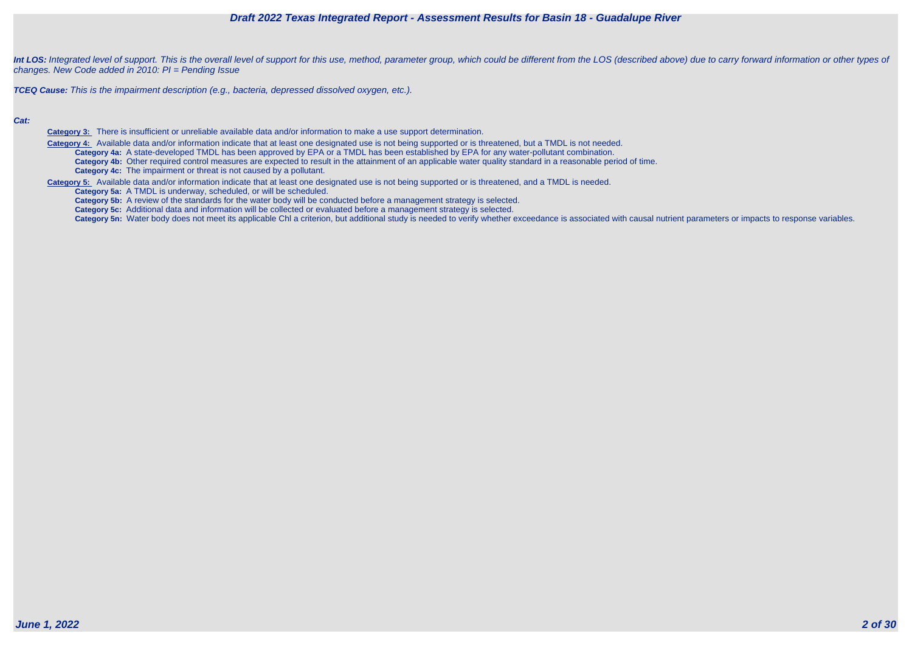***Int LOS:*** *Integrated level of support. This is the overall level of support for this use, method, parameter group, which could be different from the LOS (described above) due to carry forward information or other types of changes. New Code added in 2010: PI = Pending Issue*

***TCEQ Cause:*** *This is the impairment description (e.g., bacteria, depressed dissolved oxygen, etc.).*

***Cat:***

- **Category 3:** There is insufficient or unreliable available data and/or information to make a use support determination.
- **Category 4:** Available data and/or information indicate that at least one designated use is not being supported or is threatened, but a TMDL is not needed.
  - **Category 4a:** A state-developed TMDL has been approved by EPA or a TMDL has been established by EPA for any water-pollutant combination.
  - **Category 4b:** Other required control measures are expected to result in the attainment of an applicable water quality standard in a reasonable period of time.
  - **Category 4c:** The impairment or threat is not caused by a pollutant.
- **Category 5:** Available data and/or information indicate that at least one designated use is not being supported or is threatened, and a TMDL is needed.
  - **Category 5a:** A TMDL is underway, scheduled, or will be scheduled.
  - **Category 5b:** A review of the standards for the water body will be conducted before a management strategy is selected.
  - **Category 5c:** Additional data and information will be collected or evaluated before a management strategy is selected.
  - **Category 5n:** Water body does not meet its applicable Chl a criterion, but additional study is needed to verify whether exceedance is associated with causal nutrient parameters or impacts to response variables.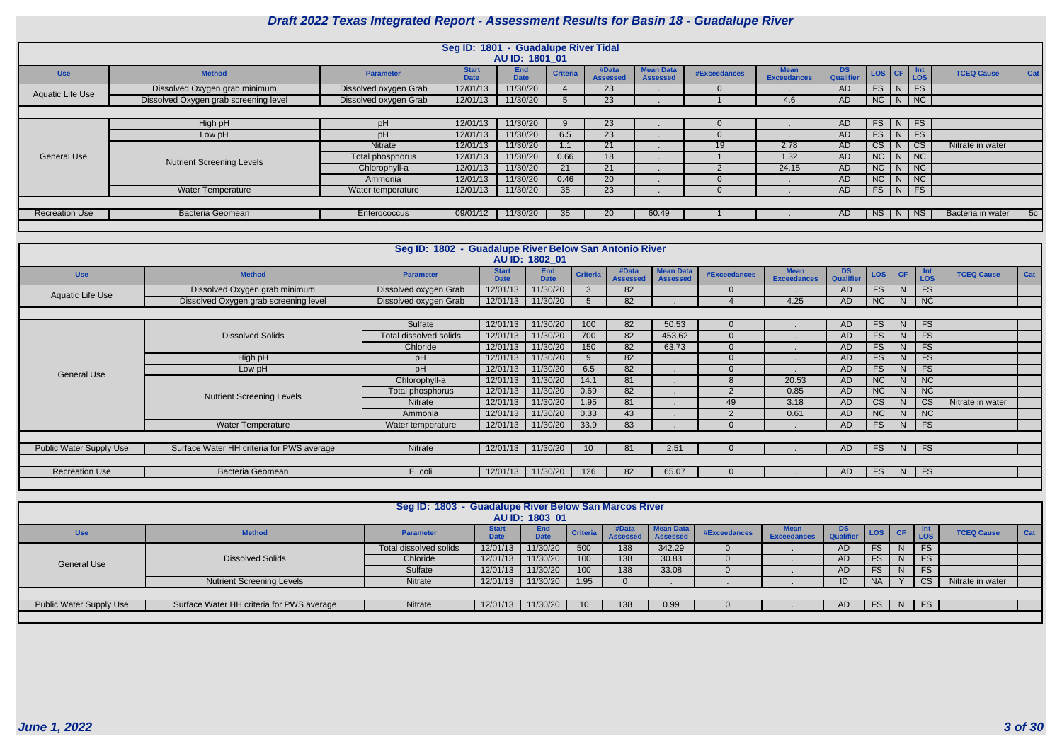# Draft 2022 Texas Integrated Report - Assessment Results for Basin 18 - Guadalupe River

## Seg ID: 1801 - Guadalupe River Tidal

### AU ID: 1801_01

| Use | Method | Parameter | Start Date | End Date | Criteria | #Data Assessed | Mean Data Assessed | #Exceedances | Mean Exceedances | DS Qualifier | LOS | CF | Int LOS | TCEQ Cause | Cat |
|---|---|---|---|---|---|---|---|---|---|---|---|---|---|---|---|
| Aquatic Life Use | Dissolved Oxygen grab minimum | Dissolved oxygen Grab | 12/01/13 | 11/30/20 | 4 | 23 | . | 0 | . | AD | FS | N | FS | | |
| | Dissolved Oxygen grab screening level | Dissolved oxygen Grab | 12/01/13 | 11/30/20 | 5 | 23 | . | 1 | 4.6 | AD | NC | N | NC | | |
| General Use | High pH | pH | 12/01/13 | 11/30/20 | 9 | 23 | . | 0 | . | AD | FS | N | FS | | |
| | Low pH | pH | 12/01/13 | 11/30/20 | 6.5 | 23 | . | 0 | . | AD | FS | N | FS | | |
| | Nutrient Screening Levels | Nitrate | 12/01/13 | 11/30/20 | 1.1 | 21 | . | 19 | 2.78 | AD | CS | N | CS | Nitrate in water | |
| | | Total phosphorus | 12/01/13 | 11/30/20 | 0.66 | 18 | . | 1 | 1.32 | AD | NC | N | NC | | |
| | | Chlorophyll-a | 12/01/13 | 11/30/20 | 21 | 21 | . | 2 | 24.15 | AD | NC | N | NC | | |
| | | Ammonia | 12/01/13 | 11/30/20 | 0.46 | 20 | . | 0 | . | AD | NC | N | NC | | |
| | Water Temperature | Water temperature | 12/01/13 | 11/30/20 | 35 | 23 | . | 0 | . | AD | FS | N | FS | | |
| Recreation Use | Bacteria Geomean | Enterococcus | 09/01/12 | 11/30/20 | 35 | 20 | 60.49 | 1 | . | AD | NS | N | NS | Bacteria in water | 5c |

## Seg ID: 1802 - Guadalupe River Below San Antonio River

### AU ID: 1802_01

| Use | Method | Parameter | Start Date | End Date | Criteria | #Data Assessed | Mean Data Assessed | #Exceedances | Mean Exceedances | DS Qualifier | LOS | CF | Int LOS | TCEQ Cause | Cat |
|---|---|---|---|---|---|---|---|---|---|---|---|---|---|---|---|
| Aquatic Life Use | Dissolved Oxygen grab minimum | Dissolved oxygen Grab | 12/01/13 | 11/30/20 | 3 | 82 | . | 0 | . | AD | FS | N | FS | | |
| | Dissolved Oxygen grab screening level | Dissolved oxygen Grab | 12/01/13 | 11/30/20 | 5 | 82 | . | 4 | 4.25 | AD | NC | N | NC | | |
| General Use | Dissolved Solids | Sulfate | 12/01/13 | 11/30/20 | 100 | 82 | 50.53 | 0 | . | AD | FS | N | FS | | |
| | | Total dissolved solids | 12/01/13 | 11/30/20 | 700 | 82 | 453.62 | 0 | . | AD | FS | N | FS | | |
| | | Chloride | 12/01/13 | 11/30/20 | 150 | 82 | 63.73 | 0 | . | AD | FS | N | FS | | |
| | High pH | pH | 12/01/13 | 11/30/20 | 9 | 82 | . | 0 | . | AD | FS | N | FS | | |
| | Low pH | pH | 12/01/13 | 11/30/20 | 6.5 | 82 | . | 0 | . | AD | FS | N | FS | | |
| | Nutrient Screening Levels | Chlorophyll-a | 12/01/13 | 11/30/20 | 14.1 | 81 | . | 8 | 20.53 | AD | NC | N | NC | | |
| | | Total phosphorus | 12/01/13 | 11/30/20 | 0.69 | 82 | . | 2 | 0.85 | AD | NC | N | NC | | |
| | | Nitrate | 12/01/13 | 11/30/20 | 1.95 | 81 | . | 49 | 3.18 | AD | CS | N | CS | Nitrate in water | |
| | | Ammonia | 12/01/13 | 11/30/20 | 0.33 | 43 | . | 2 | 0.61 | AD | NC | N | NC | | |
| | Water Temperature | Water temperature | 12/01/13 | 11/30/20 | 33.9 | 83 | . | 0 | . | AD | FS | N | FS | | |
| Public Water Supply Use | Surface Water HH criteria for PWS average | Nitrate | 12/01/13 | 11/30/20 | 10 | 81 | 2.51 | 0 | . | AD | FS | N | FS | | |
| Recreation Use | Bacteria Geomean | E. coli | 12/01/13 | 11/30/20 | 126 | 82 | 65.07 | 0 | . | AD | FS | N | FS | | |

## Seg ID: 1803 - Guadalupe River Below San Marcos River

### AU ID: 1803_01

| Use | Method | Parameter | Start Date | End Date | Criteria | #Data Assessed | Mean Data Assessed | #Exceedances | Mean Exceedances | DS Qualifier | LOS | CF | Int LOS | TCEQ Cause | Cat |
|---|---|---|---|---|---|---|---|---|---|---|---|---|---|---|---|
| General Use | Dissolved Solids | Total dissolved solids | 12/01/13 | 11/30/20 | 500 | 138 | 342.29 | 0 | . | AD | FS | N | FS | | |
| | | Chloride | 12/01/13 | 11/30/20 | 100 | 138 | 30.83 | 0 | . | AD | FS | N | FS | | |
| | | Sulfate | 12/01/13 | 11/30/20 | 100 | 138 | 33.08 | 0 | . | AD | FS | N | FS | | |
| | Nutrient Screening Levels | Nitrate | 12/01/13 | 11/30/20 | 1.95 | 0 | . | . | . | ID | NA | Y | CS | Nitrate in water | |
| Public Water Supply Use | Surface Water HH criteria for PWS average | Nitrate | 12/01/13 | 11/30/20 | 10 | 138 | 0.99 | 0 | . | AD | FS | N | FS | | |

June 1, 2022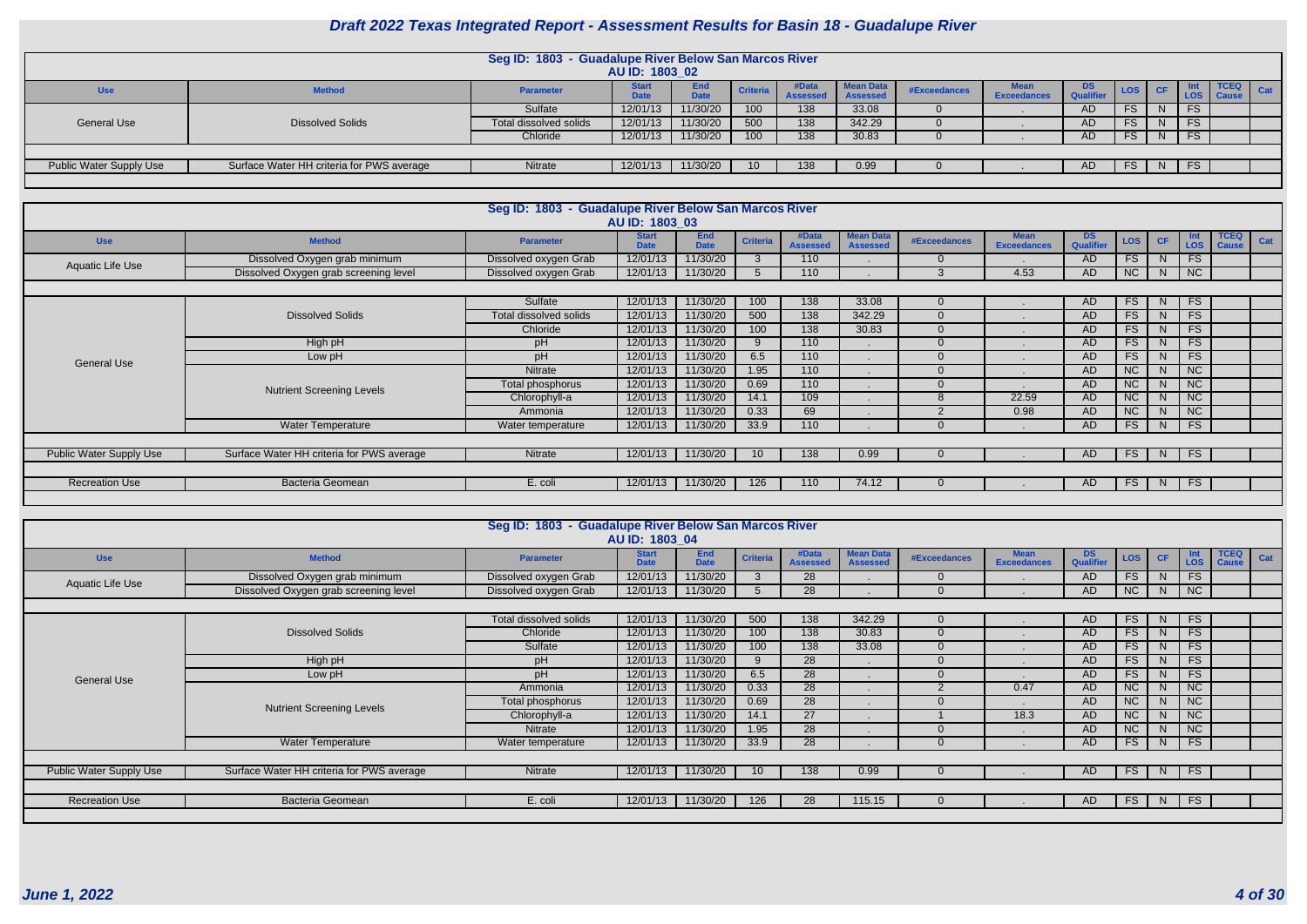# Draft 2022 Texas Integrated Report - Assessment Results for Basin 18 - Guadalupe River

## Seg ID: 1803 - Guadalupe River Below San Marcos River

### AU ID: 1803_02

| Use | Method | Parameter | Start Date | End Date | Criteria | #Data Assessed | Mean Data Assessed | #Exceedances | Mean Exceedances | DS Qualifier | LOS | CF | Int LOS | TCEQ Cause | Cat |
|---|---|---|---|---|---|---|---|---|---|---|---|---|---|---|---|
| General Use | Dissolved Solids | Sulfate | 12/01/13 | 11/30/20 | 100 | 138 | 33.08 | 0 | . | AD | FS | N | FS | | |
| | | Total dissolved solids | 12/01/13 | 11/30/20 | 500 | 138 | 342.29 | 0 | . | AD | FS | N | FS | | |
| | | Chloride | 12/01/13 | 11/30/20 | 100 | 138 | 30.83 | 0 | . | AD | FS | N | FS | | |
| Public Water Supply Use | Surface Water HH criteria for PWS average | Nitrate | 12/01/13 | 11/30/20 | 10 | 138 | 0.99 | 0 | . | AD | FS | N | FS | | |

## Seg ID: 1803 - Guadalupe River Below San Marcos River

### AU ID: 1803_03

| Use | Method | Parameter | Start Date | End Date | Criteria | #Data Assessed | Mean Data Assessed | #Exceedances | Mean Exceedances | DS Qualifier | LOS | CF | Int LOS | TCEQ Cause | Cat |
|---|---|---|---|---|---|---|---|---|---|---|---|---|---|---|---|
| Aquatic Life Use | Dissolved Oxygen grab minimum | Dissolved oxygen Grab | 12/01/13 | 11/30/20 | 3 | 110 | . | 0 | . | AD | FS | N | FS | | |
| | Dissolved Oxygen grab screening level | Dissolved oxygen Grab | 12/01/13 | 11/30/20 | 5 | 110 | . | 3 | 4.53 | AD | NC | N | NC | | |
| General Use | Dissolved Solids | Sulfate | 12/01/13 | 11/30/20 | 100 | 138 | 33.08 | 0 | . | AD | FS | N | FS | | |
| | | Total dissolved solids | 12/01/13 | 11/30/20 | 500 | 138 | 342.29 | 0 | . | AD | FS | N | FS | | |
| | | Chloride | 12/01/13 | 11/30/20 | 100 | 138 | 30.83 | 0 | . | AD | FS | N | FS | | |
| | High pH | pH | 12/01/13 | 11/30/20 | 9 | 110 | . | 0 | . | AD | FS | N | FS | | |
| | Low pH | pH | 12/01/13 | 11/30/20 | 6.5 | 110 | . | 0 | . | AD | FS | N | FS | | |
| | Nutrient Screening Levels | Nitrate | 12/01/13 | 11/30/20 | 1.95 | 110 | . | 0 | . | AD | NC | N | NC | | |
| | | Total phosphorus | 12/01/13 | 11/30/20 | 0.69 | 110 | . | 0 | . | AD | NC | N | NC | | |
| | | Chlorophyll-a | 12/01/13 | 11/30/20 | 14.1 | 109 | . | 8 | 22.59 | AD | NC | N | NC | | |
| | | Ammonia | 12/01/13 | 11/30/20 | 0.33 | 69 | . | 2 | 0.98 | AD | NC | N | NC | | |
| | Water Temperature | Water temperature | 12/01/13 | 11/30/20 | 33.9 | 110 | . | 0 | . | AD | FS | N | FS | | |
| Public Water Supply Use | Surface Water HH criteria for PWS average | Nitrate | 12/01/13 | 11/30/20 | 10 | 138 | 0.99 | 0 | . | AD | FS | N | FS | | |
| Recreation Use | Bacteria Geomean | E. coli | 12/01/13 | 11/30/20 | 126 | 110 | 74.12 | 0 | . | AD | FS | N | FS | | |

## Seg ID: 1803 - Guadalupe River Below San Marcos River

### AU ID: 1803_04

| Use | Method | Parameter | Start Date | End Date | Criteria | #Data Assessed | Mean Data Assessed | #Exceedances | Mean Exceedances | DS Qualifier | LOS | CF | Int LOS | TCEQ Cause | Cat |
|---|---|---|---|---|---|---|---|---|---|---|---|---|---|---|---|
| Aquatic Life Use | Dissolved Oxygen grab minimum | Dissolved oxygen Grab | 12/01/13 | 11/30/20 | 3 | 28 | . | 0 | . | AD | FS | N | FS | | |
| | Dissolved Oxygen grab screening level | Dissolved oxygen Grab | 12/01/13 | 11/30/20 | 5 | 28 | . | 0 | . | AD | NC | N | NC | | |
| General Use | Dissolved Solids | Total dissolved solids | 12/01/13 | 11/30/20 | 500 | 138 | 342.29 | 0 | . | AD | FS | N | FS | | |
| | | Chloride | 12/01/13 | 11/30/20 | 100 | 138 | 30.83 | 0 | . | AD | FS | N | FS | | |
| | | Sulfate | 12/01/13 | 11/30/20 | 100 | 138 | 33.08 | 0 | . | AD | FS | N | FS | | |
| | High pH | pH | 12/01/13 | 11/30/20 | 9 | 28 | . | 0 | . | AD | FS | N | FS | | |
| | Low pH | pH | 12/01/13 | 11/30/20 | 6.5 | 28 | . | 0 | . | AD | FS | N | FS | | |
| | Nutrient Screening Levels | Ammonia | 12/01/13 | 11/30/20 | 0.33 | 28 | . | 2 | 0.47 | AD | NC | N | NC | | |
| | | Total phosphorus | 12/01/13 | 11/30/20 | 0.69 | 28 | . | 0 | . | AD | NC | N | NC | | |
| | | Chlorophyll-a | 12/01/13 | 11/30/20 | 14.1 | 27 | . | 1 | 18.3 | AD | NC | N | NC | | |
| | | Nitrate | 12/01/13 | 11/30/20 | 1.95 | 28 | . | 0 | . | AD | NC | N | NC | | |
| | Water Temperature | Water temperature | 12/01/13 | 11/30/20 | 33.9 | 28 | . | 0 | . | AD | FS | N | FS | | |
| Public Water Supply Use | Surface Water HH criteria for PWS average | Nitrate | 12/01/13 | 11/30/20 | 10 | 138 | 0.99 | 0 | . | AD | FS | N | FS | | |
| Recreation Use | Bacteria Geomean | E. coli | 12/01/13 | 11/30/20 | 126 | 28 | 115.15 | 0 | . | AD | FS | N | FS | | |

June 1, 2022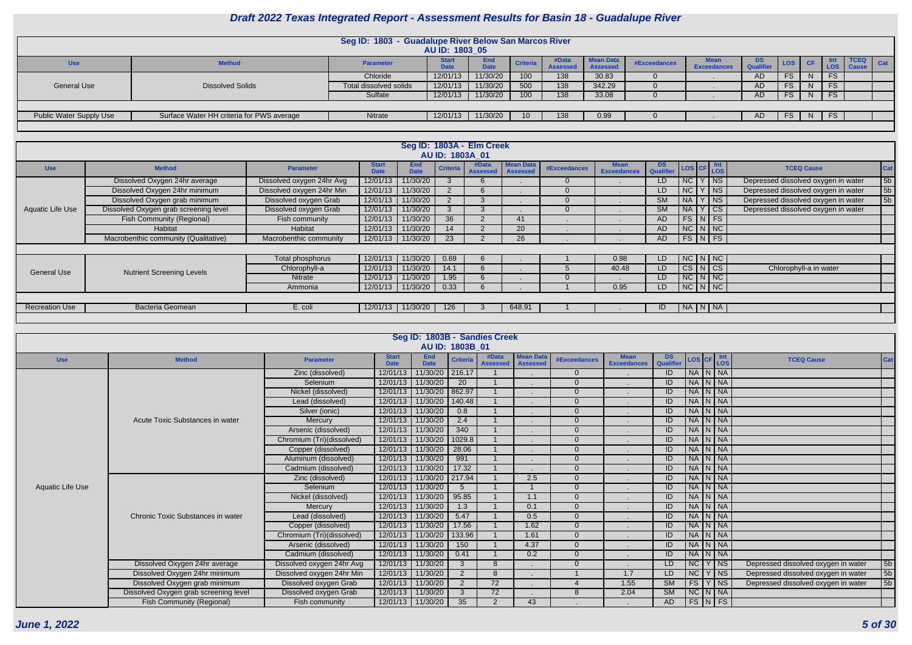# Draft 2022 Texas Integrated Report - Assessment Results for Basin 18 - Guadalupe River

## Seg ID: 1803 - Guadalupe River Below San Marcos River
### AU ID: 1803_05

| Use | Method | Parameter | Start Date | End Date | Criteria | #Data Assessed | Mean Data Assessed | #Exceedances | Mean Exceedances | DS Qualifier | LOS | CF | Int LOS | TCEQ Cause | Cat |
|---|---|---|---|---|---|---|---|---|---|---|---|---|---|---|---|
| General Use | Dissolved Solids | Chloride | 12/01/13 | 11/30/20 | 100 | 138 | 30.83 | 0 | . | AD | FS | N | FS | | |
| | | Total dissolved solids | 12/01/13 | 11/30/20 | 500 | 138 | 342.29 | 0 | . | AD | FS | N | FS | | |
| | | Sulfate | 12/01/13 | 11/30/20 | 100 | 138 | 33.08 | 0 | . | AD | FS | N | FS | | |
| Public Water Supply Use | Surface Water HH criteria for PWS average | Nitrate | 12/01/13 | 11/30/20 | 10 | 138 | 0.99 | 0 | . | AD | FS | N | FS | | |

## Seg ID: 1803A - Elm Creek
### AU ID: 1803A_01

| Use | Method | Parameter | Start Date | End Date | Criteria | #Data Assessed | Mean Data Assessed | #Exceedances | Mean Exceedances | DS Qualifier | LOS | CF | Int LOS | TCEQ Cause | Cat |
|---|---|---|---|---|---|---|---|---|---|---|---|---|---|---|---|
| Aquatic Life Use | Dissolved Oxygen 24hr average | Dissolved oxygen 24hr Avg | 12/01/13 | 11/30/20 | 3 | 6 | . | 0 | . | LD | NC | Y | NS | Depressed dissolved oxygen in water | 5b |
| | Dissolved Oxygen 24hr minimum | Dissolved oxygen 24hr Min | 12/01/13 | 11/30/20 | 2 | 6 | . | 0 | . | LD | NC | Y | NS | Depressed dissolved oxygen in water | 5b |
| | Dissolved Oxygen grab minimum | Dissolved oxygen Grab | 12/01/13 | 11/30/20 | 2 | 3 | . | 0 | . | SM | NA | Y | NS | Depressed dissolved oxygen in water | 5b |
| | Dissolved Oxygen grab screening level | Dissolved oxygen Grab | 12/01/13 | 11/30/20 | 3 | 3 | . | 0 | . | SM | NA | Y | CS | Depressed dissolved oxygen in water | |
| | Fish Community (Regional) | Fish community | 12/01/13 | 11/30/20 | 36 | 2 | 41 | . | . | AD | FS | N | FS | | |
| | Habitat | Habitat | 12/01/13 | 11/30/20 | 14 | 2 | 20 | . | . | AD | NC | N | NC | | |
| | Macrobenthic community (Qualitative) | Macrobenthic community | 12/01/13 | 11/30/20 | 23 | 2 | 26 | . | . | AD | FS | N | FS | | |
| General Use | Nutrient Screening Levels | Total phosphorus | 12/01/13 | 11/30/20 | 0.69 | 6 | . | 1 | 0.98 | LD | NC | N | NC | | |
| | | Chlorophyll-a | 12/01/13 | 11/30/20 | 14.1 | 6 | . | 5 | 40.48 | LD | CS | N | CS | Chlorophyll-a in water | |
| | | Nitrate | 12/01/13 | 11/30/20 | 1.95 | 6 | . | 0 | . | LD | NC | N | NC | | |
| | | Ammonia | 12/01/13 | 11/30/20 | 0.33 | 6 | . | 1 | 0.95 | LD | NC | N | NC | | |
| Recreation Use | Bacteria Geomean | E. coli | 12/01/13 | 11/30/20 | 126 | 3 | 648.91 | 1 | . | ID | NA | N | NA | | |

## Seg ID: 1803B - Sandies Creek
### AU ID: 1803B_01

| Use | Method | Parameter | Start Date | End Date | Criteria | #Data Assessed | Mean Data Assessed | #Exceedances | Mean Exceedances | DS Qualifier | LOS | CF | Int LOS | TCEQ Cause | Cat |
|---|---|---|---|---|---|---|---|---|---|---|---|---|---|---|---|
| Aquatic Life Use | Acute Toxic Substances in water | Zinc (dissolved) | 12/01/13 | 11/30/20 | 216.17 | 1 | . | 0 | . | ID | NA | N | NA | | |
| | | Selenium | 12/01/13 | 11/30/20 | 20 | 1 | . | 0 | . | ID | NA | N | NA | | |
| | | Nickel (dissolved) | 12/01/13 | 11/30/20 | 862.97 | 1 | . | 0 | . | ID | NA | N | NA | | |
| | | Lead (dissolved) | 12/01/13 | 11/30/20 | 140.48 | 1 | . | 0 | . | ID | NA | N | NA | | |
| | | Silver (ionic) | 12/01/13 | 11/30/20 | 0.8 | 1 | . | 0 | . | ID | NA | N | NA | | |
| | | Mercury | 12/01/13 | 11/30/20 | 2.4 | 1 | . | 0 | . | ID | NA | N | NA | | |
| | | Arsenic (dissolved) | 12/01/13 | 11/30/20 | 340 | 1 | . | 0 | . | ID | NA | N | NA | | |
| | | Chromium (Tri)(dissolved) | 12/01/13 | 11/30/20 | 1029.8 | 1 | . | 0 | . | ID | NA | N | NA | | |
| | | Copper (dissolved) | 12/01/13 | 11/30/20 | 28.06 | 1 | . | 0 | . | ID | NA | N | NA | | |
| | | Aluminum (dissolved) | 12/01/13 | 11/30/20 | 991 | 1 | . | 0 | . | ID | NA | N | NA | | |
| | | Cadmium (dissolved) | 12/01/13 | 11/30/20 | 17.32 | 1 | . | 0 | . | ID | NA | N | NA | | |
| | Chronic Toxic Substances in water | Zinc (dissolved) | 12/01/13 | 11/30/20 | 217.94 | 1 | 2.5 | 0 | . | ID | NA | N | NA | | |
| | | Selenium | 12/01/13 | 11/30/20 | 5 | 1 | 1 | 0 | . | ID | NA | N | NA | | |
| | | Nickel (dissolved) | 12/01/13 | 11/30/20 | 95.85 | 1 | 1.1 | 0 | . | ID | NA | N | NA | | |
| | | Mercury | 12/01/13 | 11/30/20 | 1.3 | 1 | 0.1 | 0 | . | ID | NA | N | NA | | |
| | | Lead (dissolved) | 12/01/13 | 11/30/20 | 5.47 | 1 | 0.5 | 0 | . | ID | NA | N | NA | | |
| | | Copper (dissolved) | 12/01/13 | 11/30/20 | 17.56 | 1 | 1.62 | 0 | . | ID | NA | N | NA | | |
| | | Chromium (Tri)(dissolved) | 12/01/13 | 11/30/20 | 133.96 | 1 | 1.61 | 0 | . | ID | NA | N | NA | | |
| | | Arsenic (dissolved) | 12/01/13 | 11/30/20 | 150 | 1 | 4.37 | 0 | . | ID | NA | N | NA | | |
| | | Cadmium (dissolved) | 12/01/13 | 11/30/20 | 0.41 | 1 | 0.2 | 0 | . | ID | NA | N | NA | | |
| | Dissolved Oxygen 24hr average | Dissolved oxygen 24hr Avg | 12/01/13 | 11/30/20 | 3 | 8 | . | 0 | . | LD | NC | Y | NS | Depressed dissolved oxygen in water | 5b |
| | Dissolved Oxygen 24hr minimum | Dissolved oxygen 24hr Min | 12/01/13 | 11/30/20 | 2 | 8 | . | 1 | 1.7 | LD | NC | Y | NS | Depressed dissolved oxygen in water | 5b |
| | Dissolved Oxygen grab minimum | Dissolved oxygen Grab | 12/01/13 | 11/30/20 | 2 | 72 | . | 4 | 1.55 | SM | FS | Y | NS | Depressed dissolved oxygen in water | 5b |
| | Dissolved Oxygen grab screening level | Dissolved oxygen Grab | 12/01/13 | 11/30/20 | 3 | 72 | . | 8 | 2.04 | SM | NC | N | NA | | |
| | Fish Community (Regional) | Fish community | 12/01/13 | 11/30/20 | 35 | 2 | 43 | . | . | AD | FS | N | FS | | |

*June 1, 2022*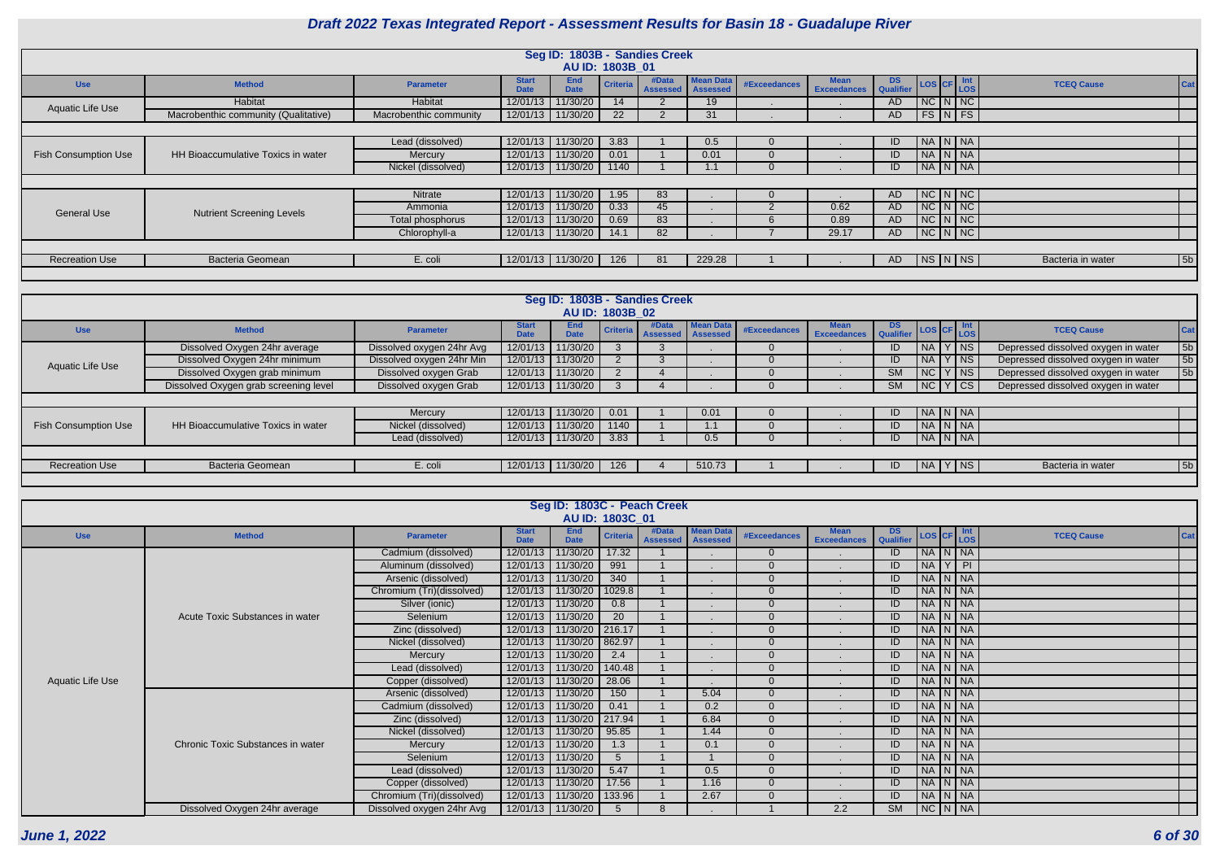# Draft 2022 Texas Integrated Report - Assessment Results for Basin 18 - Guadalupe River

## Seg ID: 1803B - Sandies Creek
### AU ID: 1803B_01

| Use | Method | Parameter | Start Date | End Date | Criteria | #Data Assessed | Mean Data Assessed | #Exceedances | Mean Exceedances | DS Qualifier | LOS | CF | Int LOS | TCEQ Cause | Cat |
|---|---|---|---|---|---|---|---|---|---|---|---|---|---|---|---|
| Aquatic Life Use | Habitat | Habitat | 12/01/13 | 11/30/20 | 14 | 2 | 19 | . | . | AD | NC | N | NC | | |
| | Macrobenthic community (Qualitative) | Macrobenthic community | 12/01/13 | 11/30/20 | 22 | 2 | 31 | . | . | AD | FS | N | FS | | |
| Fish Consumption Use | HH Bioaccumulative Toxics in water | Lead (dissolved) | 12/01/13 | 11/30/20 | 3.83 | 1 | 0.5 | 0 | . | ID | NA | N | NA | | |
| | | Mercury | 12/01/13 | 11/30/20 | 0.01 | 1 | 0.01 | 0 | . | ID | NA | N | NA | | |
| | | Nickel (dissolved) | 12/01/13 | 11/30/20 | 1140 | 1 | 1.1 | 0 | . | ID | NA | N | NA | | |
| General Use | Nutrient Screening Levels | Nitrate | 12/01/13 | 11/30/20 | 1.95 | 83 | . | 0 | . | AD | NC | N | NC | | |
| | | Ammonia | 12/01/13 | 11/30/20 | 0.33 | 45 | . | 2 | 0.62 | AD | NC | N | NC | | |
| | | Total phosphorus | 12/01/13 | 11/30/20 | 0.69 | 83 | . | 6 | 0.89 | AD | NC | N | NC | | |
| | | Chlorophyll-a | 12/01/13 | 11/30/20 | 14.1 | 82 | . | 7 | 29.17 | AD | NC | N | NC | | |
| Recreation Use | Bacteria Geomean | E. coli | 12/01/13 | 11/30/20 | 126 | 81 | 229.28 | 1 | . | AD | NS | N | NS | Bacteria in water | 5b |

## Seg ID: 1803B - Sandies Creek
### AU ID: 1803B_02

| Use | Method | Parameter | Start Date | End Date | Criteria | #Data Assessed | Mean Data Assessed | #Exceedances | Mean Exceedances | DS Qualifier | LOS | CF | Int LOS | TCEQ Cause | Cat |
|---|---|---|---|---|---|---|---|---|---|---|---|---|---|---|---|
| Aquatic Life Use | Dissolved Oxygen 24hr average | Dissolved oxygen 24hr Avg | 12/01/13 | 11/30/20 | 3 | 3 | . | 0 | . | ID | NA | Y | NS | Depressed dissolved oxygen in water | 5b |
| | Dissolved Oxygen 24hr minimum | Dissolved oxygen 24hr Min | 12/01/13 | 11/30/20 | 2 | 3 | . | 0 | . | ID | NA | Y | NS | Depressed dissolved oxygen in water | 5b |
| | Dissolved Oxygen grab minimum | Dissolved oxygen Grab | 12/01/13 | 11/30/20 | 2 | 4 | . | 0 | . | SM | NC | Y | NS | Depressed dissolved oxygen in water | 5b |
| | Dissolved Oxygen grab screening level | Dissolved oxygen Grab | 12/01/13 | 11/30/20 | 3 | 4 | . | 0 | . | SM | NC | Y | CS | Depressed dissolved oxygen in water | |
| Fish Consumption Use | HH Bioaccumulative Toxics in water | Mercury | 12/01/13 | 11/30/20 | 0.01 | 1 | 0.01 | 0 | . | ID | NA | N | NA | | |
| | | Nickel (dissolved) | 12/01/13 | 11/30/20 | 1140 | 1 | 1.1 | 0 | . | ID | NA | N | NA | | |
| | | Lead (dissolved) | 12/01/13 | 11/30/20 | 3.83 | 1 | 0.5 | 0 | . | ID | NA | N | NA | | |
| Recreation Use | Bacteria Geomean | E. coli | 12/01/13 | 11/30/20 | 126 | 4 | 510.73 | 1 | . | ID | NA | Y | NS | Bacteria in water | 5b |

## Seg ID: 1803C - Peach Creek
### AU ID: 1803C_01

| Use | Method | Parameter | Start Date | End Date | Criteria | #Data Assessed | Mean Data Assessed | #Exceedances | Mean Exceedances | DS Qualifier | LOS | CF | Int LOS | TCEQ Cause | Cat |
|---|---|---|---|---|---|---|---|---|---|---|---|---|---|---|---|
| Aquatic Life Use | Acute Toxic Substances in water | Cadmium (dissolved) | 12/01/13 | 11/30/20 | 17.32 | 1 | . | 0 | . | ID | NA | N | NA | | |
| | | Aluminum (dissolved) | 12/01/13 | 11/30/20 | 991 | 1 | . | 0 | . | ID | NA | Y | PI | | |
| | | Arsenic (dissolved) | 12/01/13 | 11/30/20 | 340 | 1 | . | 0 | . | ID | NA | N | NA | | |
| | | Chromium (Tri)(dissolved) | 12/01/13 | 11/30/20 | 1029.8 | 1 | . | 0 | . | ID | NA | N | NA | | |
| | | Silver (ionic) | 12/01/13 | 11/30/20 | 0.8 | 1 | . | 0 | . | ID | NA | N | NA | | |
| | | Selenium | 12/01/13 | 11/30/20 | 20 | 1 | . | 0 | . | ID | NA | N | NA | | |
| | | Zinc (dissolved) | 12/01/13 | 11/30/20 | 216.17 | 1 | . | 0 | . | ID | NA | N | NA | | |
| | | Nickel (dissolved) | 12/01/13 | 11/30/20 | 862.97 | 1 | . | 0 | . | ID | NA | N | NA | | |
| | | Mercury | 12/01/13 | 11/30/20 | 2.4 | 1 | . | 0 | . | ID | NA | N | NA | | |
| | | Lead (dissolved) | 12/01/13 | 11/30/20 | 140.48 | 1 | . | 0 | . | ID | NA | N | NA | | |
| | | Copper (dissolved) | 12/01/13 | 11/30/20 | 28.06 | 1 | . | 0 | . | ID | NA | N | NA | | |
| | Chronic Toxic Substances in water | Arsenic (dissolved) | 12/01/13 | 11/30/20 | 150 | 1 | 5.04 | 0 | . | ID | NA | N | NA | | |
| | | Cadmium (dissolved) | 12/01/13 | 11/30/20 | 0.41 | 1 | 0.2 | 0 | . | ID | NA | N | NA | | |
| | | Zinc (dissolved) | 12/01/13 | 11/30/20 | 217.94 | 1 | 6.84 | 0 | . | ID | NA | N | NA | | |
| | | Nickel (dissolved) | 12/01/13 | 11/30/20 | 95.85 | 1 | 1.44 | 0 | . | ID | NA | N | NA | | |
| | | Mercury | 12/01/13 | 11/30/20 | 1.3 | 1 | 0.1 | 0 | . | ID | NA | N | NA | | |
| | | Selenium | 12/01/13 | 11/30/20 | 5 | 1 | 1 | 0 | . | ID | NA | N | NA | | |
| | | Lead (dissolved) | 12/01/13 | 11/30/20 | 5.47 | 1 | 0.5 | 0 | . | ID | NA | N | NA | | |
| | | Copper (dissolved) | 12/01/13 | 11/30/20 | 17.56 | 1 | 1.16 | 0 | . | ID | NA | N | NA | | |
| | | Chromium (Tri)(dissolved) | 12/01/13 | 11/30/20 | 133.96 | 1 | 2.67 | 0 | . | ID | NA | N | NA | | |
| | Dissolved Oxygen 24hr average | Dissolved oxygen 24hr Avg | 12/01/13 | 11/30/20 | 5 | 8 | . | 1 | 2.2 | SM | NC | N | NA | | |

*June 1, 2022*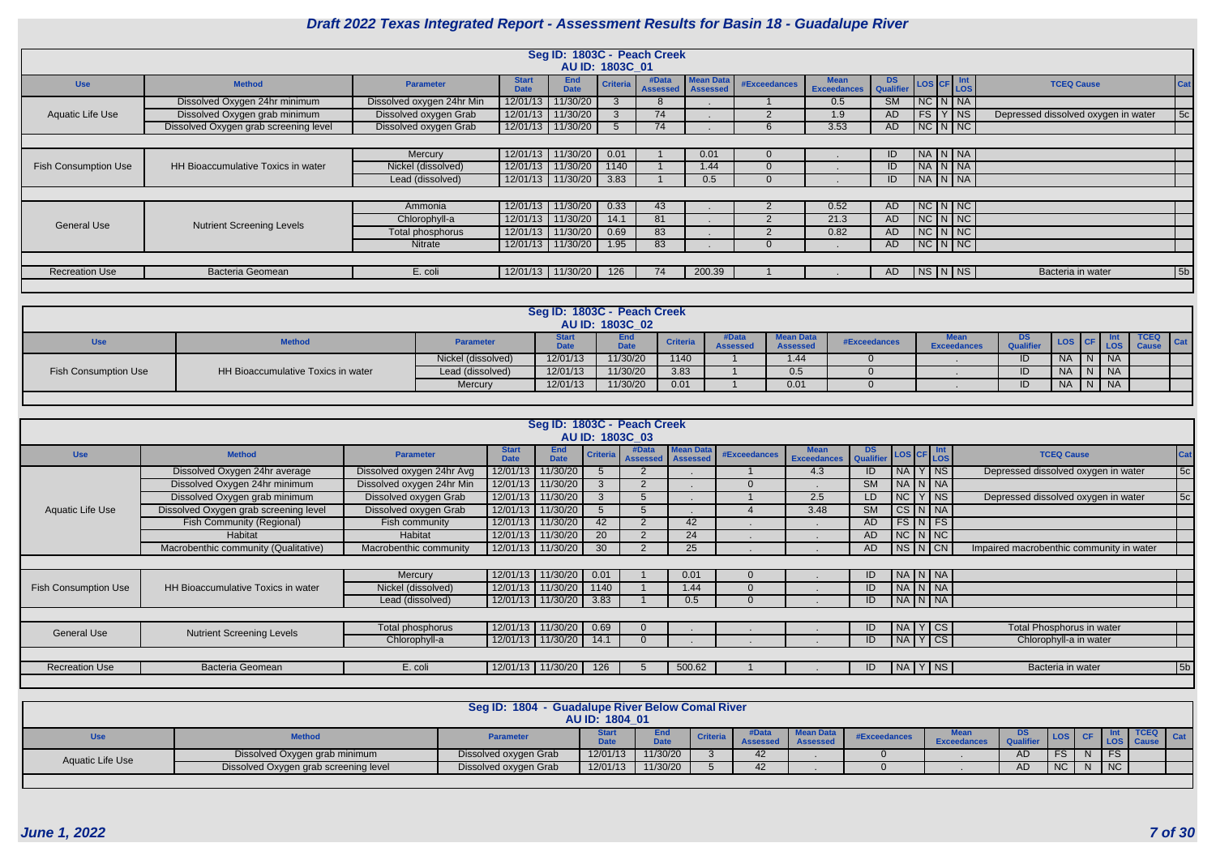# Draft 2022 Texas Integrated Report - Assessment Results for Basin 18 - Guadalupe River

## Seg ID: 1803C - Peach Creek
### AU ID: 1803C_01

| Use | Method | Parameter | Start Date | End Date | Criteria | #Data Assessed | Mean Data Assessed | #Exceedances | Mean Exceedances | DS Qualifier | LOS | CF | Int LOS | TCEQ Cause | Cat |
|---|---|---|---|---|---|---|---|---|---|---|---|---|---|---|---|
| Aquatic Life Use | Dissolved Oxygen 24hr minimum | Dissolved oxygen 24hr Min | 12/01/13 | 11/30/20 | 3 | 8 | . | 1 | 0.5 | SM | NC | N | NA | | |
| | Dissolved Oxygen grab minimum | Dissolved oxygen Grab | 12/01/13 | 11/30/20 | 3 | 74 | . | 2 | 1.9 | AD | FS | Y | NS | Depressed dissolved oxygen in water | 5c |
| | Dissolved Oxygen grab screening level | Dissolved oxygen Grab | 12/01/13 | 11/30/20 | 5 | 74 | . | 6 | 3.53 | AD | NC | N | NC | | |
| Fish Consumption Use | HH Bioaccumulative Toxics in water | Mercury | 12/01/13 | 11/30/20 | 0.01 | 1 | 0.01 | 0 | . | ID | NA | N | NA | | |
| | | Nickel (dissolved) | 12/01/13 | 11/30/20 | 1140 | 1 | 1.44 | 0 | . | ID | NA | N | NA | | |
| | | Lead (dissolved) | 12/01/13 | 11/30/20 | 3.83 | 1 | 0.5 | 0 | . | ID | NA | N | NA | | |
| General Use | Nutrient Screening Levels | Ammonia | 12/01/13 | 11/30/20 | 0.33 | 43 | . | 2 | 0.52 | AD | NC | N | NC | | |
| | | Chlorophyll-a | 12/01/13 | 11/30/20 | 14.1 | 81 | . | 2 | 21.3 | AD | NC | N | NC | | |
| | | Total phosphorus | 12/01/13 | 11/30/20 | 0.69 | 83 | . | 2 | 0.82 | AD | NC | N | NC | | |
| | | Nitrate | 12/01/13 | 11/30/20 | 1.95 | 83 | . | 0 | . | AD | NC | N | NC | | |
| Recreation Use | Bacteria Geomean | E. coli | 12/01/13 | 11/30/20 | 126 | 74 | 200.39 | 1 | . | AD | NS | N | NS | Bacteria in water | 5b |

## Seg ID: 1803C - Peach Creek
### AU ID: 1803C_02

| Use | Method | Parameter | Start Date | End Date | Criteria | #Data Assessed | Mean Data Assessed | #Exceedances | Mean Exceedances | DS Qualifier | LOS | CF | Int LOS | TCEQ Cause | Cat |
|---|---|---|---|---|---|---|---|---|---|---|---|---|---|---|---|
| Fish Consumption Use | HH Bioaccumulative Toxics in water | Nickel (dissolved) | 12/01/13 | 11/30/20 | 1140 | 1 | 1.44 | 0 | . | ID | NA | N | NA | | |
| | | Lead (dissolved) | 12/01/13 | 11/30/20 | 3.83 | 1 | 0.5 | 0 | . | ID | NA | N | NA | | |
| | | Mercury | 12/01/13 | 11/30/20 | 0.01 | 1 | 0.01 | 0 | . | ID | NA | N | NA | | |

## Seg ID: 1803C - Peach Creek
### AU ID: 1803C_03

| Use | Method | Parameter | Start Date | End Date | Criteria | #Data Assessed | Mean Data Assessed | #Exceedances | Mean Exceedances | DS Qualifier | LOS | CF | Int LOS | TCEQ Cause | Cat |
|---|---|---|---|---|---|---|---|---|---|---|---|---|---|---|---|
| Aquatic Life Use | Dissolved Oxygen 24hr average | Dissolved oxygen 24hr Avg | 12/01/13 | 11/30/20 | 5 | 2 | . | 1 | 4.3 | ID | NA | Y | NS | Depressed dissolved oxygen in water | 5c |
| | Dissolved Oxygen 24hr minimum | Dissolved oxygen 24hr Min | 12/01/13 | 11/30/20 | 3 | 2 | . | 0 | . | SM | NA | N | NA | | |
| | Dissolved Oxygen grab minimum | Dissolved oxygen Grab | 12/01/13 | 11/30/20 | 3 | 5 | . | 1 | 2.5 | LD | NC | Y | NS | Depressed dissolved oxygen in water | 5c |
| | Dissolved Oxygen grab screening level | Dissolved oxygen Grab | 12/01/13 | 11/30/20 | 5 | 5 | . | 4 | 3.48 | SM | CS | N | NA | | |
| | Fish Community (Regional) | Fish community | 12/01/13 | 11/30/20 | 42 | 2 | 42 | . | . | AD | FS | N | FS | | |
| | Habitat | Habitat | 12/01/13 | 11/30/20 | 20 | 2 | 24 | . | . | AD | NC | N | NC | | |
| | Macrobenthic community (Qualitative) | Macrobenthic community | 12/01/13 | 11/30/20 | 30 | 2 | 25 | . | . | AD | NS | N | CN | Impaired macrobenthic community in water | |
| Fish Consumption Use | HH Bioaccumulative Toxics in water | Mercury | 12/01/13 | 11/30/20 | 0.01 | 1 | 0.01 | 0 | . | ID | NA | N | NA | | |
| | | Nickel (dissolved) | 12/01/13 | 11/30/20 | 1140 | 1 | 1.44 | 0 | . | ID | NA | N | NA | | |
| | | Lead (dissolved) | 12/01/13 | 11/30/20 | 3.83 | 1 | 0.5 | 0 | . | ID | NA | N | NA | | |
| General Use | Nutrient Screening Levels | Total phosphorus | 12/01/13 | 11/30/20 | 0.69 | 0 | . | . | . | ID | NA | Y | CS | Total Phosphorus in water | |
| | | Chlorophyll-a | 12/01/13 | 11/30/20 | 14.1 | 0 | . | . | . | ID | NA | Y | CS | Chlorophyll-a in water | |
| Recreation Use | Bacteria Geomean | E. coli | 12/01/13 | 11/30/20 | 126 | 5 | 500.62 | 1 | . | ID | NA | Y | NS | Bacteria in water | 5b |

## Seg ID: 1804 - Guadalupe River Below Comal River
### AU ID: 1804_01

| Use | Method | Parameter | Start Date | End Date | Criteria | #Data Assessed | Mean Data Assessed | #Exceedances | Mean Exceedances | DS Qualifier | LOS | CF | Int LOS | TCEQ Cause | Cat |
|---|---|---|---|---|---|---|---|---|---|---|---|---|---|---|---|
| Aquatic Life Use | Dissolved Oxygen grab minimum | Dissolved oxygen Grab | 12/01/13 | 11/30/20 | 3 | 42 | . | 0 | . | AD | FS | N | FS | | |
| | Dissolved Oxygen grab screening level | Dissolved oxygen Grab | 12/01/13 | 11/30/20 | 5 | 42 | . | 0 | . | AD | NC | N | NC | | |

June 1, 2022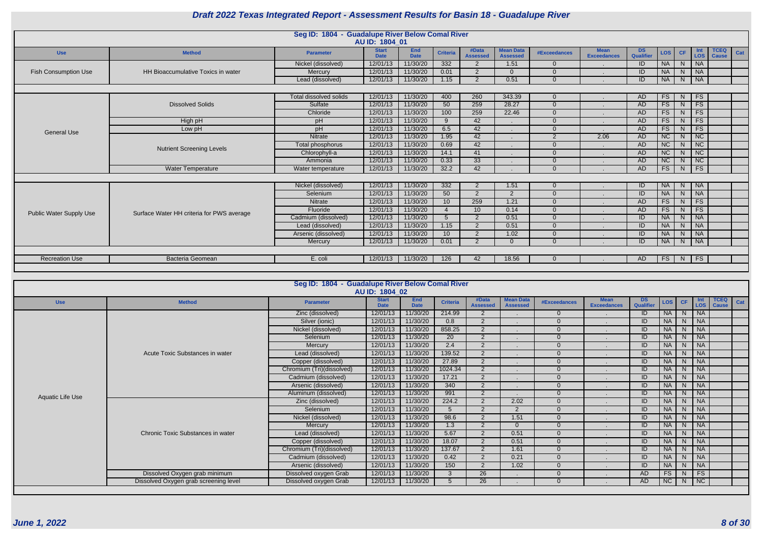# Draft 2022 Texas Integrated Report - Assessment Results for Basin 18 - Guadalupe River

## Seg ID: 1804 - Guadalupe River Below Comal River

### AU ID: 1804_01

| Use | Method | Parameter | Start Date | End Date | Criteria | #Data Assessed | Mean Data Assessed | #Exceedances | Mean Exceedances | DS Qualifier | LOS | CF | Int LOS | TCEQ Cause | Cat |
|---|---|---|---|---|---|---|---|---|---|---|---|---|---|---|---|
| Fish Consumption Use | HH Bioaccumulative Toxics in water | Nickel (dissolved) | 12/01/13 | 11/30/20 | 332 | 2 | 1.51 | 0 | . | ID | NA | N | NA | | |
| | | Mercury | 12/01/13 | 11/30/20 | 0.01 | 2 | 0 | 0 | . | ID | NA | N | NA | | |
| | | Lead (dissolved) | 12/01/13 | 11/30/20 | 1.15 | 2 | 0.51 | 0 | . | ID | NA | N | NA | | |
| General Use | Dissolved Solids | Total dissolved solids | 12/01/13 | 11/30/20 | 400 | 260 | 343.39 | 0 | . | AD | FS | N | FS | | |
| | | Sulfate | 12/01/13 | 11/30/20 | 50 | 259 | 28.27 | 0 | . | AD | FS | N | FS | | |
| | | Chloride | 12/01/13 | 11/30/20 | 100 | 259 | 22.46 | 0 | . | AD | FS | N | FS | | |
| | High pH | pH | 12/01/13 | 11/30/20 | 9 | 42 | . | 0 | . | AD | FS | N | FS | | |
| | Low pH | pH | 12/01/13 | 11/30/20 | 6.5 | 42 | . | 0 | . | AD | FS | N | FS | | |
| | Nutrient Screening Levels | Nitrate | 12/01/13 | 11/30/20 | 1.95 | 42 | . | 2 | 2.06 | AD | NC | N | NC | | |
| | | Total phosphorus | 12/01/13 | 11/30/20 | 0.69 | 42 | . | 0 | . | AD | NC | N | NC | | |
| | | Chlorophyll-a | 12/01/13 | 11/30/20 | 14.1 | 41 | . | 0 | . | AD | NC | N | NC | | |
| | | Ammonia | 12/01/13 | 11/30/20 | 0.33 | 33 | . | 0 | . | AD | NC | N | NC | | |
| | Water Temperature | Water temperature | 12/01/13 | 11/30/20 | 32.2 | 42 | . | 0 | . | AD | FS | N | FS | | |
| Public Water Supply Use | Surface Water HH criteria for PWS average | Nickel (dissolved) | 12/01/13 | 11/30/20 | 332 | 2 | 1.51 | 0 | . | ID | NA | N | NA | | |
| | | Selenium | 12/01/13 | 11/30/20 | 50 | 2 | 2 | 0 | . | ID | NA | N | NA | | |
| | | Nitrate | 12/01/13 | 11/30/20 | 10 | 259 | 1.21 | 0 | . | AD | FS | N | FS | | |
| | | Fluoride | 12/01/13 | 11/30/20 | 4 | 10 | 0.14 | 0 | . | AD | FS | N | FS | | |
| | | Cadmium (dissolved) | 12/01/13 | 11/30/20 | 5 | 2 | 0.51 | 0 | . | ID | NA | N | NA | | |
| | | Lead (dissolved) | 12/01/13 | 11/30/20 | 1.15 | 2 | 0.51 | 0 | . | ID | NA | N | NA | | |
| | | Arsenic (dissolved) | 12/01/13 | 11/30/20 | 10 | 2 | 1.02 | 0 | . | ID | NA | N | NA | | |
| | | Mercury | 12/01/13 | 11/30/20 | 0.01 | 2 | 0 | 0 | . | ID | NA | N | NA | | |
| Recreation Use | Bacteria Geomean | E. coli | 12/01/13 | 11/30/20 | 126 | 42 | 18.56 | 0 | . | AD | FS | N | FS | | |

## Seg ID: 1804 - Guadalupe River Below Comal River

### AU ID: 1804_02

| Use | Method | Parameter | Start Date | End Date | Criteria | #Data Assessed | Mean Data Assessed | #Exceedances | Mean Exceedances | DS Qualifier | LOS | CF | Int LOS | TCEQ Cause | Cat |
|---|---|---|---|---|---|---|---|---|---|---|---|---|---|---|---|
| Aquatic Life Use | Acute Toxic Substances in water | Zinc (dissolved) | 12/01/13 | 11/30/20 | 214.99 | 2 | . | 0 | . | ID | NA | N | NA | | |
| | | Silver (ionic) | 12/01/13 | 11/30/20 | 0.8 | 2 | . | 0 | . | ID | NA | N | NA | | |
| | | Nickel (dissolved) | 12/01/13 | 11/30/20 | 858.25 | 2 | . | 0 | . | ID | NA | N | NA | | |
| | | Selenium | 12/01/13 | 11/30/20 | 20 | 2 | . | 0 | . | ID | NA | N | NA | | |
| | | Mercury | 12/01/13 | 11/30/20 | 2.4 | 2 | . | 0 | . | ID | NA | N | NA | | |
| | | Lead (dissolved) | 12/01/13 | 11/30/20 | 139.52 | 2 | . | 0 | . | ID | NA | N | NA | | |
| | | Copper (dissolved) | 12/01/13 | 11/30/20 | 27.89 | 2 | . | 0 | . | ID | NA | N | NA | | |
| | | Chromium (Tri)(dissolved) | 12/01/13 | 11/30/20 | 1024.34 | 2 | . | 0 | . | ID | NA | N | NA | | |
| | | Cadmium (dissolved) | 12/01/13 | 11/30/20 | 17.21 | 2 | . | 0 | . | ID | NA | N | NA | | |
| | | Arsenic (dissolved) | 12/01/13 | 11/30/20 | 340 | 2 | . | 0 | . | ID | NA | N | NA | | |
| | | Aluminum (dissolved) | 12/01/13 | 11/30/20 | 991 | 2 | . | 0 | . | ID | NA | N | NA | | |
| | Chronic Toxic Substances in water | Zinc (dissolved) | 12/01/13 | 11/30/20 | 224.2 | 2 | 2.02 | 0 | . | ID | NA | N | NA | | |
| | | Selenium | 12/01/13 | 11/30/20 | 5 | 2 | 2 | 0 | . | ID | NA | N | NA | | |
| | | Nickel (dissolved) | 12/01/13 | 11/30/20 | 98.6 | 2 | 1.51 | 0 | . | ID | NA | N | NA | | |
| | | Mercury | 12/01/13 | 11/30/20 | 1.3 | 2 | 0 | 0 | . | ID | NA | N | NA | | |
| | | Lead (dissolved) | 12/01/13 | 11/30/20 | 5.67 | 2 | 0.51 | 0 | . | ID | NA | N | NA | | |
| | | Copper (dissolved) | 12/01/13 | 11/30/20 | 18.07 | 2 | 0.51 | 0 | . | ID | NA | N | NA | | |
| | | Chromium (Tri)(dissolved) | 12/01/13 | 11/30/20 | 137.67 | 2 | 1.61 | 0 | . | ID | NA | N | NA | | |
| | | Cadmium (dissolved) | 12/01/13 | 11/30/20 | 0.42 | 2 | 0.21 | 0 | . | ID | NA | N | NA | | |
| | | Arsenic (dissolved) | 12/01/13 | 11/30/20 | 150 | 2 | 1.02 | 0 | . | ID | NA | N | NA | | |
| | Dissolved Oxygen grab minimum | Dissolved oxygen Grab | 12/01/13 | 11/30/20 | 3 | 26 | . | 0 | . | AD | FS | N | FS | | |
| | Dissolved Oxygen grab screening level | Dissolved oxygen Grab | 12/01/13 | 11/30/20 | 5 | 26 | . | 0 | . | AD | NC | N | NC | | |

*June 1, 2022*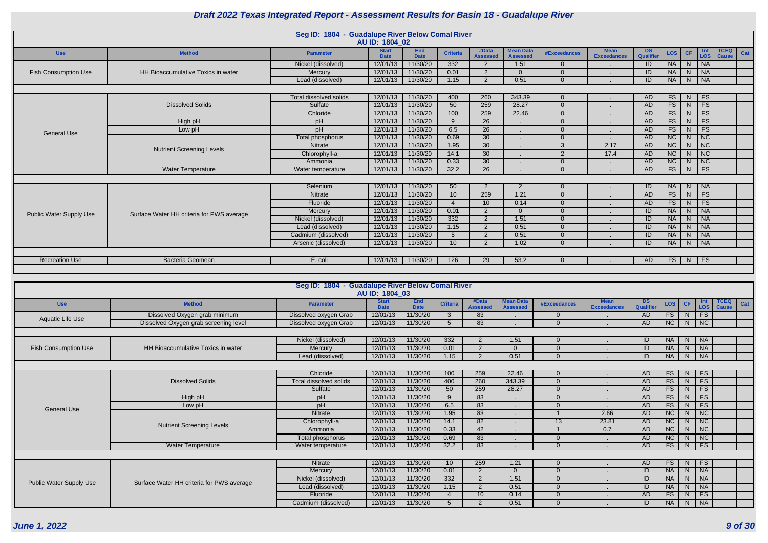# Draft 2022 Texas Integrated Report - Assessment Results for Basin 18 - Guadalupe River

## Seg ID: 1804 - Guadalupe River Below Comal River

### AU ID: 1804_02

| Use | Method | Parameter | Start Date | End Date | Criteria | #Data Assessed | Mean Data Assessed | #Exceedances | Mean Exceedances | DS Qualifier | LOS | CF | Int LOS | TCEQ Cause | Cat |
|---|---|---|---|---|---|---|---|---|---|---|---|---|---|---|---|
| Fish Consumption Use | HH Bioaccumulative Toxics in water | Nickel (dissolved) | 12/01/13 | 11/30/20 | 332 | 2 | 1.51 | 0 | . | ID | NA | N | NA | | |
| | | Mercury | 12/01/13 | 11/30/20 | 0.01 | 2 | 0 | 0 | . | ID | NA | N | NA | | |
| | | Lead (dissolved) | 12/01/13 | 11/30/20 | 1.15 | 2 | 0.51 | 0 | . | ID | NA | N | NA | | |
| General Use | Dissolved Solids | Total dissolved solids | 12/01/13 | 11/30/20 | 400 | 260 | 343.39 | 0 | . | AD | FS | N | FS | | |
| | | Sulfate | 12/01/13 | 11/30/20 | 50 | 259 | 28.27 | 0 | . | AD | FS | N | FS | | |
| | | Chloride | 12/01/13 | 11/30/20 | 100 | 259 | 22.46 | 0 | . | AD | FS | N | FS | | |
| | High pH | pH | 12/01/13 | 11/30/20 | 9 | 26 | . | 0 | . | AD | FS | N | FS | | |
| | Low pH | pH | 12/01/13 | 11/30/20 | 6.5 | 26 | . | 0 | . | AD | FS | N | FS | | |
| | Nutrient Screening Levels | Total phosphorus | 12/01/13 | 11/30/20 | 0.69 | 30 | . | 0 | . | AD | NC | N | NC | | |
| | | Nitrate | 12/01/13 | 11/30/20 | 1.95 | 30 | . | 3 | 2.17 | AD | NC | N | NC | | |
| | | Chlorophyll-a | 12/01/13 | 11/30/20 | 14.1 | 30 | . | 2 | 17.4 | AD | NC | N | NC | | |
| | | Ammonia | 12/01/13 | 11/30/20 | 0.33 | 30 | . | 0 | . | AD | NC | N | NC | | |
| | Water Temperature | Water temperature | 12/01/13 | 11/30/20 | 32.2 | 26 | . | 0 | . | AD | FS | N | FS | | |
| Public Water Supply Use | Surface Water HH criteria for PWS average | Selenium | 12/01/13 | 11/30/20 | 50 | 2 | 2 | 0 | . | ID | NA | N | NA | | |
| | | Nitrate | 12/01/13 | 11/30/20 | 10 | 259 | 1.21 | 0 | . | AD | FS | N | FS | | |
| | | Fluoride | 12/01/13 | 11/30/20 | 4 | 10 | 0.14 | 0 | . | AD | FS | N | FS | | |
| | | Mercury | 12/01/13 | 11/30/20 | 0.01 | 2 | 0 | 0 | . | ID | NA | N | NA | | |
| | | Nickel (dissolved) | 12/01/13 | 11/30/20 | 332 | 2 | 1.51 | 0 | . | ID | NA | N | NA | | |
| | | Lead (dissolved) | 12/01/13 | 11/30/20 | 1.15 | 2 | 0.51 | 0 | . | ID | NA | N | NA | | |
| | | Cadmium (dissolved) | 12/01/13 | 11/30/20 | 5 | 2 | 0.51 | 0 | . | ID | NA | N | NA | | |
| | | Arsenic (dissolved) | 12/01/13 | 11/30/20 | 10 | 2 | 1.02 | 0 | . | ID | NA | N | NA | | |
| Recreation Use | Bacteria Geomean | E. coli | 12/01/13 | 11/30/20 | 126 | 29 | 53.2 | 0 | . | AD | FS | N | FS | | |

## Seg ID: 1804 - Guadalupe River Below Comal River

### AU ID: 1804_03

| Use | Method | Parameter | Start Date | End Date | Criteria | #Data Assessed | Mean Data Assessed | #Exceedances | Mean Exceedances | DS Qualifier | LOS | CF | Int LOS | TCEQ Cause | Cat |
|---|---|---|---|---|---|---|---|---|---|---|---|---|---|---|---|
| Aquatic Life Use | Dissolved Oxygen grab minimum | Dissolved oxygen Grab | 12/01/13 | 11/30/20 | 3 | 83 | . | 0 | . | AD | FS | N | FS | | |
| | Dissolved Oxygen grab screening level | Dissolved oxygen Grab | 12/01/13 | 11/30/20 | 5 | 83 | . | 0 | . | AD | NC | N | NC | | |
| Fish Consumption Use | HH Bioaccumulative Toxics in water | Nickel (dissolved) | 12/01/13 | 11/30/20 | 332 | 2 | 1.51 | 0 | . | ID | NA | N | NA | | |
| | | Mercury | 12/01/13 | 11/30/20 | 0.01 | 2 | 0 | 0 | . | ID | NA | N | NA | | |
| | | Lead (dissolved) | 12/01/13 | 11/30/20 | 1.15 | 2 | 0.51 | 0 | . | ID | NA | N | NA | | |
| General Use | Dissolved Solids | Chloride | 12/01/13 | 11/30/20 | 100 | 259 | 22.46 | 0 | . | AD | FS | N | FS | | |
| | | Total dissolved solids | 12/01/13 | 11/30/20 | 400 | 260 | 343.39 | 0 | . | AD | FS | N | FS | | |
| | | Sulfate | 12/01/13 | 11/30/20 | 50 | 259 | 28.27 | 0 | . | AD | FS | N | FS | | |
| | High pH | pH | 12/01/13 | 11/30/20 | 9 | 83 | . | 0 | . | AD | FS | N | FS | | |
| | Low pH | pH | 12/01/13 | 11/30/20 | 6.5 | 83 | . | 0 | . | AD | FS | N | FS | | |
| | Nutrient Screening Levels | Nitrate | 12/01/13 | 11/30/20 | 1.95 | 83 | . | 1 | 2.66 | AD | NC | N | NC | | |
| | | Chlorophyll-a | 12/01/13 | 11/30/20 | 14.1 | 82 | . | 13 | 23.81 | AD | NC | N | NC | | |
| | | Ammonia | 12/01/13 | 11/30/20 | 0.33 | 42 | . | 1 | 0.7 | AD | NC | N | NC | | |
| | | Total phosphorus | 12/01/13 | 11/30/20 | 0.69 | 83 | . | 0 | . | AD | NC | N | NC | | |
| | Water Temperature | Water temperature | 12/01/13 | 11/30/20 | 32.2 | 83 | . | 0 | . | AD | FS | N | FS | | |
| Public Water Supply Use | Surface Water HH criteria for PWS average | Nitrate | 12/01/13 | 11/30/20 | 10 | 259 | 1.21 | 0 | . | AD | FS | N | FS | | |
| | | Mercury | 12/01/13 | 11/30/20 | 0.01 | 2 | 0 | 0 | . | ID | NA | N | NA | | |
| | | Nickel (dissolved) | 12/01/13 | 11/30/20 | 332 | 2 | 1.51 | 0 | . | ID | NA | N | NA | | |
| | | Lead (dissolved) | 12/01/13 | 11/30/20 | 1.15 | 2 | 0.51 | 0 | . | ID | NA | N | NA | | |
| | | Fluoride | 12/01/13 | 11/30/20 | 4 | 10 | 0.14 | 0 | . | AD | FS | N | FS | | |
| | | Cadmium (dissolved) | 12/01/13 | 11/30/20 | 5 | 2 | 0.51 | 0 | . | ID | NA | N | NA | | |

*June 1, 2022*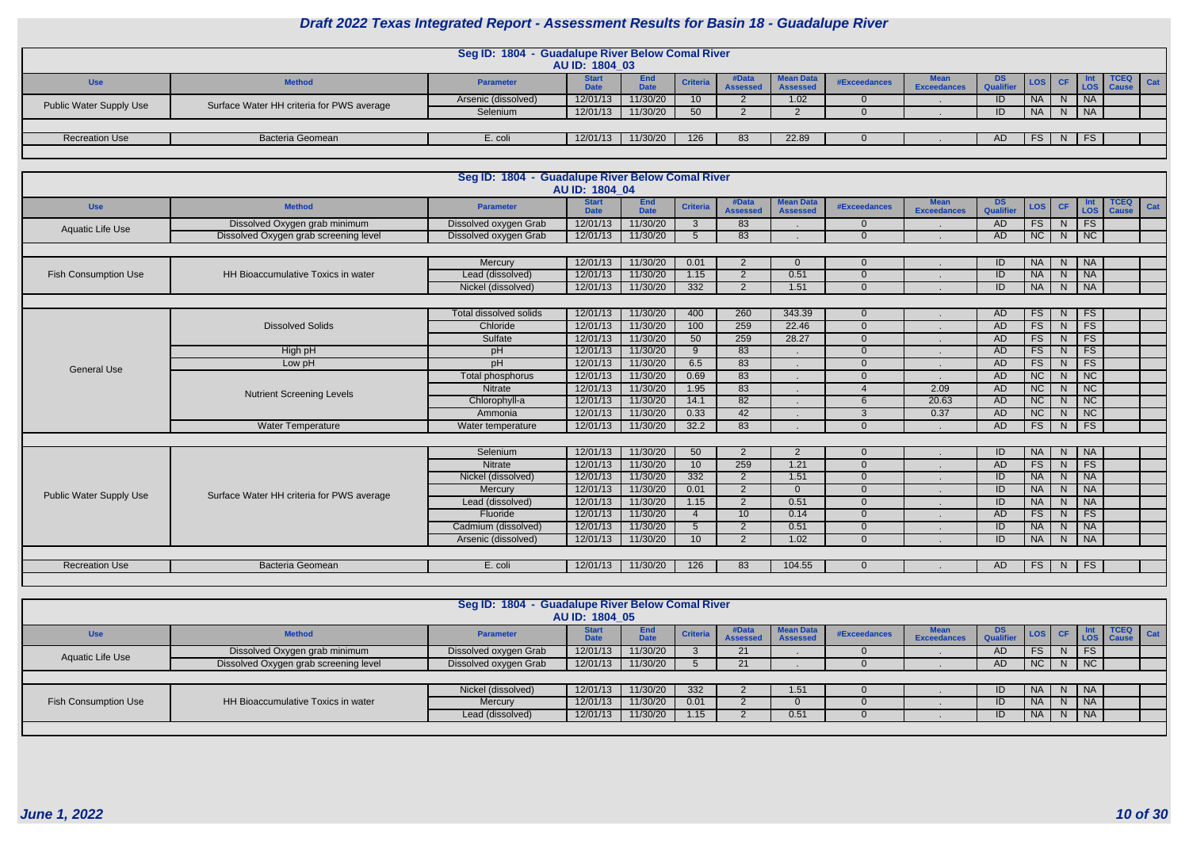# Draft 2022 Texas Integrated Report - Assessment Results for Basin 18 - Guadalupe River

## Seg ID: 1804 - Guadalupe River Below Comal River
### AU ID: 1804_03

| Use | Method | Parameter | Start Date | End Date | Criteria | #Data Assessed | Mean Data Assessed | #Exceedances | Mean Exceedances | DS Qualifier | LOS | CF | Int LOS | TCEQ Cause | Cat |
|---|---|---|---|---|---|---|---|---|---|---|---|---|---|---|---|
| Public Water Supply Use | Surface Water HH criteria for PWS average | Arsenic (dissolved) | 12/01/13 | 11/30/20 | 10 | 2 | 1.02 | 0 | . | ID | NA | N | NA | | |
| | | Selenium | 12/01/13 | 11/30/20 | 50 | 2 | 2 | 0 | . | ID | NA | N | NA | | |
| Recreation Use | Bacteria Geomean | E. coli | 12/01/13 | 11/30/20 | 126 | 83 | 22.89 | 0 | . | AD | FS | N | FS | | |

## Seg ID: 1804 - Guadalupe River Below Comal River
### AU ID: 1804_04

| Use | Method | Parameter | Start Date | End Date | Criteria | #Data Assessed | Mean Data Assessed | #Exceedances | Mean Exceedances | DS Qualifier | LOS | CF | Int LOS | TCEQ Cause | Cat |
|---|---|---|---|---|---|---|---|---|---|---|---|---|---|---|---|
| Aquatic Life Use | Dissolved Oxygen grab minimum | Dissolved oxygen Grab | 12/01/13 | 11/30/20 | 3 | 83 | . | 0 | . | AD | FS | N | FS | | |
| | Dissolved Oxygen grab screening level | Dissolved oxygen Grab | 12/01/13 | 11/30/20 | 5 | 83 | . | 0 | . | AD | NC | N | NC | | |
| Fish Consumption Use | HH Bioaccumulative Toxics in water | Mercury | 12/01/13 | 11/30/20 | 0.01 | 2 | 0 | 0 | . | ID | NA | N | NA | | |
| | | Lead (dissolved) | 12/01/13 | 11/30/20 | 1.15 | 2 | 0.51 | 0 | . | ID | NA | N | NA | | |
| | | Nickel (dissolved) | 12/01/13 | 11/30/20 | 332 | 2 | 1.51 | 0 | . | ID | NA | N | NA | | |
| General Use | Dissolved Solids | Total dissolved solids | 12/01/13 | 11/30/20 | 400 | 260 | 343.39 | 0 | . | AD | FS | N | FS | | |
| | | Chloride | 12/01/13 | 11/30/20 | 100 | 259 | 22.46 | 0 | . | AD | FS | N | FS | | |
| | | Sulfate | 12/01/13 | 11/30/20 | 50 | 259 | 28.27 | 0 | . | AD | FS | N | FS | | |
| | High pH | pH | 12/01/13 | 11/30/20 | 9 | 83 | . | 0 | . | AD | FS | N | FS | | |
| | Low pH | pH | 12/01/13 | 11/30/20 | 6.5 | 83 | . | 0 | . | AD | FS | N | FS | | |
| | Nutrient Screening Levels | Total phosphorus | 12/01/13 | 11/30/20 | 0.69 | 83 | . | 0 | . | AD | NC | N | NC | | |
| | | Nitrate | 12/01/13 | 11/30/20 | 1.95 | 83 | . | 4 | 2.09 | AD | NC | N | NC | | |
| | | Chlorophyll-a | 12/01/13 | 11/30/20 | 14.1 | 82 | . | 6 | 20.63 | AD | NC | N | NC | | |
| | | Ammonia | 12/01/13 | 11/30/20 | 0.33 | 42 | . | 3 | 0.37 | AD | NC | N | NC | | |
| | Water Temperature | Water temperature | 12/01/13 | 11/30/20 | 32.2 | 83 | . | 0 | . | AD | FS | N | FS | | |
| Public Water Supply Use | Surface Water HH criteria for PWS average | Selenium | 12/01/13 | 11/30/20 | 50 | 2 | 2 | 0 | . | ID | NA | N | NA | | |
| | | Nitrate | 12/01/13 | 11/30/20 | 10 | 259 | 1.21 | 0 | . | AD | FS | N | FS | | |
| | | Nickel (dissolved) | 12/01/13 | 11/30/20 | 332 | 2 | 1.51 | 0 | . | ID | NA | N | NA | | |
| | | Mercury | 12/01/13 | 11/30/20 | 0.01 | 2 | 0 | 0 | . | ID | NA | N | NA | | |
| | | Lead (dissolved) | 12/01/13 | 11/30/20 | 1.15 | 2 | 0.51 | 0 | . | ID | NA | N | NA | | |
| | | Fluoride | 12/01/13 | 11/30/20 | 4 | 10 | 0.14 | 0 | . | AD | FS | N | FS | | |
| | | Cadmium (dissolved) | 12/01/13 | 11/30/20 | 5 | 2 | 0.51 | 0 | . | ID | NA | N | NA | | |
| | | Arsenic (dissolved) | 12/01/13 | 11/30/20 | 10 | 2 | 1.02 | 0 | . | ID | NA | N | NA | | |
| Recreation Use | Bacteria Geomean | E. coli | 12/01/13 | 11/30/20 | 126 | 83 | 104.55 | 0 | . | AD | FS | N | FS | | |

## Seg ID: 1804 - Guadalupe River Below Comal River
### AU ID: 1804_05

| Use | Method | Parameter | Start Date | End Date | Criteria | #Data Assessed | Mean Data Assessed | #Exceedances | Mean Exceedances | DS Qualifier | LOS | CF | Int LOS | TCEQ Cause | Cat |
|---|---|---|---|---|---|---|---|---|---|---|---|---|---|---|---|
| Aquatic Life Use | Dissolved Oxygen grab minimum | Dissolved oxygen Grab | 12/01/13 | 11/30/20 | 3 | 21 | . | 0 | . | AD | FS | N | FS | | |
| | Dissolved Oxygen grab screening level | Dissolved oxygen Grab | 12/01/13 | 11/30/20 | 5 | 21 | . | 0 | . | AD | NC | N | NC | | |
| Fish Consumption Use | HH Bioaccumulative Toxics in water | Nickel (dissolved) | 12/01/13 | 11/30/20 | 332 | 2 | 1.51 | 0 | . | ID | NA | N | NA | | |
| | | Mercury | 12/01/13 | 11/30/20 | 0.01 | 2 | 0 | 0 | . | ID | NA | N | NA | | |
| | | Lead (dissolved) | 12/01/13 | 11/30/20 | 1.15 | 2 | 0.51 | 0 | . | ID | NA | N | NA | | |

*June 1, 2022*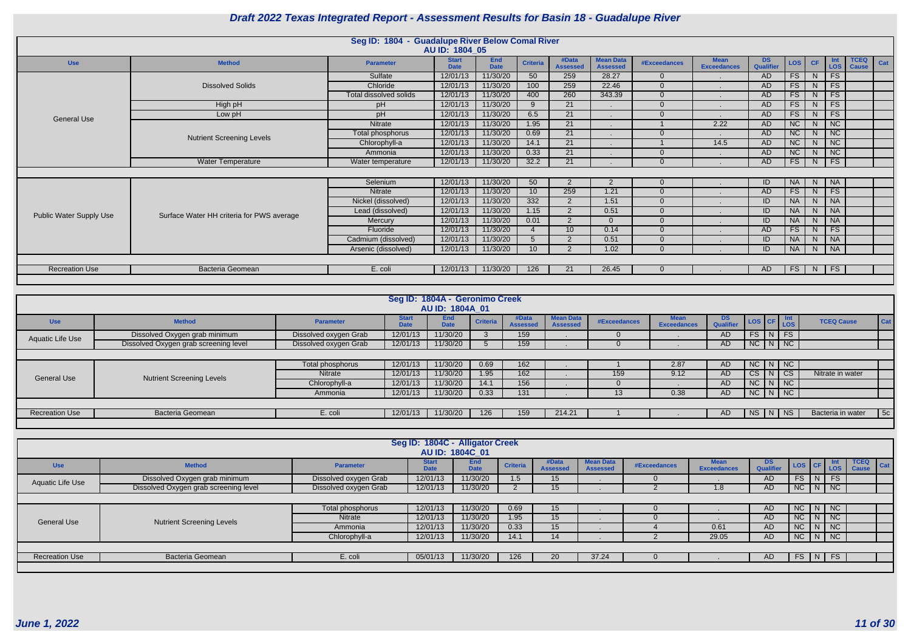# Draft 2022 Texas Integrated Report - Assessment Results for Basin 18 - Guadalupe River

## Seg ID: 1804 - Guadalupe River Below Comal River
### AU ID: 1804_05

| Use | Method | Parameter | Start Date | End Date | Criteria | #Data Assessed | Mean Data Assessed | #Exceedances | Mean Exceedances | DS Qualifier | LOS | CF | Int LOS | TCEQ Cause | Cat |
|---|---|---|---|---|---|---|---|---|---|---|---|---|---|---|---|
| General Use | Dissolved Solids | Sulfate | 12/01/13 | 11/30/20 | 50 | 259 | 28.27 | 0 | . | AD | FS | N | FS | | |
| | | Chloride | 12/01/13 | 11/30/20 | 100 | 259 | 22.46 | 0 | . | AD | FS | N | FS | | |
| | | Total dissolved solids | 12/01/13 | 11/30/20 | 400 | 260 | 343.39 | 0 | . | AD | FS | N | FS | | |
| | High pH | pH | 12/01/13 | 11/30/20 | 9 | 21 | . | 0 | . | AD | FS | N | FS | | |
| | Low pH | pH | 12/01/13 | 11/30/20 | 6.5 | 21 | . | 0 | . | AD | FS | N | FS | | |
| | Nutrient Screening Levels | Nitrate | 12/01/13 | 11/30/20 | 1.95 | 21 | . | 1 | 2.22 | AD | NC | N | NC | | |
| | | Total phosphorus | 12/01/13 | 11/30/20 | 0.69 | 21 | . | 0 | . | AD | NC | N | NC | | |
| | | Chlorophyll-a | 12/01/13 | 11/30/20 | 14.1 | 21 | . | 1 | 14.5 | AD | NC | N | NC | | |
| | | Ammonia | 12/01/13 | 11/30/20 | 0.33 | 21 | . | 0 | . | AD | NC | N | NC | | |
| | Water Temperature | Water temperature | 12/01/13 | 11/30/20 | 32.2 | 21 | . | 0 | . | AD | FS | N | FS | | |
| Public Water Supply Use | Surface Water HH criteria for PWS average | Selenium | 12/01/13 | 11/30/20 | 50 | 2 | 2 | 0 | . | ID | NA | N | NA | | |
| | | Nitrate | 12/01/13 | 11/30/20 | 10 | 259 | 1.21 | 0 | . | AD | FS | N | FS | | |
| | | Nickel (dissolved) | 12/01/13 | 11/30/20 | 332 | 2 | 1.51 | 0 | . | ID | NA | N | NA | | |
| | | Lead (dissolved) | 12/01/13 | 11/30/20 | 1.15 | 2 | 0.51 | 0 | . | ID | NA | N | NA | | |
| | | Mercury | 12/01/13 | 11/30/20 | 0.01 | 2 | 0 | 0 | . | ID | NA | N | NA | | |
| | | Fluoride | 12/01/13 | 11/30/20 | 4 | 10 | 0.14 | 0 | . | AD | FS | N | FS | | |
| | | Cadmium (dissolved) | 12/01/13 | 11/30/20 | 5 | 2 | 0.51 | 0 | . | ID | NA | N | NA | | |
| | | Arsenic (dissolved) | 12/01/13 | 11/30/20 | 10 | 2 | 1.02 | 0 | . | ID | NA | N | NA | | |
| Recreation Use | Bacteria Geomean | E. coli | 12/01/13 | 11/30/20 | 126 | 21 | 26.45 | 0 | . | AD | FS | N | FS | | |

## Seg ID: 1804A - Geronimo Creek
### AU ID: 1804A_01

| Use | Method | Parameter | Start Date | End Date | Criteria | #Data Assessed | Mean Data Assessed | #Exceedances | Mean Exceedances | DS Qualifier | LOS | CF | Int LOS | TCEQ Cause | Cat |
|---|---|---|---|---|---|---|---|---|---|---|---|---|---|---|---|
| Aquatic Life Use | Dissolved Oxygen grab minimum | Dissolved oxygen Grab | 12/01/13 | 11/30/20 | 3 | 159 | . | 0 | . | AD | FS | N | FS | | |
| | Dissolved Oxygen grab screening level | Dissolved oxygen Grab | 12/01/13 | 11/30/20 | 5 | 159 | . | 0 | . | AD | NC | N | NC | | |
| General Use | Nutrient Screening Levels | Total phosphorus | 12/01/13 | 11/30/20 | 0.69 | 162 | . | 1 | 2.87 | AD | NC | N | NC | | |
| | | Nitrate | 12/01/13 | 11/30/20 | 1.95 | 162 | . | 159 | 9.12 | AD | CS | N | CS | Nitrate in water | |
| | | Chlorophyll-a | 12/01/13 | 11/30/20 | 14.1 | 156 | . | 0 | . | AD | NC | N | NC | | |
| | | Ammonia | 12/01/13 | 11/30/20 | 0.33 | 131 | . | 13 | 0.38 | AD | NC | N | NC | | |
| Recreation Use | Bacteria Geomean | E. coli | 12/01/13 | 11/30/20 | 126 | 159 | 214.21 | 1 | . | AD | NS | N | NS | Bacteria in water | 5c |

## Seg ID: 1804C - Alligator Creek
### AU ID: 1804C_01

| Use | Method | Parameter | Start Date | End Date | Criteria | #Data Assessed | Mean Data Assessed | #Exceedances | Mean Exceedances | DS Qualifier | LOS | CF | Int LOS | TCEQ Cause | Cat |
|---|---|---|---|---|---|---|---|---|---|---|---|---|---|---|---|
| Aquatic Life Use | Dissolved Oxygen grab minimum | Dissolved oxygen Grab | 12/01/13 | 11/30/20 | 1.5 | 15 | . | 0 | . | AD | FS | N | FS | | |
| | Dissolved Oxygen grab screening level | Dissolved oxygen Grab | 12/01/13 | 11/30/20 | 2 | 15 | . | 2 | 1.8 | AD | NC | N | NC | | |
| General Use | Nutrient Screening Levels | Total phosphorus | 12/01/13 | 11/30/20 | 0.69 | 15 | . | 0 | . | AD | NC | N | NC | | |
| | | Nitrate | 12/01/13 | 11/30/20 | 1.95 | 15 | . | 0 | . | AD | NC | N | NC | | |
| | | Ammonia | 12/01/13 | 11/30/20 | 0.33 | 15 | . | 4 | 0.61 | AD | NC | N | NC | | |
| | | Chlorophyll-a | 12/01/13 | 11/30/20 | 14.1 | 14 | . | 2 | 29.05 | AD | NC | N | NC | | |
| Recreation Use | Bacteria Geomean | E. coli | 05/01/13 | 11/30/20 | 126 | 20 | 37.24 | 0 | . | AD | FS | N | FS | | |

June 1, 2022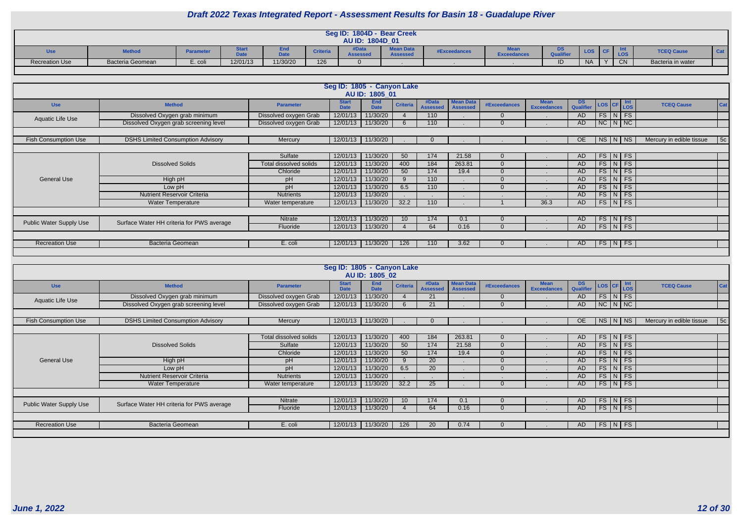# Draft 2022 Texas Integrated Report - Assessment Results for Basin 18 - Guadalupe River

## Seg ID: 1804D - Bear Creek
### AU ID: 1804D_01

| Use | Method | Parameter | Start Date | End Date | Criteria | #Data Assessed | Mean Data Assessed | #Exceedances | Mean Exceedances | DS Qualifier | LOS | CF | Int LOS | TCEQ Cause | Cat |
|---|---|---|---|---|---|---|---|---|---|---|---|---|---|---|---|
| Recreation Use | Bacteria Geomean | E. coli | 12/01/13 | 11/30/20 | 126 | 0 | . | . | . | ID | NA | Y | CN | Bacteria in water | |

## Seg ID: 1805 - Canyon Lake
### AU ID: 1805_01

| Use | Method | Parameter | Start Date | End Date | Criteria | #Data Assessed | Mean Data Assessed | #Exceedances | Mean Exceedances | DS Qualifier | LOS | CF | Int LOS | TCEQ Cause | Cat |
|---|---|---|---|---|---|---|---|---|---|---|---|---|---|---|---|
| Aquatic Life Use | Dissolved Oxygen grab minimum | Dissolved oxygen Grab | 12/01/13 | 11/30/20 | 4 | 110 | . | 0 | . | AD | FS | N | FS | | |
| | Dissolved Oxygen grab screening level | Dissolved oxygen Grab | 12/01/13 | 11/30/20 | 6 | 110 | . | 0 | . | AD | NC | N | NC | | |
| Fish Consumption Use | DSHS Limited Consumption Advisory | Mercury | 12/01/13 | 11/30/20 | . | 0 | . | . | . | OE | NS | N | NS | Mercury in edible tissue | 5c |
| General Use | Dissolved Solids | Sulfate | 12/01/13 | 11/30/20 | 50 | 174 | 21.58 | 0 | . | AD | FS | N | FS | | |
| | | Total dissolved solids | 12/01/13 | 11/30/20 | 400 | 184 | 263.81 | 0 | . | AD | FS | N | FS | | |
| | | Chloride | 12/01/13 | 11/30/20 | 50 | 174 | 19.4 | 0 | . | AD | FS | N | FS | | |
| | High pH | pH | 12/01/13 | 11/30/20 | 9 | 110 | . | 0 | . | AD | FS | N | FS | | |
| | Low pH | pH | 12/01/13 | 11/30/20 | 6.5 | 110 | . | 0 | . | AD | FS | N | FS | | |
| | Nutrient Reservoir Criteria | Nutrients | 12/01/13 | 11/30/20 | . | . | . | . | . | AD | FS | N | FS | | |
| | Water Temperature | Water temperature | 12/01/13 | 11/30/20 | 32.2 | 110 | . | 1 | 36.3 | AD | FS | N | FS | | |
| Public Water Supply Use | Surface Water HH criteria for PWS average | Nitrate | 12/01/13 | 11/30/20 | 10 | 174 | 0.1 | 0 | . | AD | FS | N | FS | | |
| | | Fluoride | 12/01/13 | 11/30/20 | 4 | 64 | 0.16 | 0 | . | AD | FS | N | FS | | |
| Recreation Use | Bacteria Geomean | E. coli | 12/01/13 | 11/30/20 | 126 | 110 | 3.62 | 0 | . | AD | FS | N | FS | | |

## Seg ID: 1805 - Canyon Lake
### AU ID: 1805_02

| Use | Method | Parameter | Start Date | End Date | Criteria | #Data Assessed | Mean Data Assessed | #Exceedances | Mean Exceedances | DS Qualifier | LOS | CF | Int LOS | TCEQ Cause | Cat |
|---|---|---|---|---|---|---|---|---|---|---|---|---|---|---|---|
| Aquatic Life Use | Dissolved Oxygen grab minimum | Dissolved oxygen Grab | 12/01/13 | 11/30/20 | 4 | 21 | . | 0 | . | AD | FS | N | FS | | |
| | Dissolved Oxygen grab screening level | Dissolved oxygen Grab | 12/01/13 | 11/30/20 | 6 | 21 | . | 0 | . | AD | NC | N | NC | | |
| Fish Consumption Use | DSHS Limited Consumption Advisory | Mercury | 12/01/13 | 11/30/20 | . | 0 | . | . | . | OE | NS | N | NS | Mercury in edible tissue | 5c |
| General Use | Dissolved Solids | Total dissolved solids | 12/01/13 | 11/30/20 | 400 | 184 | 263.81 | 0 | . | AD | FS | N | FS | | |
| | | Sulfate | 12/01/13 | 11/30/20 | 50 | 174 | 21.58 | 0 | . | AD | FS | N | FS | | |
| | | Chloride | 12/01/13 | 11/30/20 | 50 | 174 | 19.4 | 0 | . | AD | FS | N | FS | | |
| | High pH | pH | 12/01/13 | 11/30/20 | 9 | 20 | . | 0 | . | AD | FS | N | FS | | |
| | Low pH | pH | 12/01/13 | 11/30/20 | 6.5 | 20 | . | 0 | . | AD | FS | N | FS | | |
| | Nutrient Reservoir Criteria | Nutrients | 12/01/13 | 11/30/20 | . | . | . | . | . | AD | FS | N | FS | | |
| | Water Temperature | Water temperature | 12/01/13 | 11/30/20 | 32.2 | 25 | . | 0 | . | AD | FS | N | FS | | |
| Public Water Supply Use | Surface Water HH criteria for PWS average | Nitrate | 12/01/13 | 11/30/20 | 10 | 174 | 0.1 | 0 | . | AD | FS | N | FS | | |
| | | Fluoride | 12/01/13 | 11/30/20 | 4 | 64 | 0.16 | 0 | . | AD | FS | N | FS | | |
| Recreation Use | Bacteria Geomean | E. coli | 12/01/13 | 11/30/20 | 126 | 20 | 0.74 | 0 | . | AD | FS | N | FS | | |

*June 1, 2022*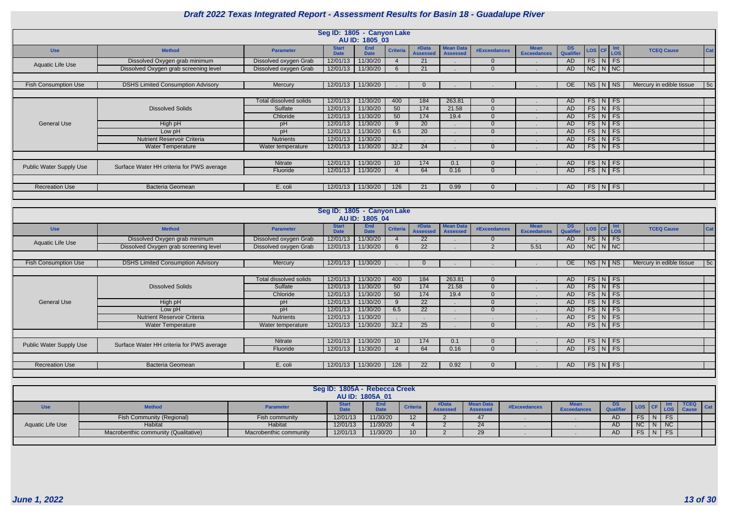# Draft 2022 Texas Integrated Report - Assessment Results for Basin 18 - Guadalupe River

## Seg ID: 1805 - Canyon Lake
### AU ID: 1805_03

| Use | Method | Parameter | Start Date | End Date | Criteria | #Data Assessed | Mean Data Assessed | #Exceedances | Mean Exceedances | DS Qualifier | LOS | CF | Int LOS | TCEQ Cause | Cat |
|---|---|---|---|---|---|---|---|---|---|---|---|---|---|---|---|
| Aquatic Life Use | Dissolved Oxygen grab minimum | Dissolved oxygen Grab | 12/01/13 | 11/30/20 | 4 | 21 | . | 0 | . | AD | FS | N | FS | | |
| | Dissolved Oxygen grab screening level | Dissolved oxygen Grab | 12/01/13 | 11/30/20 | 6 | 21 | . | 0 | . | AD | NC | N | NC | | |
| Fish Consumption Use | DSHS Limited Consumption Advisory | Mercury | 12/01/13 | 11/30/20 | . | 0 | . | . | . | OE | NS | N | NS | Mercury in edible tissue | 5c |
| General Use | Dissolved Solids | Total dissolved solids | 12/01/13 | 11/30/20 | 400 | 184 | 263.81 | 0 | . | AD | FS | N | FS | | |
| | | Sulfate | 12/01/13 | 11/30/20 | 50 | 174 | 21.58 | 0 | . | AD | FS | N | FS | | |
| | | Chloride | 12/01/13 | 11/30/20 | 50 | 174 | 19.4 | 0 | . | AD | FS | N | FS | | |
| | High pH | pH | 12/01/13 | 11/30/20 | 9 | 20 | . | 0 | . | AD | FS | N | FS | | |
| | Low pH | pH | 12/01/13 | 11/30/20 | 6.5 | 20 | . | 0 | . | AD | FS | N | FS | | |
| | Nutrient Reservoir Criteria | Nutrients | 12/01/13 | 11/30/20 | . | . | . | . | . | AD | FS | N | FS | | |
| | Water Temperature | Water temperature | 12/01/13 | 11/30/20 | 32.2 | 24 | . | 0 | . | AD | FS | N | FS | | |
| Public Water Supply Use | Surface Water HH criteria for PWS average | Nitrate | 12/01/13 | 11/30/20 | 10 | 174 | 0.1 | 0 | . | AD | FS | N | FS | | |
| | | Fluoride | 12/01/13 | 11/30/20 | 4 | 64 | 0.16 | 0 | . | AD | FS | N | FS | | |
| Recreation Use | Bacteria Geomean | E. coli | 12/01/13 | 11/30/20 | 126 | 21 | 0.99 | 0 | . | AD | FS | N | FS | | |

## Seg ID: 1805 - Canyon Lake
### AU ID: 1805_04

| Use | Method | Parameter | Start Date | End Date | Criteria | #Data Assessed | Mean Data Assessed | #Exceedances | Mean Exceedances | DS Qualifier | LOS | CF | Int LOS | TCEQ Cause | Cat |
|---|---|---|---|---|---|---|---|---|---|---|---|---|---|---|---|
| Aquatic Life Use | Dissolved Oxygen grab minimum | Dissolved oxygen Grab | 12/01/13 | 11/30/20 | 4 | 22 | . | 0 | . | AD | FS | N | FS | | |
| | Dissolved Oxygen grab screening level | Dissolved oxygen Grab | 12/01/13 | 11/30/20 | 6 | 22 | . | 2 | 5.51 | AD | NC | N | NC | | |
| Fish Consumption Use | DSHS Limited Consumption Advisory | Mercury | 12/01/13 | 11/30/20 | . | 0 | . | . | . | OE | NS | N | NS | Mercury in edible tissue | 5c |
| General Use | Dissolved Solids | Total dissolved solids | 12/01/13 | 11/30/20 | 400 | 184 | 263.81 | 0 | . | AD | FS | N | FS | | |
| | | Sulfate | 12/01/13 | 11/30/20 | 50 | 174 | 21.58 | 0 | . | AD | FS | N | FS | | |
| | | Chloride | 12/01/13 | 11/30/20 | 50 | 174 | 19.4 | 0 | . | AD | FS | N | FS | | |
| | High pH | pH | 12/01/13 | 11/30/20 | 9 | 22 | . | 0 | . | AD | FS | N | FS | | |
| | Low pH | pH | 12/01/13 | 11/30/20 | 6.5 | 22 | . | 0 | . | AD | FS | N | FS | | |
| | Nutrient Reservoir Criteria | Nutrients | 12/01/13 | 11/30/20 | . | . | . | . | . | AD | FS | N | FS | | |
| | Water Temperature | Water temperature | 12/01/13 | 11/30/20 | 32.2 | 25 | . | 0 | . | AD | FS | N | FS | | |
| Public Water Supply Use | Surface Water HH criteria for PWS average | Nitrate | 12/01/13 | 11/30/20 | 10 | 174 | 0.1 | 0 | . | AD | FS | N | FS | | |
| | | Fluoride | 12/01/13 | 11/30/20 | 4 | 64 | 0.16 | 0 | . | AD | FS | N | FS | | |
| Recreation Use | Bacteria Geomean | E. coli | 12/01/13 | 11/30/20 | 126 | 22 | 0.92 | 0 | . | AD | FS | N | FS | | |

## Seg ID: 1805A - Rebecca Creek
### AU ID: 1805A_01

| Use | Method | Parameter | Start Date | End Date | Criteria | #Data Assessed | Mean Data Assessed | #Exceedances | Mean Exceedances | DS Qualifier | LOS | CF | Int LOS | TCEQ Cause | Cat |
|---|---|---|---|---|---|---|---|---|---|---|---|---|---|---|---|
| Aquatic Life Use | Fish Community (Regional) | Fish community | 12/01/13 | 11/30/20 | 12 | 2 | 47 | . | . | AD | FS | N | FS | | |
| | Habitat | Habitat | 12/01/13 | 11/30/20 | 4 | 2 | 24 | . | . | AD | NC | N | NC | | |
| | Macrobenthic community (Qualitative) | Macrobenthic community | 12/01/13 | 11/30/20 | 10 | 2 | 29 | . | . | AD | FS | N | FS | | |

*June 1, 2022*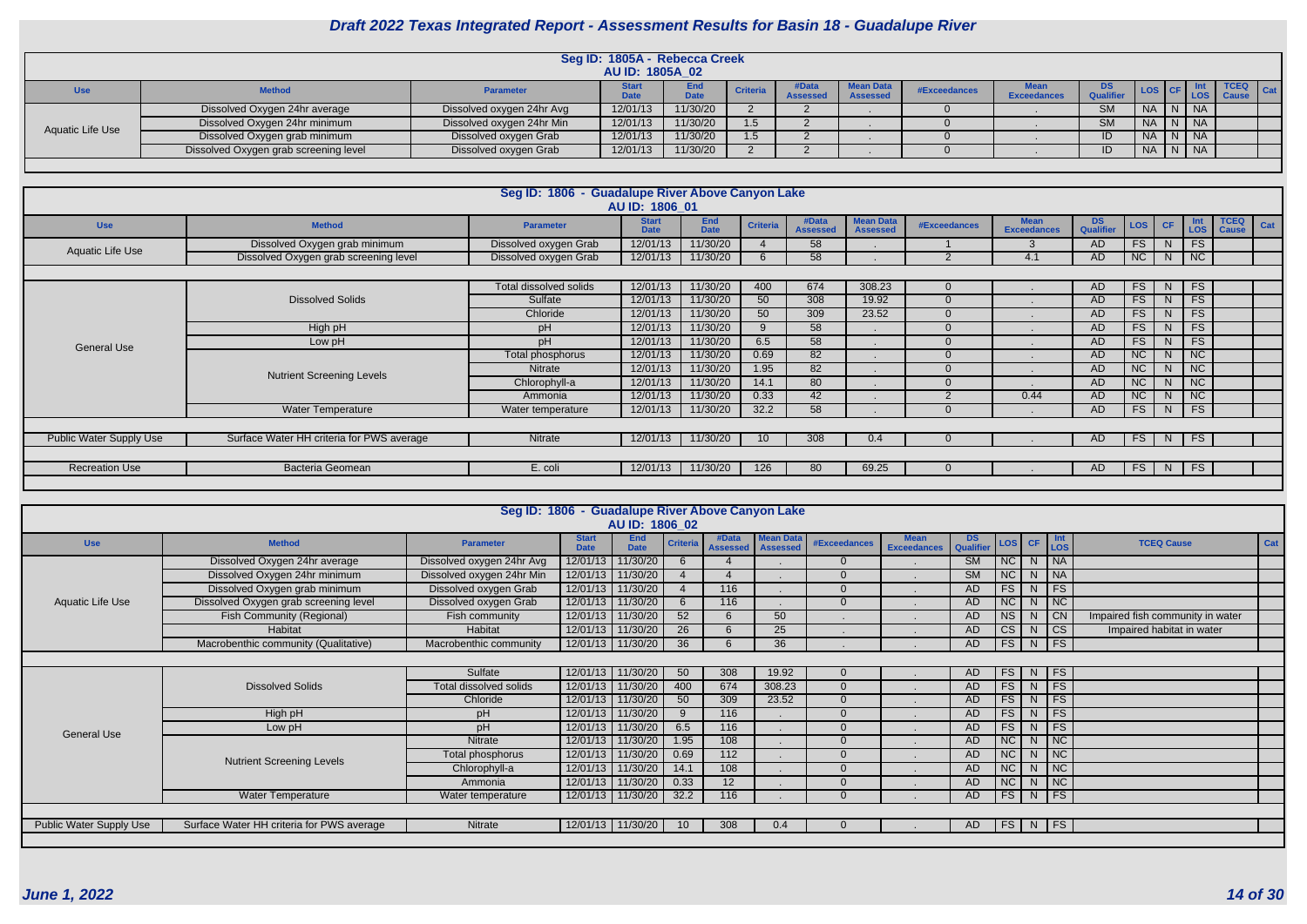# Draft 2022 Texas Integrated Report - Assessment Results for Basin 18 - Guadalupe River

## Seg ID: 1805A - Rebecca Creek
### AU ID: 1805A_02

| Use | Method | Parameter | Start Date | End Date | Criteria | #Data Assessed | Mean Data Assessed | #Exceedances | Mean Exceedances | DS Qualifier | LOS | CF | Int LOS | TCEQ Cause | Cat |
|---|---|---|---|---|---|---|---|---|---|---|---|---|---|---|---|
| Aquatic Life Use | Dissolved Oxygen 24hr average | Dissolved oxygen 24hr Avg | 12/01/13 | 11/30/20 | 2 | 2 | . | 0 | . | SM | NA | N | NA | | |
| | Dissolved Oxygen 24hr minimum | Dissolved oxygen 24hr Min | 12/01/13 | 11/30/20 | 1.5 | 2 | . | 0 | . | SM | NA | N | NA | | |
| | Dissolved Oxygen grab minimum | Dissolved oxygen Grab | 12/01/13 | 11/30/20 | 1.5 | 2 | . | 0 | . | ID | NA | N | NA | | |
| | Dissolved Oxygen grab screening level | Dissolved oxygen Grab | 12/01/13 | 11/30/20 | 2 | 2 | . | 0 | . | ID | NA | N | NA | | |

## Seg ID: 1806 - Guadalupe River Above Canyon Lake
### AU ID: 1806_01

| Use | Method | Parameter | Start Date | End Date | Criteria | #Data Assessed | Mean Data Assessed | #Exceedances | Mean Exceedances | DS Qualifier | LOS | CF | Int LOS | TCEQ Cause | Cat |
|---|---|---|---|---|---|---|---|---|---|---|---|---|---|---|---|
| Aquatic Life Use | Dissolved Oxygen grab minimum | Dissolved oxygen Grab | 12/01/13 | 11/30/20 | 4 | 58 | . | 1 | 3 | AD | FS | N | FS | | |
| | Dissolved Oxygen grab screening level | Dissolved oxygen Grab | 12/01/13 | 11/30/20 | 6 | 58 | . | 2 | 4.1 | AD | NC | N | NC | | |
| General Use | Dissolved Solids | Total dissolved solids | 12/01/13 | 11/30/20 | 400 | 674 | 308.23 | 0 | . | AD | FS | N | FS | | |
| | | Sulfate | 12/01/13 | 11/30/20 | 50 | 308 | 19.92 | 0 | . | AD | FS | N | FS | | |
| | | Chloride | 12/01/13 | 11/30/20 | 50 | 309 | 23.52 | 0 | . | AD | FS | N | FS | | |
| | High pH | pH | 12/01/13 | 11/30/20 | 9 | 58 | . | 0 | . | AD | FS | N | FS | | |
| | Low pH | pH | 12/01/13 | 11/30/20 | 6.5 | 58 | . | 0 | . | AD | FS | N | FS | | |
| | Nutrient Screening Levels | Total phosphorus | 12/01/13 | 11/30/20 | 0.69 | 82 | . | 0 | . | AD | NC | N | NC | | |
| | | Nitrate | 12/01/13 | 11/30/20 | 1.95 | 82 | . | 0 | . | AD | NC | N | NC | | |
| | | Chlorophyll-a | 12/01/13 | 11/30/20 | 14.1 | 80 | . | 0 | . | AD | NC | N | NC | | |
| | | Ammonia | 12/01/13 | 11/30/20 | 0.33 | 42 | . | 2 | 0.44 | AD | NC | N | NC | | |
| | Water Temperature | Water temperature | 12/01/13 | 11/30/20 | 32.2 | 58 | . | 0 | . | AD | FS | N | FS | | |
| Public Water Supply Use | Surface Water HH criteria for PWS average | Nitrate | 12/01/13 | 11/30/20 | 10 | 308 | 0.4 | 0 | . | AD | FS | N | FS | | |
| Recreation Use | Bacteria Geomean | E. coli | 12/01/13 | 11/30/20 | 126 | 80 | 69.25 | 0 | . | AD | FS | N | FS | | |

## Seg ID: 1806 - Guadalupe River Above Canyon Lake
### AU ID: 1806_02

| Use | Method | Parameter | Start Date | End Date | Criteria | #Data Assessed | Mean Data Assessed | #Exceedances | Mean Exceedances | DS Qualifier | LOS | CF | Int LOS | TCEQ Cause | Cat |
|---|---|---|---|---|---|---|---|---|---|---|---|---|---|---|---|
| Aquatic Life Use | Dissolved Oxygen 24hr average | Dissolved oxygen 24hr Avg | 12/01/13 | 11/30/20 | 6 | 4 | . | 0 | . | SM | NC | N | NA | | |
| | Dissolved Oxygen 24hr minimum | Dissolved oxygen 24hr Min | 12/01/13 | 11/30/20 | 4 | 4 | . | 0 | . | SM | NC | N | NA | | |
| | Dissolved Oxygen grab minimum | Dissolved oxygen Grab | 12/01/13 | 11/30/20 | 4 | 116 | . | 0 | . | AD | FS | N | FS | | |
| | Dissolved Oxygen grab screening level | Dissolved oxygen Grab | 12/01/13 | 11/30/20 | 6 | 116 | . | 0 | . | AD | NC | N | NC | | |
| | Fish Community (Regional) | Fish community | 12/01/13 | 11/30/20 | 52 | 6 | 50 | . | . | AD | NS | N | CN | Impaired fish community in water | |
| | Habitat | Habitat | 12/01/13 | 11/30/20 | 26 | 6 | 25 | . | . | AD | CS | N | CS | Impaired habitat in water | |
| | Macrobenthic community (Qualitative) | Macrobenthic community | 12/01/13 | 11/30/20 | 36 | 6 | 36 | . | . | AD | FS | N | FS | | |
| General Use | Dissolved Solids | Sulfate | 12/01/13 | 11/30/20 | 50 | 308 | 19.92 | 0 | . | AD | FS | N | FS | | |
| | | Total dissolved solids | 12/01/13 | 11/30/20 | 400 | 674 | 308.23 | 0 | . | AD | FS | N | FS | | |
| | | Chloride | 12/01/13 | 11/30/20 | 50 | 309 | 23.52 | 0 | . | AD | FS | N | FS | | |
| | High pH | pH | 12/01/13 | 11/30/20 | 9 | 116 | . | 0 | . | AD | FS | N | FS | | |
| | Low pH | pH | 12/01/13 | 11/30/20 | 6.5 | 116 | . | 0 | . | AD | FS | N | FS | | |
| | Nutrient Screening Levels | Nitrate | 12/01/13 | 11/30/20 | 1.95 | 108 | . | 0 | . | AD | NC | N | NC | | |
| | | Total phosphorus | 12/01/13 | 11/30/20 | 0.69 | 112 | . | 0 | . | AD | NC | N | NC | | |
| | | Chlorophyll-a | 12/01/13 | 11/30/20 | 14.1 | 108 | . | 0 | . | AD | NC | N | NC | | |
| | | Ammonia | 12/01/13 | 11/30/20 | 0.33 | 12 | . | 0 | . | AD | NC | N | NC | | |
| | Water Temperature | Water temperature | 12/01/13 | 11/30/20 | 32.2 | 116 | . | 0 | . | AD | FS | N | FS | | |
| Public Water Supply Use | Surface Water HH criteria for PWS average | Nitrate | 12/01/13 | 11/30/20 | 10 | 308 | 0.4 | 0 | . | AD | FS | N | FS | | |

June 1, 2022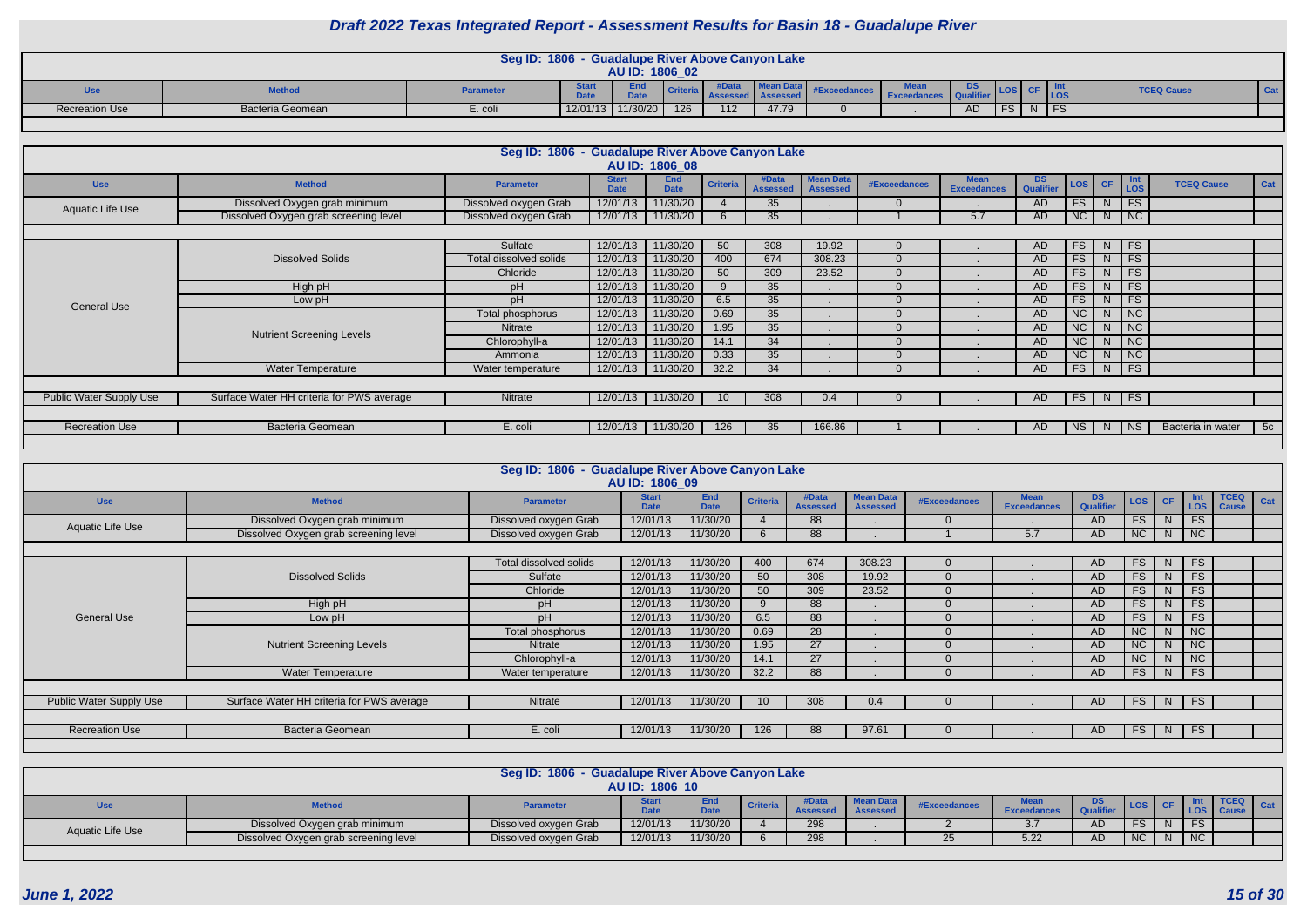# Draft 2022 Texas Integrated Report - Assessment Results for Basin 18 - Guadalupe River

## Seg ID: 1806 - Guadalupe River Above Canyon Lake
### AU ID: 1806_02

| Use | Method | Parameter | Start Date | End Date | Criteria | #Data Assessed | Mean Data Assessed | #Exceedances | Mean Exceedances | DS Qualifier | LOS | CF | Int LOS | TCEQ Cause | Cat |
|---|---|---|---|---|---|---|---|---|---|---|---|---|---|---|---|
| Recreation Use | Bacteria Geomean | E. coli | 12/01/13 | 11/30/20 | 126 | 112 | 47.79 | 0 | . | AD | FS | N | FS | | |

## Seg ID: 1806 - Guadalupe River Above Canyon Lake
### AU ID: 1806_08

| Use | Method | Parameter | Start Date | End Date | Criteria | #Data Assessed | Mean Data Assessed | #Exceedances | Mean Exceedances | DS Qualifier | LOS | CF | Int LOS | TCEQ Cause | Cat |
|---|---|---|---|---|---|---|---|---|---|---|---|---|---|---|---|
| Aquatic Life Use | Dissolved Oxygen grab minimum | Dissolved oxygen Grab | 12/01/13 | 11/30/20 | 4 | 35 | . | 0 | . | AD | FS | N | FS | | |
| | Dissolved Oxygen grab screening level | Dissolved oxygen Grab | 12/01/13 | 11/30/20 | 6 | 35 | . | 1 | 5.7 | AD | NC | N | NC | | |
| General Use | Dissolved Solids | Sulfate | 12/01/13 | 11/30/20 | 50 | 308 | 19.92 | 0 | . | AD | FS | N | FS | | |
| | | Total dissolved solids | 12/01/13 | 11/30/20 | 400 | 674 | 308.23 | 0 | . | AD | FS | N | FS | | |
| | | Chloride | 12/01/13 | 11/30/20 | 50 | 309 | 23.52 | 0 | . | AD | FS | N | FS | | |
| | High pH | pH | 12/01/13 | 11/30/20 | 9 | 35 | . | 0 | . | AD | FS | N | FS | | |
| | Low pH | pH | 12/01/13 | 11/30/20 | 6.5 | 35 | . | 0 | . | AD | FS | N | FS | | |
| | Nutrient Screening Levels | Total phosphorus | 12/01/13 | 11/30/20 | 0.69 | 35 | . | 0 | . | AD | NC | N | NC | | |
| | | Nitrate | 12/01/13 | 11/30/20 | 1.95 | 35 | . | 0 | . | AD | NC | N | NC | | |
| | | Chlorophyll-a | 12/01/13 | 11/30/20 | 14.1 | 34 | . | 0 | . | AD | NC | N | NC | | |
| | | Ammonia | 12/01/13 | 11/30/20 | 0.33 | 35 | . | 0 | . | AD | NC | N | NC | | |
| | Water Temperature | Water temperature | 12/01/13 | 11/30/20 | 32.2 | 34 | . | 0 | . | AD | FS | N | FS | | |
| Public Water Supply Use | Surface Water HH criteria for PWS average | Nitrate | 12/01/13 | 11/30/20 | 10 | 308 | 0.4 | 0 | . | AD | FS | N | FS | | |
| Recreation Use | Bacteria Geomean | E. coli | 12/01/13 | 11/30/20 | 126 | 35 | 166.86 | 1 | . | AD | NS | N | NS | Bacteria in water | 5c |

## Seg ID: 1806 - Guadalupe River Above Canyon Lake
### AU ID: 1806_09

| Use | Method | Parameter | Start Date | End Date | Criteria | #Data Assessed | Mean Data Assessed | #Exceedances | Mean Exceedances | DS Qualifier | LOS | CF | Int LOS | TCEQ Cause | Cat |
|---|---|---|---|---|---|---|---|---|---|---|---|---|---|---|---|
| Aquatic Life Use | Dissolved Oxygen grab minimum | Dissolved oxygen Grab | 12/01/13 | 11/30/20 | 4 | 88 | . | 0 | . | AD | FS | N | FS | | |
| | Dissolved Oxygen grab screening level | Dissolved oxygen Grab | 12/01/13 | 11/30/20 | 6 | 88 | . | 1 | 5.7 | AD | NC | N | NC | | |
| General Use | Dissolved Solids | Total dissolved solids | 12/01/13 | 11/30/20 | 400 | 674 | 308.23 | 0 | . | AD | FS | N | FS | | |
| | | Sulfate | 12/01/13 | 11/30/20 | 50 | 308 | 19.92 | 0 | . | AD | FS | N | FS | | |
| | | Chloride | 12/01/13 | 11/30/20 | 50 | 309 | 23.52 | 0 | . | AD | FS | N | FS | | |
| | High pH | pH | 12/01/13 | 11/30/20 | 9 | 88 | . | 0 | . | AD | FS | N | FS | | |
| | Low pH | pH | 12/01/13 | 11/30/20 | 6.5 | 88 | . | 0 | . | AD | FS | N | FS | | |
| | Nutrient Screening Levels | Total phosphorus | 12/01/13 | 11/30/20 | 0.69 | 28 | . | 0 | . | AD | NC | N | NC | | |
| | | Nitrate | 12/01/13 | 11/30/20 | 1.95 | 27 | . | 0 | . | AD | NC | N | NC | | |
| | | Chlorophyll-a | 12/01/13 | 11/30/20 | 14.1 | 27 | . | 0 | . | AD | NC | N | NC | | |
| | Water Temperature | Water temperature | 12/01/13 | 11/30/20 | 32.2 | 88 | . | 0 | . | AD | FS | N | FS | | |
| Public Water Supply Use | Surface Water HH criteria for PWS average | Nitrate | 12/01/13 | 11/30/20 | 10 | 308 | 0.4 | 0 | . | AD | FS | N | FS | | |
| Recreation Use | Bacteria Geomean | E. coli | 12/01/13 | 11/30/20 | 126 | 88 | 97.61 | 0 | . | AD | FS | N | FS | | |

## Seg ID: 1806 - Guadalupe River Above Canyon Lake
### AU ID: 1806_10

| Use | Method | Parameter | Start Date | End Date | Criteria | #Data Assessed | Mean Data Assessed | #Exceedances | Mean Exceedances | DS Qualifier | LOS | CF | Int LOS | TCEQ Cause | Cat |
|---|---|---|---|---|---|---|---|---|---|---|---|---|---|---|---|
| Aquatic Life Use | Dissolved Oxygen grab minimum | Dissolved oxygen Grab | 12/01/13 | 11/30/20 | 4 | 298 | . | 2 | 3.7 | AD | FS | N | FS | | |
| | Dissolved Oxygen grab screening level | Dissolved oxygen Grab | 12/01/13 | 11/30/20 | 6 | 298 | . | 25 | 5.22 | AD | NC | N | NC | | |

June 1, 2022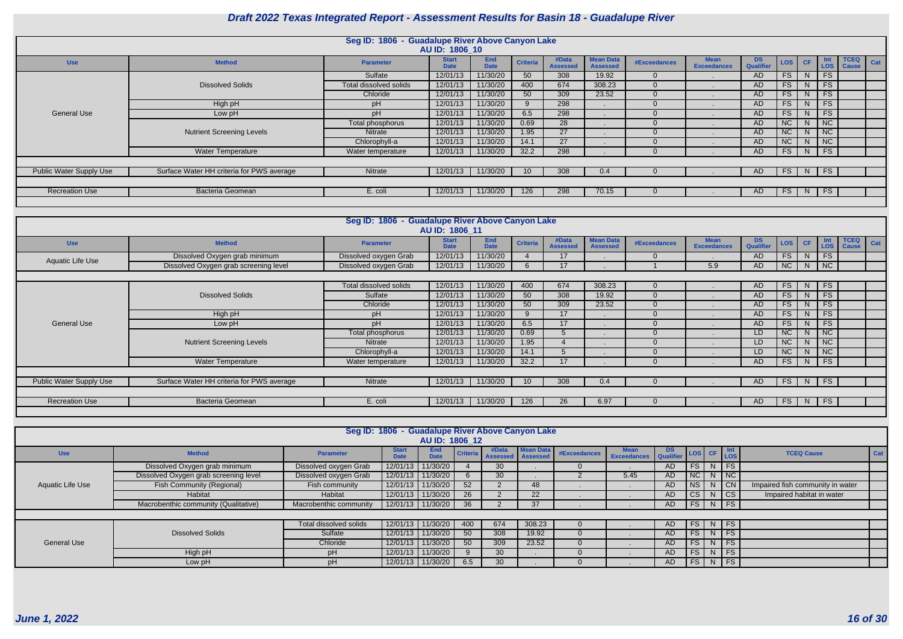# Draft 2022 Texas Integrated Report - Assessment Results for Basin 18 - Guadalupe River

## Seg ID: 1806 - Guadalupe River Above Canyon Lake

### AU ID: 1806_10

| Use | Method | Parameter | Start Date | End Date | Criteria | #Data Assessed | Mean Data Assessed | #Exceedances | Mean Exceedances | DS Qualifier | LOS | CF | Int LOS | TCEQ Cause | Cat |
|---|---|---|---|---|---|---|---|---|---|---|---|---|---|---|---|
| General Use | Dissolved Solids | Sulfate | 12/01/13 | 11/30/20 | 50 | 308 | 19.92 | 0 | . | AD | FS | N | FS | | |
| | | Total dissolved solids | 12/01/13 | 11/30/20 | 400 | 674 | 308.23 | 0 | . | AD | FS | N | FS | | |
| | | Chloride | 12/01/13 | 11/30/20 | 50 | 309 | 23.52 | 0 | . | AD | FS | N | FS | | |
| | High pH | pH | 12/01/13 | 11/30/20 | 9 | 298 | . | 0 | . | AD | FS | N | FS | | |
| | Low pH | pH | 12/01/13 | 11/30/20 | 6.5 | 298 | . | 0 | . | AD | FS | N | FS | | |
| | Nutrient Screening Levels | Total phosphorus | 12/01/13 | 11/30/20 | 0.69 | 28 | . | 0 | . | AD | NC | N | NC | | |
| | | Nitrate | 12/01/13 | 11/30/20 | 1.95 | 27 | . | 0 | . | AD | NC | N | NC | | |
| | | Chlorophyll-a | 12/01/13 | 11/30/20 | 14.1 | 27 | . | 0 | . | AD | NC | N | NC | | |
| | Water Temperature | Water temperature | 12/01/13 | 11/30/20 | 32.2 | 298 | . | 0 | . | AD | FS | N | FS | | |
| Public Water Supply Use | Surface Water HH criteria for PWS average | Nitrate | 12/01/13 | 11/30/20 | 10 | 308 | 0.4 | 0 | . | AD | FS | N | FS | | |
| Recreation Use | Bacteria Geomean | E. coli | 12/01/13 | 11/30/20 | 126 | 298 | 70.15 | 0 | . | AD | FS | N | FS | | |

## Seg ID: 1806 - Guadalupe River Above Canyon Lake

### AU ID: 1806_11

| Use | Method | Parameter | Start Date | End Date | Criteria | #Data Assessed | Mean Data Assessed | #Exceedances | Mean Exceedances | DS Qualifier | LOS | CF | Int LOS | TCEQ Cause | Cat |
|---|---|---|---|---|---|---|---|---|---|---|---|---|---|---|---|
| Aquatic Life Use | Dissolved Oxygen grab minimum | Dissolved oxygen Grab | 12/01/13 | 11/30/20 | 4 | 17 | . | 0 | . | AD | FS | N | FS | | |
| | Dissolved Oxygen grab screening level | Dissolved oxygen Grab | 12/01/13 | 11/30/20 | 6 | 17 | . | 1 | 5.9 | AD | NC | N | NC | | |
| General Use | Dissolved Solids | Total dissolved solids | 12/01/13 | 11/30/20 | 400 | 674 | 308.23 | 0 | . | AD | FS | N | FS | | |
| | | Sulfate | 12/01/13 | 11/30/20 | 50 | 308 | 19.92 | 0 | . | AD | FS | N | FS | | |
| | | Chloride | 12/01/13 | 11/30/20 | 50 | 309 | 23.52 | 0 | . | AD | FS | N | FS | | |
| | High pH | pH | 12/01/13 | 11/30/20 | 9 | 17 | . | 0 | . | AD | FS | N | FS | | |
| | Low pH | pH | 12/01/13 | 11/30/20 | 6.5 | 17 | . | 0 | . | AD | FS | N | FS | | |
| | Nutrient Screening Levels | Total phosphorus | 12/01/13 | 11/30/20 | 0.69 | 5 | . | 0 | . | LD | NC | N | NC | | |
| | | Nitrate | 12/01/13 | 11/30/20 | 1.95 | 4 | . | 0 | . | LD | NC | N | NC | | |
| | | Chlorophyll-a | 12/01/13 | 11/30/20 | 14.1 | 5 | . | 0 | . | LD | NC | N | NC | | |
| | Water Temperature | Water temperature | 12/01/13 | 11/30/20 | 32.2 | 17 | . | 0 | . | AD | FS | N | FS | | |
| Public Water Supply Use | Surface Water HH criteria for PWS average | Nitrate | 12/01/13 | 11/30/20 | 10 | 308 | 0.4 | 0 | . | AD | FS | N | FS | | |
| Recreation Use | Bacteria Geomean | E. coli | 12/01/13 | 11/30/20 | 126 | 26 | 6.97 | 0 | . | AD | FS | N | FS | | |

## Seg ID: 1806 - Guadalupe River Above Canyon Lake

### AU ID: 1806_12

| Use | Method | Parameter | Start Date | End Date | Criteria | #Data Assessed | Mean Data Assessed | #Exceedances | Mean Exceedances | DS Qualifier | LOS | CF | Int LOS | TCEQ Cause | Cat |
|---|---|---|---|---|---|---|---|---|---|---|---|---|---|---|---|
| Aquatic Life Use | Dissolved Oxygen grab minimum | Dissolved oxygen Grab | 12/01/13 | 11/30/20 | 4 | 30 | . | 0 | . | AD | FS | N | FS | | |
| | Dissolved Oxygen grab screening level | Dissolved oxygen Grab | 12/01/13 | 11/30/20 | 6 | 30 | . | 2 | 5.45 | AD | NC | N | NC | | |
| | Fish Community (Regional) | Fish community | 12/01/13 | 11/30/20 | 52 | 2 | 48 | . | . | AD | NS | N | CN | Impaired fish community in water | |
| | Habitat | Habitat | 12/01/13 | 11/30/20 | 26 | 2 | 22 | . | . | AD | CS | N | CS | Impaired habitat in water | |
| | Macrobenthic community (Qualitative) | Macrobenthic community | 12/01/13 | 11/30/20 | 36 | 2 | 37 | . | . | AD | FS | N | FS | | |
| General Use | Dissolved Solids | Total dissolved solids | 12/01/13 | 11/30/20 | 400 | 674 | 308.23 | 0 | . | AD | FS | N | FS | | |
| | | Sulfate | 12/01/13 | 11/30/20 | 50 | 308 | 19.92 | 0 | . | AD | FS | N | FS | | |
| | | Chloride | 12/01/13 | 11/30/20 | 50 | 309 | 23.52 | 0 | . | AD | FS | N | FS | | |
| | High pH | pH | 12/01/13 | 11/30/20 | 9 | 30 | . | 0 | . | AD | FS | N | FS | | |
| | Low pH | pH | 12/01/13 | 11/30/20 | 6.5 | 30 | . | 0 | . | AD | FS | N | FS | | |

*June 1, 2022*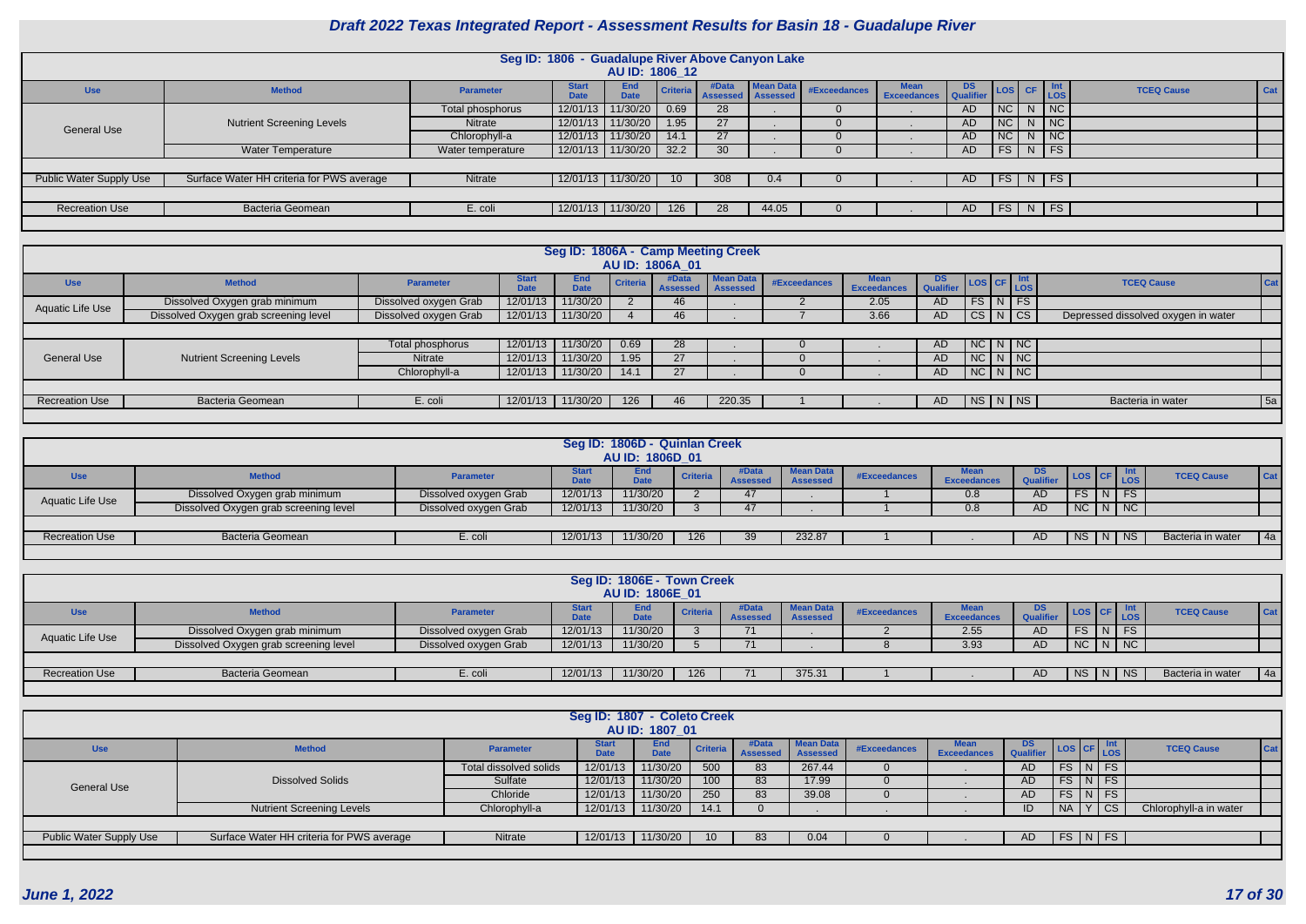# Draft 2022 Texas Integrated Report - Assessment Results for Basin 18 - Guadalupe River

## Seg ID: 1806 - Guadalupe River Above Canyon Lake
### AU ID: 1806_12

| Use | Method | Parameter | Start Date | End Date | Criteria | #Data Assessed | Mean Data Assessed | #Exceedances | Mean Exceedances | DS Qualifier | LOS | CF | Int LOS | TCEQ Cause | Cat |
|---|---|---|---|---|---|---|---|---|---|---|---|---|---|---|---|
| General Use | Nutrient Screening Levels | Total phosphorus | 12/01/13 | 11/30/20 | 0.69 | 28 | . | 0 | . | AD | NC | N | NC | | |
| | | Nitrate | 12/01/13 | 11/30/20 | 1.95 | 27 | . | 0 | . | AD | NC | N | NC | | |
| | | Chlorophyll-a | 12/01/13 | 11/30/20 | 14.1 | 27 | . | 0 | . | AD | NC | N | NC | | |
| | Water Temperature | Water temperature | 12/01/13 | 11/30/20 | 32.2 | 30 | . | 0 | . | AD | FS | N | FS | | |
| Public Water Supply Use | Surface Water HH criteria for PWS average | Nitrate | 12/01/13 | 11/30/20 | 10 | 308 | 0.4 | 0 | . | AD | FS | N | FS | | |
| Recreation Use | Bacteria Geomean | E. coli | 12/01/13 | 11/30/20 | 126 | 28 | 44.05 | 0 | . | AD | FS | N | FS | | |

## Seg ID: 1806A - Camp Meeting Creek
### AU ID: 1806A_01

| Use | Method | Parameter | Start Date | End Date | Criteria | #Data Assessed | Mean Data Assessed | #Exceedances | Mean Exceedances | DS Qualifier | LOS | CF | Int LOS | TCEQ Cause | Cat |
|---|---|---|---|---|---|---|---|---|---|---|---|---|---|---|---|
| Aquatic Life Use | Dissolved Oxygen grab minimum | Dissolved oxygen Grab | 12/01/13 | 11/30/20 | 2 | 46 | . | 2 | 2.05 | AD | FS | N | FS | | |
| | Dissolved Oxygen grab screening level | Dissolved oxygen Grab | 12/01/13 | 11/30/20 | 4 | 46 | . | 7 | 3.66 | AD | CS | N | CS | Depressed dissolved oxygen in water | |
| General Use | Nutrient Screening Levels | Total phosphorus | 12/01/13 | 11/30/20 | 0.69 | 28 | . | 0 | . | AD | NC | N | NC | | |
| | | Nitrate | 12/01/13 | 11/30/20 | 1.95 | 27 | . | 0 | . | AD | NC | N | NC | | |
| | | Chlorophyll-a | 12/01/13 | 11/30/20 | 14.1 | 27 | . | 0 | . | AD | NC | N | NC | | |
| Recreation Use | Bacteria Geomean | E. coli | 12/01/13 | 11/30/20 | 126 | 46 | 220.35 | 1 | . | AD | NS | N | NS | Bacteria in water | 5a |

## Seg ID: 1806D - Quinlan Creek
### AU ID: 1806D_01

| Use | Method | Parameter | Start Date | End Date | Criteria | #Data Assessed | Mean Data Assessed | #Exceedances | Mean Exceedances | DS Qualifier | LOS | CF | Int LOS | TCEQ Cause | Cat |
|---|---|---|---|---|---|---|---|---|---|---|---|---|---|---|---|
| Aquatic Life Use | Dissolved Oxygen grab minimum | Dissolved oxygen Grab | 12/01/13 | 11/30/20 | 2 | 47 | . | 1 | 0.8 | AD | FS | N | FS | | |
| | Dissolved Oxygen grab screening level | Dissolved oxygen Grab | 12/01/13 | 11/30/20 | 3 | 47 | . | 1 | 0.8 | AD | NC | N | NC | | |
| Recreation Use | Bacteria Geomean | E. coli | 12/01/13 | 11/30/20 | 126 | 39 | 232.87 | 1 | . | AD | NS | N | NS | Bacteria in water | 4a |

## Seg ID: 1806E - Town Creek
### AU ID: 1806E_01

| Use | Method | Parameter | Start Date | End Date | Criteria | #Data Assessed | Mean Data Assessed | #Exceedances | Mean Exceedances | DS Qualifier | LOS | CF | Int LOS | TCEQ Cause | Cat |
|---|---|---|---|---|---|---|---|---|---|---|---|---|---|---|---|
| Aquatic Life Use | Dissolved Oxygen grab minimum | Dissolved oxygen Grab | 12/01/13 | 11/30/20 | 3 | 71 | . | 2 | 2.55 | AD | FS | N | FS | | |
| | Dissolved Oxygen grab screening level | Dissolved oxygen Grab | 12/01/13 | 11/30/20 | 5 | 71 | . | 8 | 3.93 | AD | NC | N | NC | | |
| Recreation Use | Bacteria Geomean | E. coli | 12/01/13 | 11/30/20 | 126 | 71 | 375.31 | 1 | . | AD | NS | N | NS | Bacteria in water | 4a |

## Seg ID: 1807 - Coleto Creek
### AU ID: 1807_01

| Use | Method | Parameter | Start Date | End Date | Criteria | #Data Assessed | Mean Data Assessed | #Exceedances | Mean Exceedances | DS Qualifier | LOS | CF | Int LOS | TCEQ Cause | Cat |
|---|---|---|---|---|---|---|---|---|---|---|---|---|---|---|---|
| General Use | Dissolved Solids | Total dissolved solids | 12/01/13 | 11/30/20 | 500 | 83 | 267.44 | 0 | . | AD | FS | N | FS | | |
| | | Sulfate | 12/01/13 | 11/30/20 | 100 | 83 | 17.99 | 0 | . | AD | FS | N | FS | | |
| | | Chloride | 12/01/13 | 11/30/20 | 250 | 83 | 39.08 | 0 | . | AD | FS | N | FS | | |
| | Nutrient Screening Levels | Chlorophyll-a | 12/01/13 | 11/30/20 | 14.1 | 0 | . | . | . | ID | NA | Y | CS | Chlorophyll-a in water | |
| Public Water Supply Use | Surface Water HH criteria for PWS average | Nitrate | 12/01/13 | 11/30/20 | 10 | 83 | 0.04 | 0 | . | AD | FS | N | FS | | |

*June 1, 2022*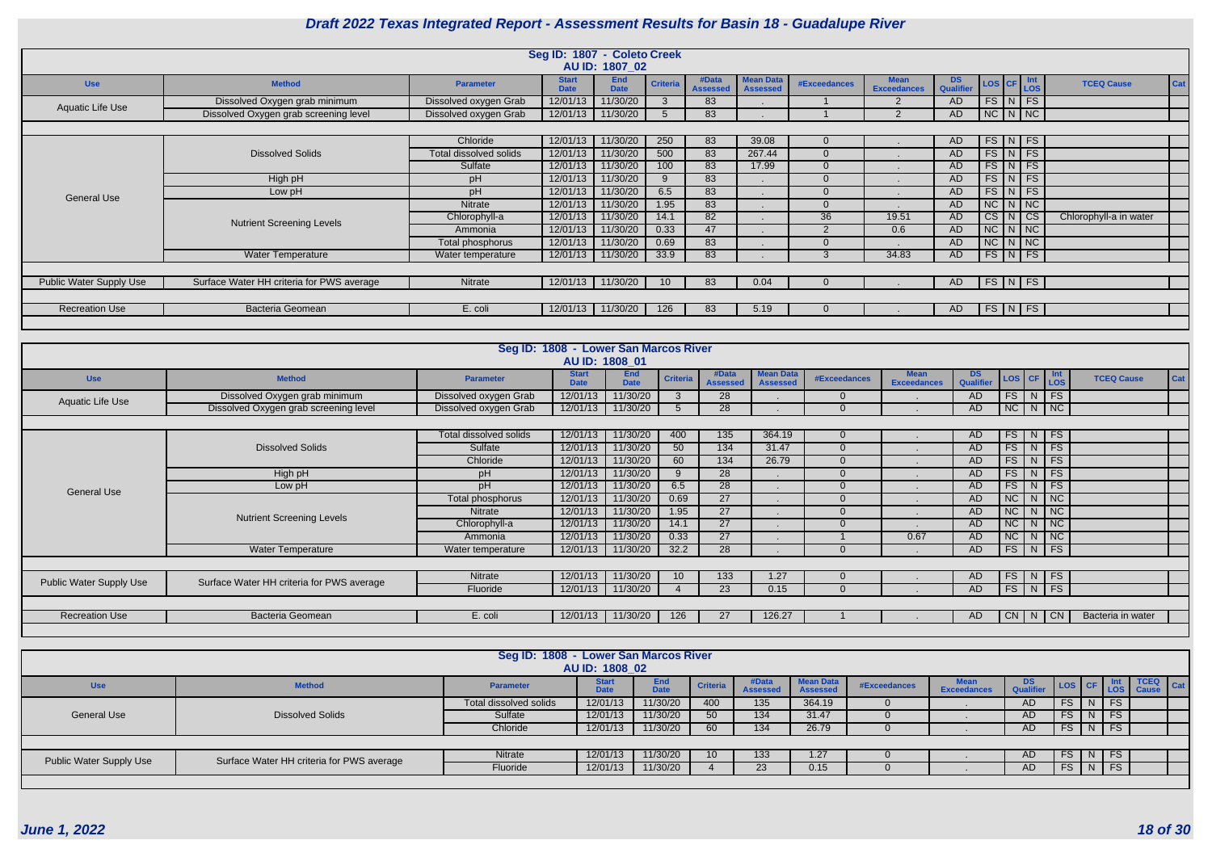# Draft 2022 Texas Integrated Report - Assessment Results for Basin 18 - Guadalupe River

## Seg ID: 1807 - Coleto Creek

### AU ID: 1807_02

| Use | Method | Parameter | Start Date | End Date | Criteria | #Data Assessed | Mean Data Assessed | #Exceedances | Mean Exceedances | DS Qualifier | LOS | CF | Int LOS | TCEQ Cause | Cat |
|---|---|---|---|---|---|---|---|---|---|---|---|---|---|---|---|
| Aquatic Life Use | Dissolved Oxygen grab minimum | Dissolved oxygen Grab | 12/01/13 | 11/30/20 | 3 | 83 | . | 1 | 2 | AD | FS | N | FS | | |
| | Dissolved Oxygen grab screening level | Dissolved oxygen Grab | 12/01/13 | 11/30/20 | 5 | 83 | . | 1 | 2 | AD | NC | N | NC | | |
| General Use | Dissolved Solids | Chloride | 12/01/13 | 11/30/20 | 250 | 83 | 39.08 | 0 | . | AD | FS | N | FS | | |
| | | Total dissolved solids | 12/01/13 | 11/30/20 | 500 | 83 | 267.44 | 0 | . | AD | FS | N | FS | | |
| | | Sulfate | 12/01/13 | 11/30/20 | 100 | 83 | 17.99 | 0 | . | AD | FS | N | FS | | |
| | High pH | pH | 12/01/13 | 11/30/20 | 9 | 83 | . | 0 | . | AD | FS | N | FS | | |
| | Low pH | pH | 12/01/13 | 11/30/20 | 6.5 | 83 | . | 0 | . | AD | FS | N | FS | | |
| | Nutrient Screening Levels | Nitrate | 12/01/13 | 11/30/20 | 1.95 | 83 | . | 0 | . | AD | NC | N | NC | | |
| | | Chlorophyll-a | 12/01/13 | 11/30/20 | 14.1 | 82 | . | 36 | 19.51 | AD | CS | N | CS | Chlorophyll-a in water | |
| | | Ammonia | 12/01/13 | 11/30/20 | 0.33 | 47 | . | 2 | 0.6 | AD | NC | N | NC | | |
| | | Total phosphorus | 12/01/13 | 11/30/20 | 0.69 | 83 | . | 0 | . | AD | NC | N | NC | | |
| | Water Temperature | Water temperature | 12/01/13 | 11/30/20 | 33.9 | 83 | . | 3 | 34.83 | AD | FS | N | FS | | |
| Public Water Supply Use | Surface Water HH criteria for PWS average | Nitrate | 12/01/13 | 11/30/20 | 10 | 83 | 0.04 | 0 | . | AD | FS | N | FS | | |
| Recreation Use | Bacteria Geomean | E. coli | 12/01/13 | 11/30/20 | 126 | 83 | 5.19 | 0 | . | AD | FS | N | FS | | |

## Seg ID: 1808 - Lower San Marcos River

### AU ID: 1808_01

| Use | Method | Parameter | Start Date | End Date | Criteria | #Data Assessed | Mean Data Assessed | #Exceedances | Mean Exceedances | DS Qualifier | LOS | CF | Int LOS | TCEQ Cause | Cat |
|---|---|---|---|---|---|---|---|---|---|---|---|---|---|---|---|
| Aquatic Life Use | Dissolved Oxygen grab minimum | Dissolved oxygen Grab | 12/01/13 | 11/30/20 | 3 | 28 | . | 0 | . | AD | FS | N | FS | | |
| | Dissolved Oxygen grab screening level | Dissolved oxygen Grab | 12/01/13 | 11/30/20 | 5 | 28 | . | 0 | . | AD | NC | N | NC | | |
| General Use | Dissolved Solids | Total dissolved solids | 12/01/13 | 11/30/20 | 400 | 135 | 364.19 | 0 | . | AD | FS | N | FS | | |
| | | Sulfate | 12/01/13 | 11/30/20 | 50 | 134 | 31.47 | 0 | . | AD | FS | N | FS | | |
| | | Chloride | 12/01/13 | 11/30/20 | 60 | 134 | 26.79 | 0 | . | AD | FS | N | FS | | |
| | High pH | pH | 12/01/13 | 11/30/20 | 9 | 28 | . | 0 | . | AD | FS | N | FS | | |
| | Low pH | pH | 12/01/13 | 11/30/20 | 6.5 | 28 | . | 0 | . | AD | FS | N | FS | | |
| | Nutrient Screening Levels | Total phosphorus | 12/01/13 | 11/30/20 | 0.69 | 27 | . | 0 | . | AD | NC | N | NC | | |
| | | Nitrate | 12/01/13 | 11/30/20 | 1.95 | 27 | . | 0 | . | AD | NC | N | NC | | |
| | | Chlorophyll-a | 12/01/13 | 11/30/20 | 14.1 | 27 | . | 0 | . | AD | NC | N | NC | | |
| | | Ammonia | 12/01/13 | 11/30/20 | 0.33 | 27 | . | 1 | 0.67 | AD | NC | N | NC | | |
| | Water Temperature | Water temperature | 12/01/13 | 11/30/20 | 32.2 | 28 | . | 0 | . | AD | FS | N | FS | | |
| Public Water Supply Use | Surface Water HH criteria for PWS average | Nitrate | 12/01/13 | 11/30/20 | 10 | 133 | 1.27 | 0 | . | AD | FS | N | FS | | |
| | | Fluoride | 12/01/13 | 11/30/20 | 4 | 23 | 0.15 | 0 | . | AD | FS | N | FS | | |
| Recreation Use | Bacteria Geomean | E. coli | 12/01/13 | 11/30/20 | 126 | 27 | 126.27 | 1 | . | AD | CN | N | CN | Bacteria in water | |

## Seg ID: 1808 - Lower San Marcos River

### AU ID: 1808_02

| Use | Method | Parameter | Start Date | End Date | Criteria | #Data Assessed | Mean Data Assessed | #Exceedances | Mean Exceedances | DS Qualifier | LOS | CF | Int LOS | TCEQ Cause | Cat |
|---|---|---|---|---|---|---|---|---|---|---|---|---|---|---|---|
| General Use | Dissolved Solids | Total dissolved solids | 12/01/13 | 11/30/20 | 400 | 135 | 364.19 | 0 | . | AD | FS | N | FS | | |
| | | Sulfate | 12/01/13 | 11/30/20 | 50 | 134 | 31.47 | 0 | . | AD | FS | N | FS | | |
| | | Chloride | 12/01/13 | 11/30/20 | 60 | 134 | 26.79 | 0 | . | AD | FS | N | FS | | |
| Public Water Supply Use | Surface Water HH criteria for PWS average | Nitrate | 12/01/13 | 11/30/20 | 10 | 133 | 1.27 | 0 | . | AD | FS | N | FS | | |
| | | Fluoride | 12/01/13 | 11/30/20 | 4 | 23 | 0.15 | 0 | . | AD | FS | N | FS | | |

*June 1, 2022*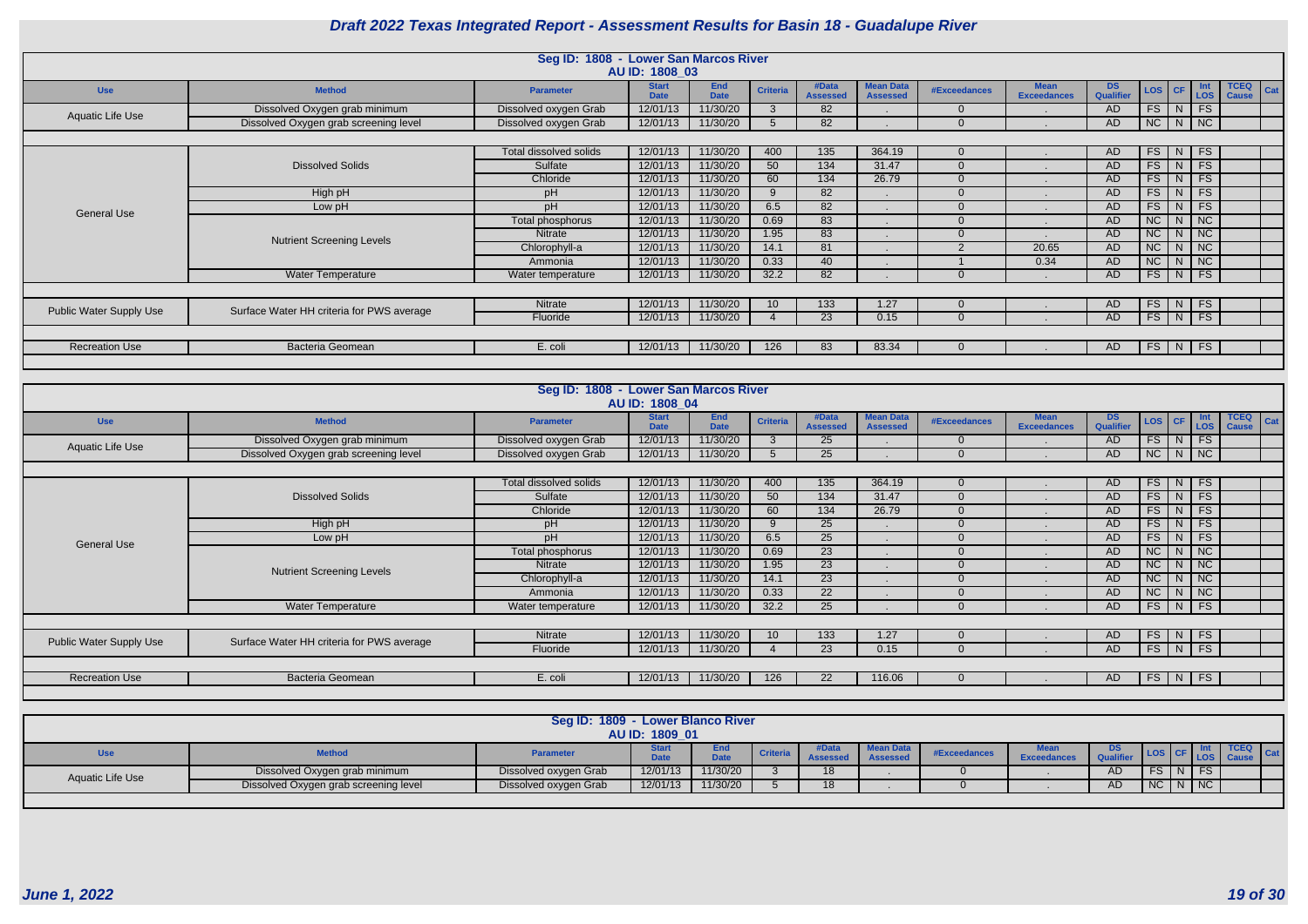# Draft 2022 Texas Integrated Report - Assessment Results for Basin 18 - Guadalupe River

## Seg ID: 1808 - Lower San Marcos River
### AU ID: 1808_03

| Use | Method | Parameter | Start Date | End Date | Criteria | #Data Assessed | Mean Data Assessed | #Exceedances | Mean Exceedances | DS Qualifier | LOS | CF | Int LOS | TCEQ Cause | Cat |
|---|---|---|---|---|---|---|---|---|---|---|---|---|---|---|---|
| Aquatic Life Use | Dissolved Oxygen grab minimum | Dissolved oxygen Grab | 12/01/13 | 11/30/20 | 3 | 82 | . | 0 | . | AD | FS | N | FS | | |
| | Dissolved Oxygen grab screening level | Dissolved oxygen Grab | 12/01/13 | 11/30/20 | 5 | 82 | . | 0 | . | AD | NC | N | NC | | |
| General Use | Dissolved Solids | Total dissolved solids | 12/01/13 | 11/30/20 | 400 | 135 | 364.19 | 0 | . | AD | FS | N | FS | | |
| | | Sulfate | 12/01/13 | 11/30/20 | 50 | 134 | 31.47 | 0 | . | AD | FS | N | FS | | |
| | | Chloride | 12/01/13 | 11/30/20 | 60 | 134 | 26.79 | 0 | . | AD | FS | N | FS | | |
| | High pH | pH | 12/01/13 | 11/30/20 | 9 | 82 | . | 0 | . | AD | FS | N | FS | | |
| | Low pH | pH | 12/01/13 | 11/30/20 | 6.5 | 82 | . | 0 | . | AD | FS | N | FS | | |
| | Nutrient Screening Levels | Total phosphorus | 12/01/13 | 11/30/20 | 0.69 | 83 | . | 0 | . | AD | NC | N | NC | | |
| | | Nitrate | 12/01/13 | 11/30/20 | 1.95 | 83 | . | 0 | . | AD | NC | N | NC | | |
| | | Chlorophyll-a | 12/01/13 | 11/30/20 | 14.1 | 81 | . | 2 | 20.65 | AD | NC | N | NC | | |
| | | Ammonia | 12/01/13 | 11/30/20 | 0.33 | 40 | . | 1 | 0.34 | AD | NC | N | NC | | |
| | Water Temperature | Water temperature | 12/01/13 | 11/30/20 | 32.2 | 82 | . | 0 | . | AD | FS | N | FS | | |
| Public Water Supply Use | Surface Water HH criteria for PWS average | Nitrate | 12/01/13 | 11/30/20 | 10 | 133 | 1.27 | 0 | . | AD | FS | N | FS | | |
| | | Fluoride | 12/01/13 | 11/30/20 | 4 | 23 | 0.15 | 0 | . | AD | FS | N | FS | | |
| Recreation Use | Bacteria Geomean | E. coli | 12/01/13 | 11/30/20 | 126 | 83 | 83.34 | 0 | . | AD | FS | N | FS | | |

## Seg ID: 1808 - Lower San Marcos River
### AU ID: 1808_04

| Use | Method | Parameter | Start Date | End Date | Criteria | #Data Assessed | Mean Data Assessed | #Exceedances | Mean Exceedances | DS Qualifier | LOS | CF | Int LOS | TCEQ Cause | Cat |
|---|---|---|---|---|---|---|---|---|---|---|---|---|---|---|---|
| Aquatic Life Use | Dissolved Oxygen grab minimum | Dissolved oxygen Grab | 12/01/13 | 11/30/20 | 3 | 25 | . | 0 | . | AD | FS | N | FS | | |
| | Dissolved Oxygen grab screening level | Dissolved oxygen Grab | 12/01/13 | 11/30/20 | 5 | 25 | . | 0 | . | AD | NC | N | NC | | |
| General Use | Dissolved Solids | Total dissolved solids | 12/01/13 | 11/30/20 | 400 | 135 | 364.19 | 0 | . | AD | FS | N | FS | | |
| | | Sulfate | 12/01/13 | 11/30/20 | 50 | 134 | 31.47 | 0 | . | AD | FS | N | FS | | |
| | | Chloride | 12/01/13 | 11/30/20 | 60 | 134 | 26.79 | 0 | . | AD | FS | N | FS | | |
| | High pH | pH | 12/01/13 | 11/30/20 | 9 | 25 | . | 0 | . | AD | FS | N | FS | | |
| | Low pH | pH | 12/01/13 | 11/30/20 | 6.5 | 25 | . | 0 | . | AD | FS | N | FS | | |
| | Nutrient Screening Levels | Total phosphorus | 12/01/13 | 11/30/20 | 0.69 | 23 | . | 0 | . | AD | NC | N | NC | | |
| | | Nitrate | 12/01/13 | 11/30/20 | 1.95 | 23 | . | 0 | . | AD | NC | N | NC | | |
| | | Chlorophyll-a | 12/01/13 | 11/30/20 | 14.1 | 23 | . | 0 | . | AD | NC | N | NC | | |
| | | Ammonia | 12/01/13 | 11/30/20 | 0.33 | 22 | . | 0 | . | AD | NC | N | NC | | |
| | Water Temperature | Water temperature | 12/01/13 | 11/30/20 | 32.2 | 25 | . | 0 | . | AD | FS | N | FS | | |
| Public Water Supply Use | Surface Water HH criteria for PWS average | Nitrate | 12/01/13 | 11/30/20 | 10 | 133 | 1.27 | 0 | . | AD | FS | N | FS | | |
| | | Fluoride | 12/01/13 | 11/30/20 | 4 | 23 | 0.15 | 0 | . | AD | FS | N | FS | | |
| Recreation Use | Bacteria Geomean | E. coli | 12/01/13 | 11/30/20 | 126 | 22 | 116.06 | 0 | . | AD | FS | N | FS | | |

## Seg ID: 1809 - Lower Blanco River
### AU ID: 1809_01

| Use | Method | Parameter | Start Date | End Date | Criteria | #Data Assessed | Mean Data Assessed | #Exceedances | Mean Exceedances | DS Qualifier | LOS | CF | Int LOS | TCEQ Cause | Cat |
|---|---|---|---|---|---|---|---|---|---|---|---|---|---|---|---|
| Aquatic Life Use | Dissolved Oxygen grab minimum | Dissolved oxygen Grab | 12/01/13 | 11/30/20 | 3 | 18 | . | 0 | . | AD | FS | N | FS | | |
| | Dissolved Oxygen grab screening level | Dissolved oxygen Grab | 12/01/13 | 11/30/20 | 5 | 18 | . | 0 | . | AD | NC | N | NC | | |

*June 1, 2022*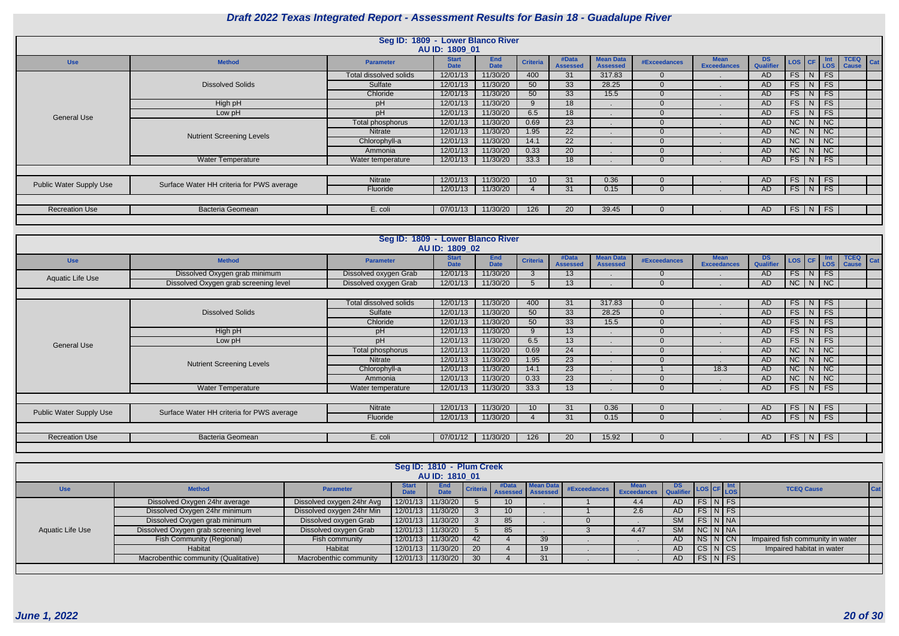# Draft 2022 Texas Integrated Report - Assessment Results for Basin 18 - Guadalupe River

## Seg ID: 1809 - Lower Blanco River

### AU ID: 1809_01

| Use | Method | Parameter | Start Date | End Date | Criteria | #Data Assessed | Mean Data Assessed | #Exceedances | Mean Exceedances | DS Qualifier | LOS | CF | Int LOS | TCEQ Cause | Cat |
|---|---|---|---|---|---|---|---|---|---|---|---|---|---|---|---|
| General Use | Dissolved Solids | Total dissolved solids | 12/01/13 | 11/30/20 | 400 | 31 | 317.83 | 0 | . | AD | FS | N | FS | | |
| | | Sulfate | 12/01/13 | 11/30/20 | 50 | 33 | 28.25 | 0 | . | AD | FS | N | FS | | |
| | | Chloride | 12/01/13 | 11/30/20 | 50 | 33 | 15.5 | 0 | . | AD | FS | N | FS | | |
| | High pH | pH | 12/01/13 | 11/30/20 | 9 | 18 | . | 0 | . | AD | FS | N | FS | | |
| | Low pH | pH | 12/01/13 | 11/30/20 | 6.5 | 18 | . | 0 | . | AD | FS | N | FS | | |
| | Nutrient Screening Levels | Total phosphorus | 12/01/13 | 11/30/20 | 0.69 | 23 | . | 0 | . | AD | NC | N | NC | | |
| | | Nitrate | 12/01/13 | 11/30/20 | 1.95 | 22 | . | 0 | . | AD | NC | N | NC | | |
| | | Chlorophyll-a | 12/01/13 | 11/30/20 | 14.1 | 22 | . | 0 | . | AD | NC | N | NC | | |
| | | Ammonia | 12/01/13 | 11/30/20 | 0.33 | 20 | . | 0 | . | AD | NC | N | NC | | |
| | Water Temperature | Water temperature | 12/01/13 | 11/30/20 | 33.3 | 18 | . | 0 | . | AD | FS | N | FS | | |
| Public Water Supply Use | Surface Water HH criteria for PWS average | Nitrate | 12/01/13 | 11/30/20 | 10 | 31 | 0.36 | 0 | . | AD | FS | N | FS | | |
| | | Fluoride | 12/01/13 | 11/30/20 | 4 | 31 | 0.15 | 0 | . | AD | FS | N | FS | | |
| Recreation Use | Bacteria Geomean | E. coli | 07/01/13 | 11/30/20 | 126 | 20 | 39.45 | 0 | . | AD | FS | N | FS | | |

## Seg ID: 1809 - Lower Blanco River

### AU ID: 1809_02

| Use | Method | Parameter | Start Date | End Date | Criteria | #Data Assessed | Mean Data Assessed | #Exceedances | Mean Exceedances | DS Qualifier | LOS | CF | Int LOS | TCEQ Cause | Cat |
|---|---|---|---|---|---|---|---|---|---|---|---|---|---|---|---|
| Aquatic Life Use | Dissolved Oxygen grab minimum | Dissolved oxygen Grab | 12/01/13 | 11/30/20 | 3 | 13 | . | 0 | . | AD | FS | N | FS | | |
| | Dissolved Oxygen grab screening level | Dissolved oxygen Grab | 12/01/13 | 11/30/20 | 5 | 13 | . | 0 | . | AD | NC | N | NC | | |
| General Use | Dissolved Solids | Total dissolved solids | 12/01/13 | 11/30/20 | 400 | 31 | 317.83 | 0 | . | AD | FS | N | FS | | |
| | | Sulfate | 12/01/13 | 11/30/20 | 50 | 33 | 28.25 | 0 | . | AD | FS | N | FS | | |
| | | Chloride | 12/01/13 | 11/30/20 | 50 | 33 | 15.5 | 0 | . | AD | FS | N | FS | | |
| | High pH | pH | 12/01/13 | 11/30/20 | 9 | 13 | . | 0 | . | AD | FS | N | FS | | |
| | Low pH | pH | 12/01/13 | 11/30/20 | 6.5 | 13 | . | 0 | . | AD | FS | N | FS | | |
| | Nutrient Screening Levels | Total phosphorus | 12/01/13 | 11/30/20 | 0.69 | 24 | . | 0 | . | AD | NC | N | NC | | |
| | | Nitrate | 12/01/13 | 11/30/20 | 1.95 | 23 | . | 0 | . | AD | NC | N | NC | | |
| | | Chlorophyll-a | 12/01/13 | 11/30/20 | 14.1 | 23 | . | 1 | 18.3 | AD | NC | N | NC | | |
| | | Ammonia | 12/01/13 | 11/30/20 | 0.33 | 23 | . | 0 | . | AD | NC | N | NC | | |
| | Water Temperature | Water temperature | 12/01/13 | 11/30/20 | 33.3 | 13 | . | 0 | . | AD | FS | N | FS | | |
| Public Water Supply Use | Surface Water HH criteria for PWS average | Nitrate | 12/01/13 | 11/30/20 | 10 | 31 | 0.36 | 0 | . | AD | FS | N | FS | | |
| | | Fluoride | 12/01/13 | 11/30/20 | 4 | 31 | 0.15 | 0 | . | AD | FS | N | FS | | |
| Recreation Use | Bacteria Geomean | E. coli | 07/01/12 | 11/30/20 | 126 | 20 | 15.92 | 0 | . | AD | FS | N | FS | | |

## Seg ID: 1810 - Plum Creek

### AU ID: 1810_01

| Use | Method | Parameter | Start Date | End Date | Criteria | #Data Assessed | Mean Data Assessed | #Exceedances | Mean Exceedances | DS Qualifier | LOS | CF | Int LOS | TCEQ Cause | Cat |
|---|---|---|---|---|---|---|---|---|---|---|---|---|---|---|---|
| Aquatic Life Use | Dissolved Oxygen 24hr average | Dissolved oxygen 24hr Avg | 12/01/13 | 11/30/20 | 5 | 10 | . | 1 | 4.4 | AD | FS | N | FS | | |
| | Dissolved Oxygen 24hr minimum | Dissolved oxygen 24hr Min | 12/01/13 | 11/30/20 | 3 | 10 | . | 1 | 2.6 | AD | FS | N | FS | | |
| | Dissolved Oxygen grab minimum | Dissolved oxygen Grab | 12/01/13 | 11/30/20 | 3 | 85 | . | 0 | . | SM | FS | N | NA | | |
| | Dissolved Oxygen grab screening level | Dissolved oxygen Grab | 12/01/13 | 11/30/20 | 5 | 85 | . | 3 | 4.47 | SM | NC | N | NA | | |
| | Fish Community (Regional) | Fish community | 12/01/13 | 11/30/20 | 42 | 4 | 39 | . | . | AD | NS | N | CN | Impaired fish community in water | |
| | Habitat | Habitat | 12/01/13 | 11/30/20 | 20 | 4 | 19 | . | . | AD | CS | N | CS | Impaired habitat in water | |
| | Macrobenthic community (Qualitative) | Macrobenthic community | 12/01/13 | 11/30/20 | 30 | 4 | 31 | . | . | AD | FS | N | FS | | |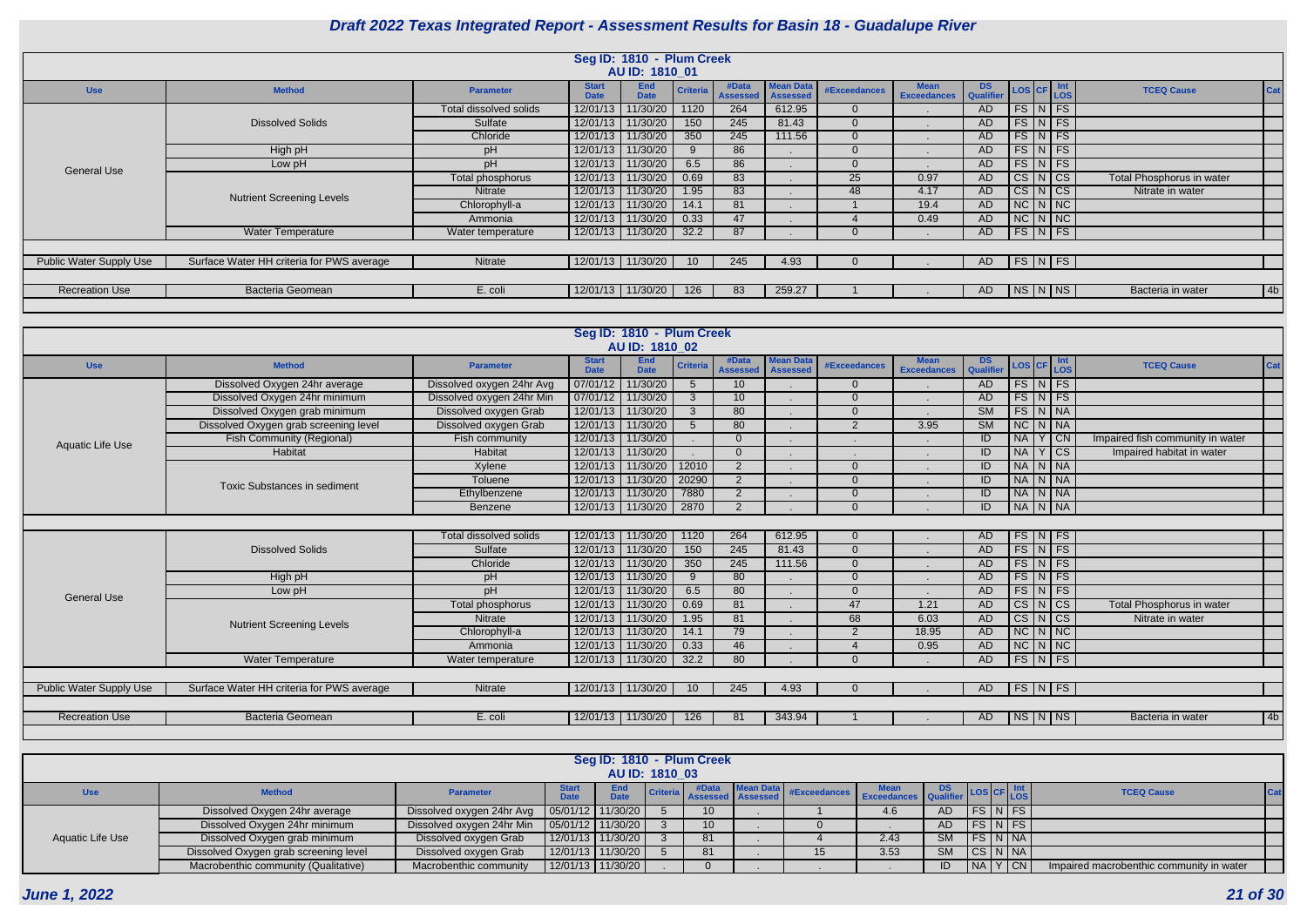# Draft 2022 Texas Integrated Report - Assessment Results for Basin 18 - Guadalupe River

## Seg ID: 1810 - Plum Creek
### AU ID: 1810_01

| Use | Method | Parameter | Start Date | End Date | Criteria | #Data Assessed | Mean Data Assessed | #Exceedances | Mean Exceedances | DS Qualifier | LOS | CF | Int LOS | TCEQ Cause | Cat |
|---|---|---|---|---|---|---|---|---|---|---|---|---|---|---|---|
| General Use | Dissolved Solids | Total dissolved solids | 12/01/13 | 11/30/20 | 1120 | 264 | 612.95 | 0 | . | AD | FS | N | FS | | |
| | | Sulfate | 12/01/13 | 11/30/20 | 150 | 245 | 81.43 | 0 | . | AD | FS | N | FS | | |
| | | Chloride | 12/01/13 | 11/30/20 | 350 | 245 | 111.56 | 0 | . | AD | FS | N | FS | | |
| | High pH | pH | 12/01/13 | 11/30/20 | 9 | 86 | . | 0 | . | AD | FS | N | FS | | |
| | Low pH | pH | 12/01/13 | 11/30/20 | 6.5 | 86 | . | 0 | . | AD | FS | N | FS | | |
| | Nutrient Screening Levels | Total phosphorus | 12/01/13 | 11/30/20 | 0.69 | 83 | . | 25 | 0.97 | AD | CS | N | CS | Total Phosphorus in water | |
| | | Nitrate | 12/01/13 | 11/30/20 | 1.95 | 83 | . | 48 | 4.17 | AD | CS | N | CS | Nitrate in water | |
| | | Chlorophyll-a | 12/01/13 | 11/30/20 | 14.1 | 81 | . | 1 | 19.4 | AD | NC | N | NC | | |
| | | Ammonia | 12/01/13 | 11/30/20 | 0.33 | 47 | . | 4 | 0.49 | AD | NC | N | NC | | |
| | Water Temperature | Water temperature | 12/01/13 | 11/30/20 | 32.2 | 87 | . | 0 | . | AD | FS | N | FS | | |
| Public Water Supply Use | Surface Water HH criteria for PWS average | Nitrate | 12/01/13 | 11/30/20 | 10 | 245 | 4.93 | 0 | . | AD | FS | N | FS | | |
| Recreation Use | Bacteria Geomean | E. coli | 12/01/13 | 11/30/20 | 126 | 83 | 259.27 | 1 | . | AD | NS | N | NS | Bacteria in water | 4b |

## Seg ID: 1810 - Plum Creek
### AU ID: 1810_02

| Use | Method | Parameter | Start Date | End Date | Criteria | #Data Assessed | Mean Data Assessed | #Exceedances | Mean Exceedances | DS Qualifier | LOS | CF | Int LOS | TCEQ Cause | Cat |
|---|---|---|---|---|---|---|---|---|---|---|---|---|---|---|---|
| Aquatic Life Use | Dissolved Oxygen 24hr average | Dissolved oxygen 24hr Avg | 07/01/12 | 11/30/20 | 5 | 10 | . | 0 | . | AD | FS | N | FS | | |
| | Dissolved Oxygen 24hr minimum | Dissolved oxygen 24hr Min | 07/01/12 | 11/30/20 | 3 | 10 | . | 0 | . | AD | FS | N | FS | | |
| | Dissolved Oxygen grab minimum | Dissolved oxygen Grab | 12/01/13 | 11/30/20 | 3 | 80 | . | 0 | . | SM | FS | N | NA | | |
| | Dissolved Oxygen grab screening level | Dissolved oxygen Grab | 12/01/13 | 11/30/20 | 5 | 80 | . | 2 | 3.95 | SM | NC | N | NA | | |
| | Fish Community (Regional) | Fish community | 12/01/13 | 11/30/20 | . | 0 | . | . | . | ID | NA | Y | CN | Impaired fish community in water | |
| | Habitat | Habitat | 12/01/13 | 11/30/20 | . | 0 | . | . | . | ID | NA | Y | CS | Impaired habitat in water | |
| | Toxic Substances in sediment | Xylene | 12/01/13 | 11/30/20 | 12010 | 2 | . | 0 | . | ID | NA | N | NA | | |
| | | Toluene | 12/01/13 | 11/30/20 | 20290 | 2 | . | 0 | . | ID | NA | N | NA | | |
| | | Ethylbenzene | 12/01/13 | 11/30/20 | 7880 | 2 | . | 0 | . | ID | NA | N | NA | | |
| | | Benzene | 12/01/13 | 11/30/20 | 2870 | 2 | . | 0 | . | ID | NA | N | NA | | |
| General Use | Dissolved Solids | Total dissolved solids | 12/01/13 | 11/30/20 | 1120 | 264 | 612.95 | 0 | . | AD | FS | N | FS | | |
| | | Sulfate | 12/01/13 | 11/30/20 | 150 | 245 | 81.43 | 0 | . | AD | FS | N | FS | | |
| | | Chloride | 12/01/13 | 11/30/20 | 350 | 245 | 111.56 | 0 | . | AD | FS | N | FS | | |
| | High pH | pH | 12/01/13 | 11/30/20 | 9 | 80 | . | 0 | . | AD | FS | N | FS | | |
| | Low pH | pH | 12/01/13 | 11/30/20 | 6.5 | 80 | . | 0 | . | AD | FS | N | FS | | |
| | Nutrient Screening Levels | Total phosphorus | 12/01/13 | 11/30/20 | 0.69 | 81 | . | 47 | 1.21 | AD | CS | N | CS | Total Phosphorus in water | |
| | | Nitrate | 12/01/13 | 11/30/20 | 1.95 | 81 | . | 68 | 6.03 | AD | CS | N | CS | Nitrate in water | |
| | | Chlorophyll-a | 12/01/13 | 11/30/20 | 14.1 | 79 | . | 2 | 18.95 | AD | NC | N | NC | | |
| | | Ammonia | 12/01/13 | 11/30/20 | 0.33 | 46 | . | 4 | 0.95 | AD | NC | N | NC | | |
| | Water Temperature | Water temperature | 12/01/13 | 11/30/20 | 32.2 | 80 | . | 0 | . | AD | FS | N | FS | | |
| Public Water Supply Use | Surface Water HH criteria for PWS average | Nitrate | 12/01/13 | 11/30/20 | 10 | 245 | 4.93 | 0 | . | AD | FS | N | FS | | |
| Recreation Use | Bacteria Geomean | E. coli | 12/01/13 | 11/30/20 | 126 | 81 | 343.94 | 1 | . | AD | NS | N | NS | Bacteria in water | 4b |

## Seg ID: 1810 - Plum Creek
### AU ID: 1810_03

| Use | Method | Parameter | Start Date | End Date | Criteria | #Data Assessed | Mean Data Assessed | #Exceedances | Mean Exceedances | DS Qualifier | LOS | CF | Int LOS | TCEQ Cause | Cat |
|---|---|---|---|---|---|---|---|---|---|---|---|---|---|---|---|
| Aquatic Life Use | Dissolved Oxygen 24hr average | Dissolved oxygen 24hr Avg | 05/01/12 | 11/30/20 | 5 | 10 | . | 1 | 4.6 | AD | FS | N | FS | | |
| | Dissolved Oxygen 24hr minimum | Dissolved oxygen 24hr Min | 05/01/12 | 11/30/20 | 3 | 10 | . | 0 | . | AD | FS | N | FS | | |
| | Dissolved Oxygen grab minimum | Dissolved oxygen Grab | 12/01/13 | 11/30/20 | 3 | 81 | . | 4 | 2.43 | SM | FS | N | NA | | |
| | Dissolved Oxygen grab screening level | Dissolved oxygen Grab | 12/01/13 | 11/30/20 | 5 | 81 | . | 15 | 3.53 | SM | CS | N | NA | | |
| | Macrobenthic community (Qualitative) | Macrobenthic community | 12/01/13 | 11/30/20 | . | 0 | . | . | . | ID | NA | Y | CN | Impaired macrobenthic community in water | |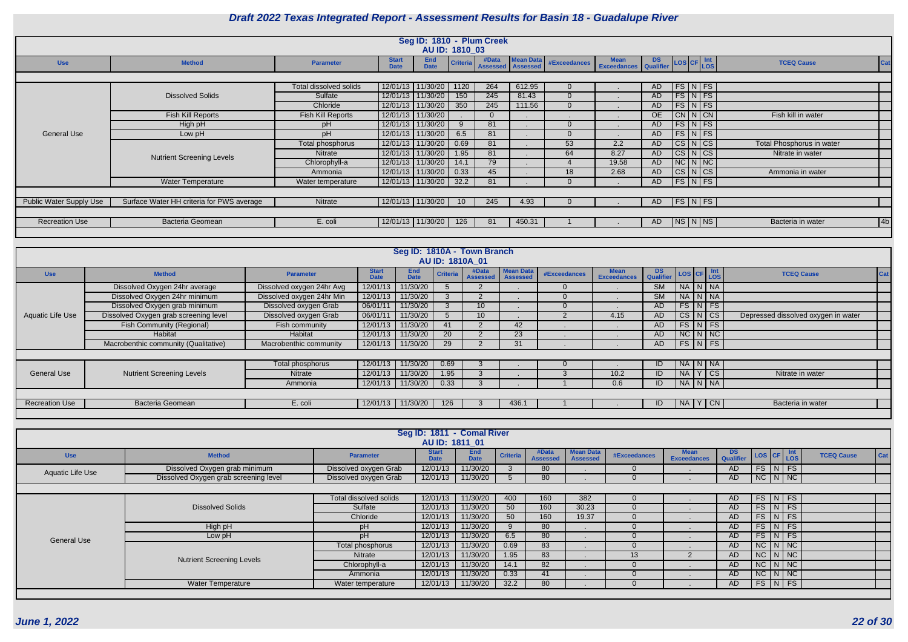# Draft 2022 Texas Integrated Report - Assessment Results for Basin 18 - Guadalupe River

## Seg ID: 1810 - Plum Creek
### AU ID: 1810_03

| Use | Method | Parameter | Start Date | End Date | Criteria | #Data Assessed | Mean Data Assessed | #Exceedances | Mean Exceedances | DS Qualifier | LOS | CF | Int LOS | TCEQ Cause | Cat |
|---|---|---|---|---|---|---|---|---|---|---|---|---|---|---|---|
| General Use | Dissolved Solids | Total dissolved solids | 12/01/13 | 11/30/20 | 1120 | 264 | 612.95 | 0 | . | AD | FS | N | FS | | |
| | | Sulfate | 12/01/13 | 11/30/20 | 150 | 245 | 81.43 | 0 | . | AD | FS | N | FS | | |
| | | Chloride | 12/01/13 | 11/30/20 | 350 | 245 | 111.56 | 0 | . | AD | FS | N | FS | | |
| | Fish Kill Reports | Fish Kill Reports | 12/01/13 | 11/30/20 | . | 0 | . | . | . | OE | CN | N | CN | Fish kill in water | |
| | High pH | pH | 12/01/13 | 11/30/20 | 9 | 81 | . | 0 | . | AD | FS | N | FS | | |
| | Low pH | pH | 12/01/13 | 11/30/20 | 6.5 | 81 | . | 0 | . | AD | FS | N | FS | | |
| | Nutrient Screening Levels | Total phosphorus | 12/01/13 | 11/30/20 | 0.69 | 81 | . | 53 | 2.2 | AD | CS | N | CS | Total Phosphorus in water | |
| | | Nitrate | 12/01/13 | 11/30/20 | 1.95 | 81 | . | 64 | 8.27 | AD | CS | N | CS | Nitrate in water | |
| | | Chlorophyll-a | 12/01/13 | 11/30/20 | 14.1 | 79 | . | 4 | 19.58 | AD | NC | N | NC | | |
| | | Ammonia | 12/01/13 | 11/30/20 | 0.33 | 45 | . | 18 | 2.68 | AD | CS | N | CS | Ammonia in water | |
| | Water Temperature | Water temperature | 12/01/13 | 11/30/20 | 32.2 | 81 | . | 0 | . | AD | FS | N | FS | | |
| Public Water Supply Use | Surface Water HH criteria for PWS average | Nitrate | 12/01/13 | 11/30/20 | 10 | 245 | 4.93 | 0 | . | AD | FS | N | FS | | |
| Recreation Use | Bacteria Geomean | E. coli | 12/01/13 | 11/30/20 | 126 | 81 | 450.31 | 1 | . | AD | NS | N | NS | Bacteria in water | 4b |

## Seg ID: 1810A - Town Branch
### AU ID: 1810A_01

| Use | Method | Parameter | Start Date | End Date | Criteria | #Data Assessed | Mean Data Assessed | #Exceedances | Mean Exceedances | DS Qualifier | LOS | CF | Int LOS | TCEQ Cause | Cat |
|---|---|---|---|---|---|---|---|---|---|---|---|---|---|---|---|
| Aquatic Life Use | Dissolved Oxygen 24hr average | Dissolved oxygen 24hr Avg | 12/01/13 | 11/30/20 | 5 | 2 | . | 0 | . | SM | NA | N | NA | | |
| | Dissolved Oxygen 24hr minimum | Dissolved oxygen 24hr Min | 12/01/13 | 11/30/20 | 3 | 2 | . | 0 | . | SM | NA | N | NA | | |
| | Dissolved Oxygen grab minimum | Dissolved oxygen Grab | 06/01/11 | 11/30/20 | 3 | 10 | . | 0 | . | AD | FS | N | FS | | |
| | Dissolved Oxygen grab screening level | Dissolved oxygen Grab | 06/01/11 | 11/30/20 | 5 | 10 | . | 2 | 4.15 | AD | CS | N | CS | Depressed dissolved oxygen in water | |
| | Fish Community (Regional) | Fish community | 12/01/13 | 11/30/20 | 41 | 2 | 42 | . | . | AD | FS | N | FS | | |
| | Habitat | Habitat | 12/01/13 | 11/30/20 | 20 | 2 | 23 | . | . | AD | NC | N | NC | | |
| | Macrobenthic community (Qualitative) | Macrobenthic community | 12/01/13 | 11/30/20 | 29 | 2 | 31 | . | . | AD | FS | N | FS | | |
| General Use | Nutrient Screening Levels | Total phosphorus | 12/01/13 | 11/30/20 | 0.69 | 3 | . | 0 | . | ID | NA | N | NA | | |
| | | Nitrate | 12/01/13 | 11/30/20 | 1.95 | 3 | . | 3 | 10.2 | ID | NA | Y | CS | Nitrate in water | |
| | | Ammonia | 12/01/13 | 11/30/20 | 0.33 | 3 | . | 1 | 0.6 | ID | NA | N | NA | | |
| Recreation Use | Bacteria Geomean | E. coli | 12/01/13 | 11/30/20 | 126 | 3 | 436.1 | 1 | . | ID | NA | Y | CN | Bacteria in water | |

## Seg ID: 1811 - Comal River
### AU ID: 1811_01

| Use | Method | Parameter | Start Date | End Date | Criteria | #Data Assessed | Mean Data Assessed | #Exceedances | Mean Exceedances | DS Qualifier | LOS | CF | Int LOS | TCEQ Cause | Cat |
|---|---|---|---|---|---|---|---|---|---|---|---|---|---|---|---|
| Aquatic Life Use | Dissolved Oxygen grab minimum | Dissolved oxygen Grab | 12/01/13 | 11/30/20 | 3 | 80 | . | 0 | . | AD | FS | N | FS | | |
| | Dissolved Oxygen grab screening level | Dissolved oxygen Grab | 12/01/13 | 11/30/20 | 5 | 80 | . | 0 | . | AD | NC | N | NC | | |
| General Use | Dissolved Solids | Total dissolved solids | 12/01/13 | 11/30/20 | 400 | 160 | 382 | 0 | . | AD | FS | N | FS | | |
| | | Sulfate | 12/01/13 | 11/30/20 | 50 | 160 | 30.23 | 0 | . | AD | FS | N | FS | | |
| | | Chloride | 12/01/13 | 11/30/20 | 50 | 160 | 19.37 | 0 | . | AD | FS | N | FS | | |
| | High pH | pH | 12/01/13 | 11/30/20 | 9 | 80 | . | 0 | . | AD | FS | N | FS | | |
| | Low pH | pH | 12/01/13 | 11/30/20 | 6.5 | 80 | . | 0 | . | AD | FS | N | FS | | |
| | Nutrient Screening Levels | Total phosphorus | 12/01/13 | 11/30/20 | 0.69 | 83 | . | 0 | . | AD | NC | N | NC | | |
| | | Nitrate | 12/01/13 | 11/30/20 | 1.95 | 83 | . | 13 | 2 | AD | NC | N | NC | | |
| | | Chlorophyll-a | 12/01/13 | 11/30/20 | 14.1 | 82 | . | 0 | . | AD | NC | N | NC | | |
| | | Ammonia | 12/01/13 | 11/30/20 | 0.33 | 41 | . | 0 | . | AD | NC | N | NC | | |
| | Water Temperature | Water temperature | 12/01/13 | 11/30/20 | 32.2 | 80 | . | 0 | . | AD | FS | N | FS | | |

June 1, 2022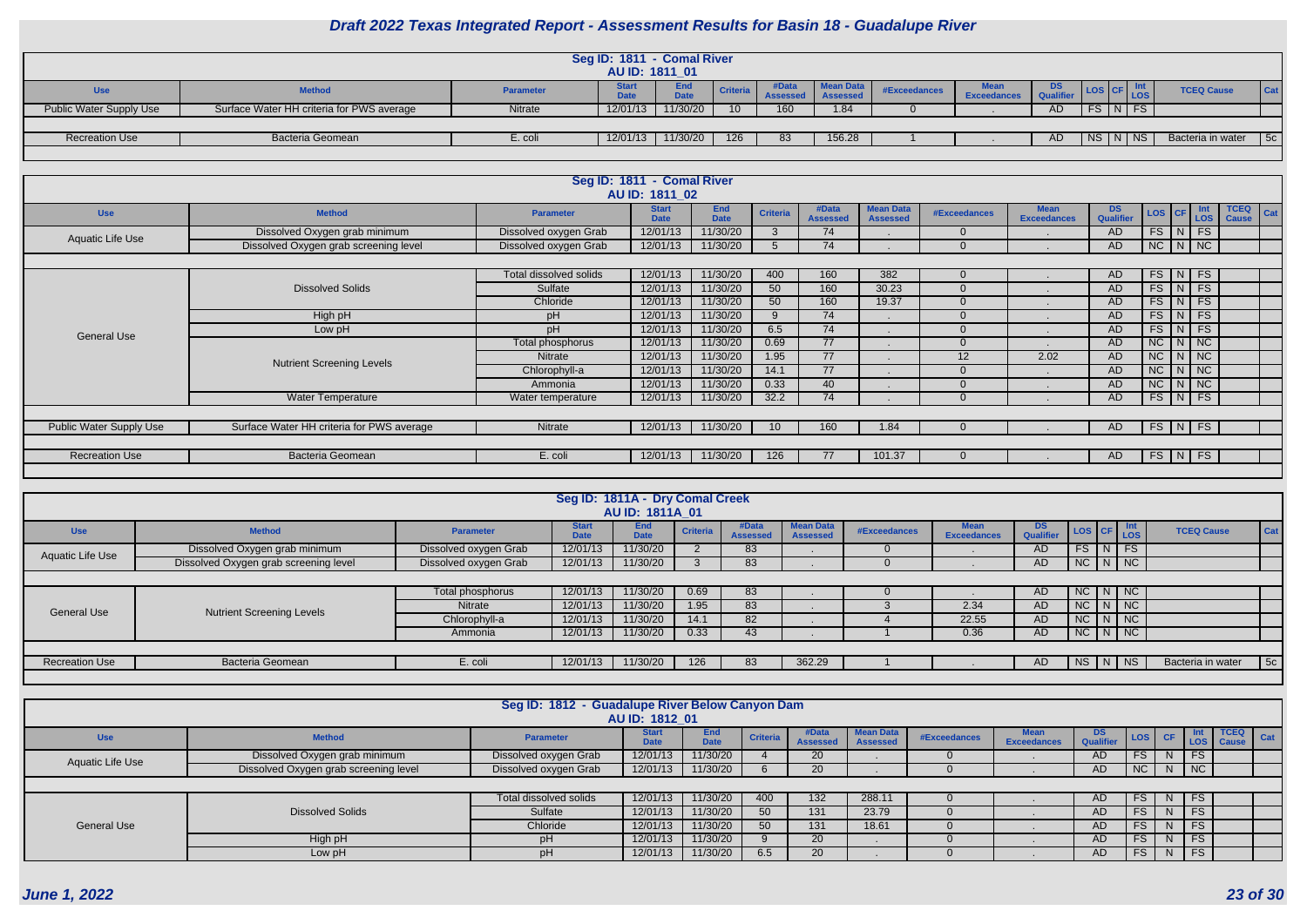# Draft 2022 Texas Integrated Report - Assessment Results for Basin 18 - Guadalupe River

## Seg ID: 1811 - Comal River
### AU ID: 1811_01

| Use | Method | Parameter | Start Date | End Date | Criteria | #Data Assessed | Mean Data Assessed | #Exceedances | Mean Exceedances | DS Qualifier | LOS | CF | Int LOS | TCEQ Cause | Cat |
|---|---|---|---|---|---|---|---|---|---|---|---|---|---|---|---|
| Public Water Supply Use | Surface Water HH criteria for PWS average | Nitrate | 12/01/13 | 11/30/20 | 10 | 160 | 1.84 | 0 | . | AD | FS | N | FS | | |
| Recreation Use | Bacteria Geomean | E. coli | 12/01/13 | 11/30/20 | 126 | 83 | 156.28 | 1 | . | AD | NS | N | NS | Bacteria in water | 5c |

## Seg ID: 1811 - Comal River
### AU ID: 1811_02

| Use | Method | Parameter | Start Date | End Date | Criteria | #Data Assessed | Mean Data Assessed | #Exceedances | Mean Exceedances | DS Qualifier | LOS | CF | Int LOS | TCEQ Cause | Cat |
|---|---|---|---|---|---|---|---|---|---|---|---|---|---|---|---|
| Aquatic Life Use | Dissolved Oxygen grab minimum | Dissolved oxygen Grab | 12/01/13 | 11/30/20 | 3 | 74 | . | 0 | . | AD | FS | N | FS | | |
| | Dissolved Oxygen grab screening level | Dissolved oxygen Grab | 12/01/13 | 11/30/20 | 5 | 74 | . | 0 | . | AD | NC | N | NC | | |
| General Use | Dissolved Solids | Total dissolved solids | 12/01/13 | 11/30/20 | 400 | 160 | 382 | 0 | . | AD | FS | N | FS | | |
| | | Sulfate | 12/01/13 | 11/30/20 | 50 | 160 | 30.23 | 0 | . | AD | FS | N | FS | | |
| | | Chloride | 12/01/13 | 11/30/20 | 50 | 160 | 19.37 | 0 | . | AD | FS | N | FS | | |
| | High pH | pH | 12/01/13 | 11/30/20 | 9 | 74 | . | 0 | . | AD | FS | N | FS | | |
| | Low pH | pH | 12/01/13 | 11/30/20 | 6.5 | 74 | . | 0 | . | AD | FS | N | FS | | |
| | Nutrient Screening Levels | Total phosphorus | 12/01/13 | 11/30/20 | 0.69 | 77 | . | 0 | . | AD | NC | N | NC | | |
| | | Nitrate | 12/01/13 | 11/30/20 | 1.95 | 77 | . | 12 | 2.02 | AD | NC | N | NC | | |
| | | Chlorophyll-a | 12/01/13 | 11/30/20 | 14.1 | 77 | . | 0 | . | AD | NC | N | NC | | |
| | | Ammonia | 12/01/13 | 11/30/20 | 0.33 | 40 | . | 0 | . | AD | NC | N | NC | | |
| | Water Temperature | Water temperature | 12/01/13 | 11/30/20 | 32.2 | 74 | . | 0 | . | AD | FS | N | FS | | |
| Public Water Supply Use | Surface Water HH criteria for PWS average | Nitrate | 12/01/13 | 11/30/20 | 10 | 160 | 1.84 | 0 | . | AD | FS | N | FS | | |
| Recreation Use | Bacteria Geomean | E. coli | 12/01/13 | 11/30/20 | 126 | 77 | 101.37 | 0 | . | AD | FS | N | FS | | |

## Seg ID: 1811A - Dry Comal Creek
### AU ID: 1811A_01

| Use | Method | Parameter | Start Date | End Date | Criteria | #Data Assessed | Mean Data Assessed | #Exceedances | Mean Exceedances | DS Qualifier | LOS | CF | Int LOS | TCEQ Cause | Cat |
|---|---|---|---|---|---|---|---|---|---|---|---|---|---|---|---|
| Aquatic Life Use | Dissolved Oxygen grab minimum | Dissolved oxygen Grab | 12/01/13 | 11/30/20 | 2 | 83 | . | 0 | . | AD | FS | N | FS | | |
| | Dissolved Oxygen grab screening level | Dissolved oxygen Grab | 12/01/13 | 11/30/20 | 3 | 83 | . | 0 | . | AD | NC | N | NC | | |
| General Use | Nutrient Screening Levels | Total phosphorus | 12/01/13 | 11/30/20 | 0.69 | 83 | . | 0 | . | AD | NC | N | NC | | |
| | | Nitrate | 12/01/13 | 11/30/20 | 1.95 | 83 | . | 3 | 2.34 | AD | NC | N | NC | | |
| | | Chlorophyll-a | 12/01/13 | 11/30/20 | 14.1 | 82 | . | 4 | 22.55 | AD | NC | N | NC | | |
| | | Ammonia | 12/01/13 | 11/30/20 | 0.33 | 43 | . | 1 | 0.36 | AD | NC | N | NC | | |
| Recreation Use | Bacteria Geomean | E. coli | 12/01/13 | 11/30/20 | 126 | 83 | 362.29 | 1 | . | AD | NS | N | NS | Bacteria in water | 5c |

## Seg ID: 1812 - Guadalupe River Below Canyon Dam
### AU ID: 1812_01

| Use | Method | Parameter | Start Date | End Date | Criteria | #Data Assessed | Mean Data Assessed | #Exceedances | Mean Exceedances | DS Qualifier | LOS | CF | Int LOS | TCEQ Cause | Cat |
|---|---|---|---|---|---|---|---|---|---|---|---|---|---|---|---|
| Aquatic Life Use | Dissolved Oxygen grab minimum | Dissolved oxygen Grab | 12/01/13 | 11/30/20 | 4 | 20 | . | 0 | . | AD | FS | N | FS | | |
| | Dissolved Oxygen grab screening level | Dissolved oxygen Grab | 12/01/13 | 11/30/20 | 6 | 20 | . | 0 | . | AD | NC | N | NC | | |
| General Use | Dissolved Solids | Total dissolved solids | 12/01/13 | 11/30/20 | 400 | 132 | 288.11 | 0 | . | AD | FS | N | FS | | |
| | | Sulfate | 12/01/13 | 11/30/20 | 50 | 131 | 23.79 | 0 | . | AD | FS | N | FS | | |
| | | Chloride | 12/01/13 | 11/30/20 | 50 | 131 | 18.61 | 0 | . | AD | FS | N | FS | | |
| | High pH | pH | 12/01/13 | 11/30/20 | 9 | 20 | . | 0 | . | AD | FS | N | FS | | |
| | Low pH | pH | 12/01/13 | 11/30/20 | 6.5 | 20 | . | 0 | . | AD | FS | N | FS | | |

*June 1, 2022*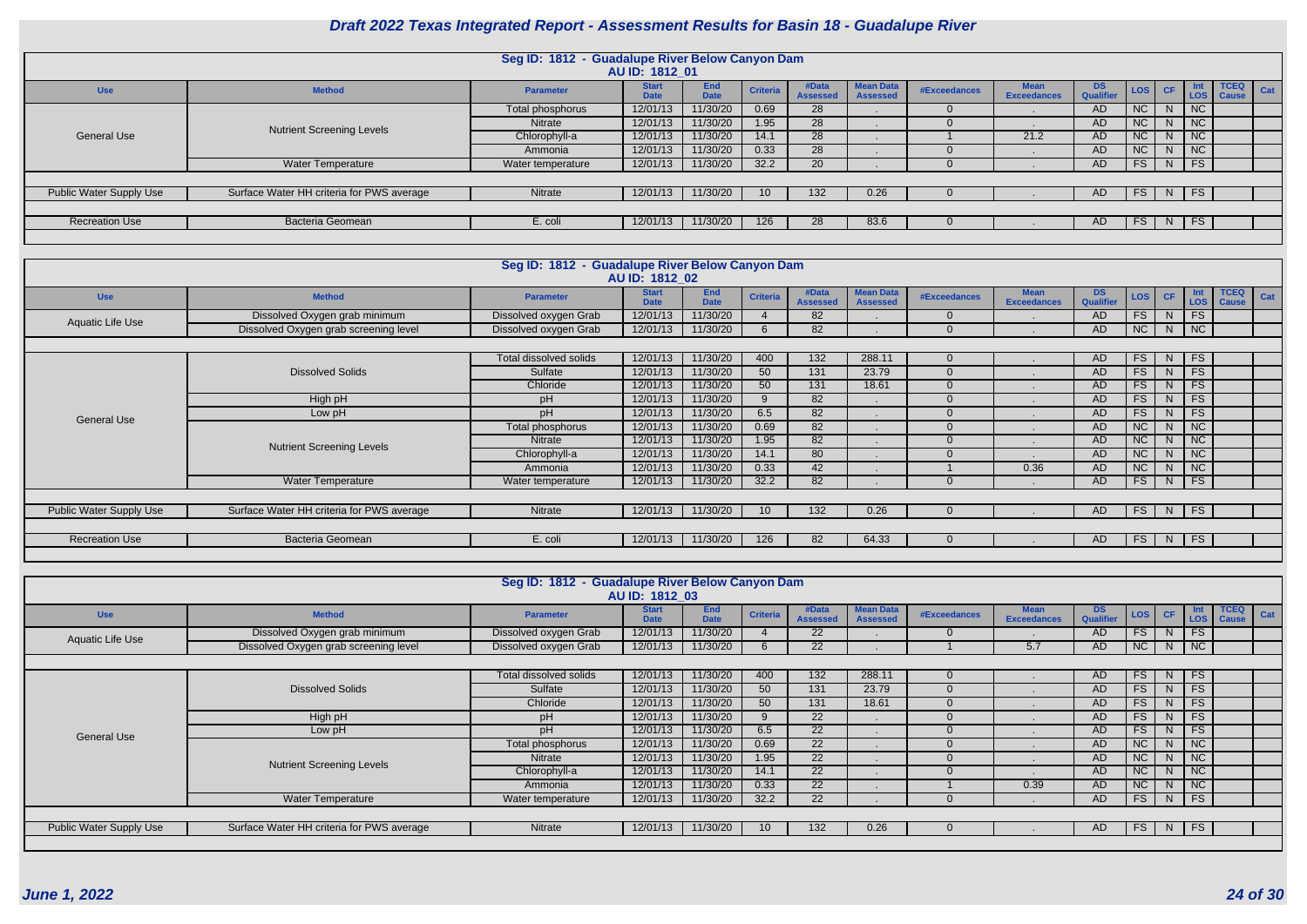# Draft 2022 Texas Integrated Report - Assessment Results for Basin 18 - Guadalupe River

## Seg ID: 1812 - Guadalupe River Below Canyon Dam
### AU ID: 1812_01

| Use | Method | Parameter | Start Date | End Date | Criteria | #Data Assessed | Mean Data Assessed | #Exceedances | Mean Exceedances | DS Qualifier | LOS | CF | Int LOS | TCEQ Cause | Cat |
|---|---|---|---|---|---|---|---|---|---|---|---|---|---|---|---|
| General Use | Nutrient Screening Levels | Total phosphorus | 12/01/13 | 11/30/20 | 0.69 | 28 | . | 0 | . | AD | NC | N | NC | | |
| | | Nitrate | 12/01/13 | 11/30/20 | 1.95 | 28 | . | 0 | . | AD | NC | N | NC | | |
| | | Chlorophyll-a | 12/01/13 | 11/30/20 | 14.1 | 28 | . | 1 | 21.2 | AD | NC | N | NC | | |
| | | Ammonia | 12/01/13 | 11/30/20 | 0.33 | 28 | . | 0 | . | AD | NC | N | NC | | |
| | Water Temperature | Water temperature | 12/01/13 | 11/30/20 | 32.2 | 20 | . | 0 | . | AD | FS | N | FS | | |
| Public Water Supply Use | Surface Water HH criteria for PWS average | Nitrate | 12/01/13 | 11/30/20 | 10 | 132 | 0.26 | 0 | . | AD | FS | N | FS | | |
| Recreation Use | Bacteria Geomean | E. coli | 12/01/13 | 11/30/20 | 126 | 28 | 83.6 | 0 | . | AD | FS | N | FS | | |

## Seg ID: 1812 - Guadalupe River Below Canyon Dam
### AU ID: 1812_02

| Use | Method | Parameter | Start Date | End Date | Criteria | #Data Assessed | Mean Data Assessed | #Exceedances | Mean Exceedances | DS Qualifier | LOS | CF | Int LOS | TCEQ Cause | Cat |
|---|---|---|---|---|---|---|---|---|---|---|---|---|---|---|---|
| Aquatic Life Use | Dissolved Oxygen grab minimum | Dissolved oxygen Grab | 12/01/13 | 11/30/20 | 4 | 82 | . | 0 | . | AD | FS | N | FS | | |
| | Dissolved Oxygen grab screening level | Dissolved oxygen Grab | 12/01/13 | 11/30/20 | 6 | 82 | . | 0 | . | AD | NC | N | NC | | |
| General Use | Dissolved Solids | Total dissolved solids | 12/01/13 | 11/30/20 | 400 | 132 | 288.11 | 0 | . | AD | FS | N | FS | | |
| | | Sulfate | 12/01/13 | 11/30/20 | 50 | 131 | 23.79 | 0 | . | AD | FS | N | FS | | |
| | | Chloride | 12/01/13 | 11/30/20 | 50 | 131 | 18.61 | 0 | . | AD | FS | N | FS | | |
| | High pH | pH | 12/01/13 | 11/30/20 | 9 | 82 | . | 0 | . | AD | FS | N | FS | | |
| | Low pH | pH | 12/01/13 | 11/30/20 | 6.5 | 82 | . | 0 | . | AD | FS | N | FS | | |
| | Nutrient Screening Levels | Total phosphorus | 12/01/13 | 11/30/20 | 0.69 | 82 | . | 0 | . | AD | NC | N | NC | | |
| | | Nitrate | 12/01/13 | 11/30/20 | 1.95 | 82 | . | 0 | . | AD | NC | N | NC | | |
| | | Chlorophyll-a | 12/01/13 | 11/30/20 | 14.1 | 80 | . | 0 | . | AD | NC | N | NC | | |
| | | Ammonia | 12/01/13 | 11/30/20 | 0.33 | 42 | . | 1 | 0.36 | AD | NC | N | NC | | |
| | Water Temperature | Water temperature | 12/01/13 | 11/30/20 | 32.2 | 82 | . | 0 | . | AD | FS | N | FS | | |
| Public Water Supply Use | Surface Water HH criteria for PWS average | Nitrate | 12/01/13 | 11/30/20 | 10 | 132 | 0.26 | 0 | . | AD | FS | N | FS | | |
| Recreation Use | Bacteria Geomean | E. coli | 12/01/13 | 11/30/20 | 126 | 82 | 64.33 | 0 | . | AD | FS | N | FS | | |

## Seg ID: 1812 - Guadalupe River Below Canyon Dam
### AU ID: 1812_03

| Use | Method | Parameter | Start Date | End Date | Criteria | #Data Assessed | Mean Data Assessed | #Exceedances | Mean Exceedances | DS Qualifier | LOS | CF | Int LOS | TCEQ Cause | Cat |
|---|---|---|---|---|---|---|---|---|---|---|---|---|---|---|---|
| Aquatic Life Use | Dissolved Oxygen grab minimum | Dissolved oxygen Grab | 12/01/13 | 11/30/20 | 4 | 22 | . | 0 | . | AD | FS | N | FS | | |
| | Dissolved Oxygen grab screening level | Dissolved oxygen Grab | 12/01/13 | 11/30/20 | 6 | 22 | . | 1 | 5.7 | AD | NC | N | NC | | |
| General Use | Dissolved Solids | Total dissolved solids | 12/01/13 | 11/30/20 | 400 | 132 | 288.11 | 0 | . | AD | FS | N | FS | | |
| | | Sulfate | 12/01/13 | 11/30/20 | 50 | 131 | 23.79 | 0 | . | AD | FS | N | FS | | |
| | | Chloride | 12/01/13 | 11/30/20 | 50 | 131 | 18.61 | 0 | . | AD | FS | N | FS | | |
| | High pH | pH | 12/01/13 | 11/30/20 | 9 | 22 | . | 0 | . | AD | FS | N | FS | | |
| | Low pH | pH | 12/01/13 | 11/30/20 | 6.5 | 22 | . | 0 | . | AD | FS | N | FS | | |
| | Nutrient Screening Levels | Total phosphorus | 12/01/13 | 11/30/20 | 0.69 | 22 | . | 0 | . | AD | NC | N | NC | | |
| | | Nitrate | 12/01/13 | 11/30/20 | 1.95 | 22 | . | 0 | . | AD | NC | N | NC | | |
| | | Chlorophyll-a | 12/01/13 | 11/30/20 | 14.1 | 22 | . | 0 | . | AD | NC | N | NC | | |
| | | Ammonia | 12/01/13 | 11/30/20 | 0.33 | 22 | . | 1 | 0.39 | AD | NC | N | NC | | |
| | Water Temperature | Water temperature | 12/01/13 | 11/30/20 | 32.2 | 22 | . | 0 | . | AD | FS | N | FS | | |
| Public Water Supply Use | Surface Water HH criteria for PWS average | Nitrate | 12/01/13 | 11/30/20 | 10 | 132 | 0.26 | 0 | . | AD | FS | N | FS | | |

*June 1, 2022*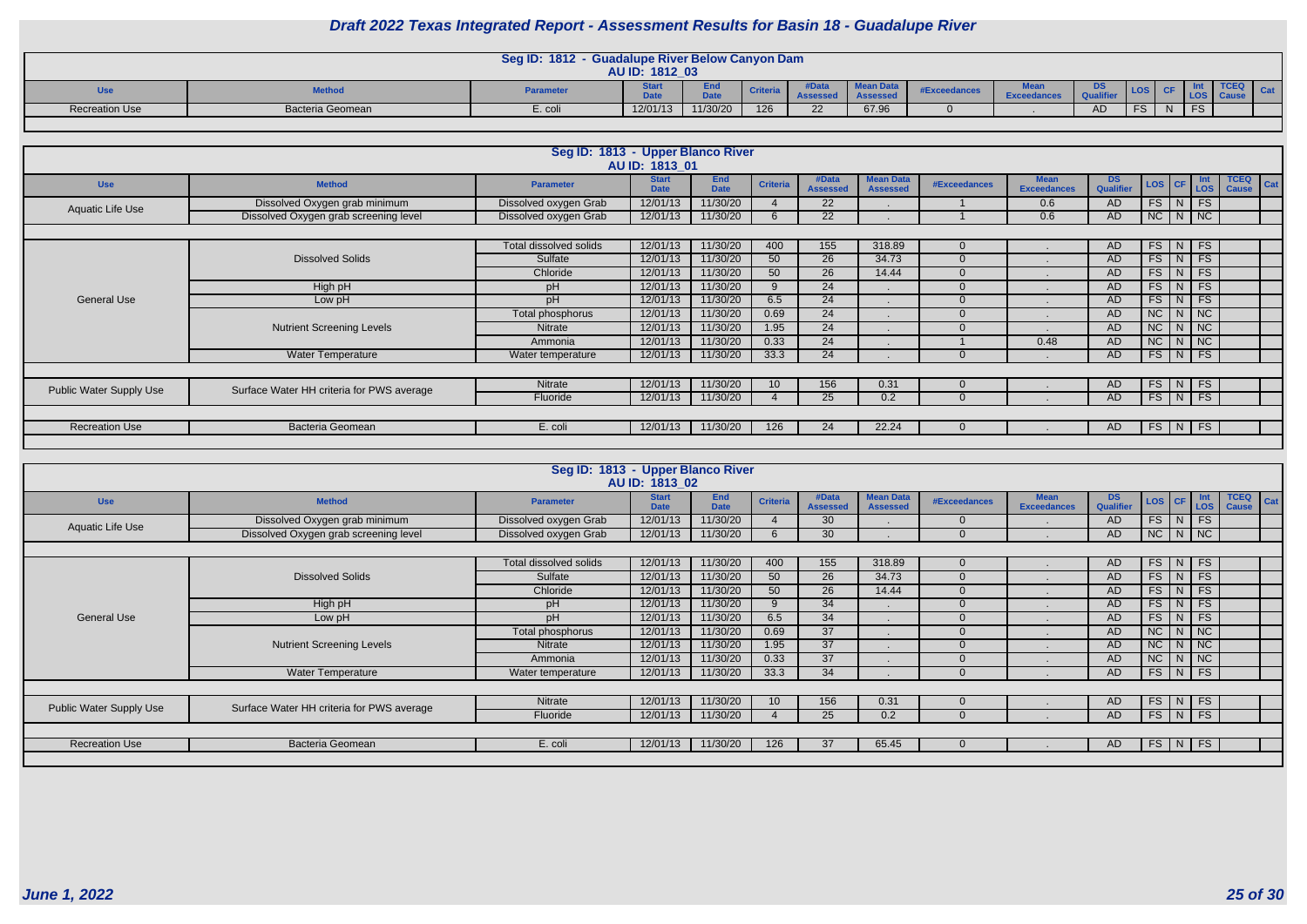# Draft 2022 Texas Integrated Report - Assessment Results for Basin 18 - Guadalupe River

## Seg ID: 1812 - Guadalupe River Below Canyon Dam

**AU ID: 1812_03**

| Use | Method | Parameter | Start Date | End Date | Criteria | #Data Assessed | Mean Data Assessed | #Exceedances | Mean Exceedances | DS Qualifier | LOS | CF | Int LOS | TCEQ Cause | Cat |
|---|---|---|---|---|---|---|---|---|---|---|---|---|---|---|---|
| Recreation Use | Bacteria Geomean | E. coli | 12/01/13 | 11/30/20 | 126 | 22 | 67.96 | 0 | . | AD | FS | N | FS | | |

## Seg ID: 1813 - Upper Blanco River

**AU ID: 1813_01**

| Use | Method | Parameter | Start Date | End Date | Criteria | #Data Assessed | Mean Data Assessed | #Exceedances | Mean Exceedances | DS Qualifier | LOS | CF | Int LOS | TCEQ Cause | Cat |
|---|---|---|---|---|---|---|---|---|---|---|---|---|---|---|---|
| Aquatic Life Use | Dissolved Oxygen grab minimum | Dissolved oxygen Grab | 12/01/13 | 11/30/20 | 4 | 22 | . | 1 | 0.6 | AD | FS | N | FS | | |
| | Dissolved Oxygen grab screening level | Dissolved oxygen Grab | 12/01/13 | 11/30/20 | 6 | 22 | . | 1 | 0.6 | AD | NC | N | NC | | |
| General Use | Dissolved Solids | Total dissolved solids | 12/01/13 | 11/30/20 | 400 | 155 | 318.89 | 0 | . | AD | FS | N | FS | | |
| | | Sulfate | 12/01/13 | 11/30/20 | 50 | 26 | 34.73 | 0 | . | AD | FS | N | FS | | |
| | | Chloride | 12/01/13 | 11/30/20 | 50 | 26 | 14.44 | 0 | . | AD | FS | N | FS | | |
| | High pH | pH | 12/01/13 | 11/30/20 | 9 | 24 | . | 0 | . | AD | FS | N | FS | | |
| | Low pH | pH | 12/01/13 | 11/30/20 | 6.5 | 24 | . | 0 | . | AD | FS | N | FS | | |
| | Nutrient Screening Levels | Total phosphorus | 12/01/13 | 11/30/20 | 0.69 | 24 | . | 0 | . | AD | NC | N | NC | | |
| | | Nitrate | 12/01/13 | 11/30/20 | 1.95 | 24 | . | 0 | . | AD | NC | N | NC | | |
| | | Ammonia | 12/01/13 | 11/30/20 | 0.33 | 24 | . | 1 | 0.48 | AD | NC | N | NC | | |
| | Water Temperature | Water temperature | 12/01/13 | 11/30/20 | 33.3 | 24 | . | 0 | . | AD | FS | N | FS | | |
| Public Water Supply Use | Surface Water HH criteria for PWS average | Nitrate | 12/01/13 | 11/30/20 | 10 | 156 | 0.31 | 0 | . | AD | FS | N | FS | | |
| | | Fluoride | 12/01/13 | 11/30/20 | 4 | 25 | 0.2 | 0 | . | AD | FS | N | FS | | |
| Recreation Use | Bacteria Geomean | E. coli | 12/01/13 | 11/30/20 | 126 | 24 | 22.24 | 0 | . | AD | FS | N | FS | | |

## Seg ID: 1813 - Upper Blanco River

**AU ID: 1813_02**

| Use | Method | Parameter | Start Date | End Date | Criteria | #Data Assessed | Mean Data Assessed | #Exceedances | Mean Exceedances | DS Qualifier | LOS | CF | Int LOS | TCEQ Cause | Cat |
|---|---|---|---|---|---|---|---|---|---|---|---|---|---|---|---|
| Aquatic Life Use | Dissolved Oxygen grab minimum | Dissolved oxygen Grab | 12/01/13 | 11/30/20 | 4 | 30 | . | 0 | . | AD | FS | N | FS | | |
| | Dissolved Oxygen grab screening level | Dissolved oxygen Grab | 12/01/13 | 11/30/20 | 6 | 30 | . | 0 | . | AD | NC | N | NC | | |
| General Use | Dissolved Solids | Total dissolved solids | 12/01/13 | 11/30/20 | 400 | 155 | 318.89 | 0 | . | AD | FS | N | FS | | |
| | | Sulfate | 12/01/13 | 11/30/20 | 50 | 26 | 34.73 | 0 | . | AD | FS | N | FS | | |
| | | Chloride | 12/01/13 | 11/30/20 | 50 | 26 | 14.44 | 0 | . | AD | FS | N | FS | | |
| | High pH | pH | 12/01/13 | 11/30/20 | 9 | 34 | . | 0 | . | AD | FS | N | FS | | |
| | Low pH | pH | 12/01/13 | 11/30/20 | 6.5 | 34 | . | 0 | . | AD | FS | N | FS | | |
| | Nutrient Screening Levels | Total phosphorus | 12/01/13 | 11/30/20 | 0.69 | 37 | . | 0 | . | AD | NC | N | NC | | |
| | | Nitrate | 12/01/13 | 11/30/20 | 1.95 | 37 | . | 0 | . | AD | NC | N | NC | | |
| | | Ammonia | 12/01/13 | 11/30/20 | 0.33 | 37 | . | 0 | . | AD | NC | N | NC | | |
| | Water Temperature | Water temperature | 12/01/13 | 11/30/20 | 33.3 | 34 | . | 0 | . | AD | FS | N | FS | | |
| Public Water Supply Use | Surface Water HH criteria for PWS average | Nitrate | 12/01/13 | 11/30/20 | 10 | 156 | 0.31 | 0 | . | AD | FS | N | FS | | |
| | | Fluoride | 12/01/13 | 11/30/20 | 4 | 25 | 0.2 | 0 | . | AD | FS | N | FS | | |
| Recreation Use | Bacteria Geomean | E. coli | 12/01/13 | 11/30/20 | 126 | 37 | 65.45 | 0 | . | AD | FS | N | FS | | |

June 1, 2022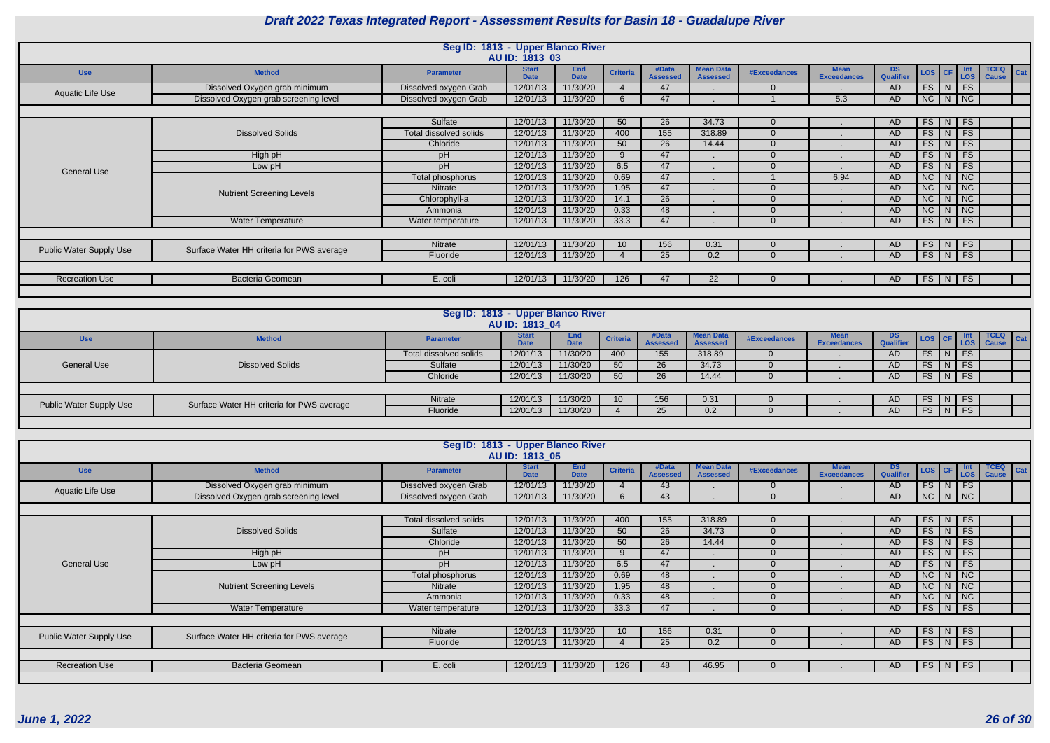# Draft 2022 Texas Integrated Report - Assessment Results for Basin 18 - Guadalupe River

## Seg ID: 1813 - Upper Blanco River
### AU ID: 1813_03

| Use | Method | Parameter | Start Date | End Date | Criteria | #Data Assessed | Mean Data Assessed | #Exceedances | Mean Exceedances | DS Qualifier | LOS | CF | Int LOS | TCEQ Cause | Cat |
|---|---|---|---|---|---|---|---|---|---|---|---|---|---|---|---|
| Aquatic Life Use | Dissolved Oxygen grab minimum | Dissolved oxygen Grab | 12/01/13 | 11/30/20 | 4 | 47 | . | 0 | . | AD | FS | N | FS | | |
| | Dissolved Oxygen grab screening level | Dissolved oxygen Grab | 12/01/13 | 11/30/20 | 6 | 47 | . | 1 | 5.3 | AD | NC | N | NC | | |
| General Use | Dissolved Solids | Sulfate | 12/01/13 | 11/30/20 | 50 | 26 | 34.73 | 0 | . | AD | FS | N | FS | | |
| | | Total dissolved solids | 12/01/13 | 11/30/20 | 400 | 155 | 318.89 | 0 | . | AD | FS | N | FS | | |
| | | Chloride | 12/01/13 | 11/30/20 | 50 | 26 | 14.44 | 0 | . | AD | FS | N | FS | | |
| | High pH | pH | 12/01/13 | 11/30/20 | 9 | 47 | . | 0 | . | AD | FS | N | FS | | |
| | Low pH | pH | 12/01/13 | 11/30/20 | 6.5 | 47 | . | 0 | . | AD | FS | N | FS | | |
| | Nutrient Screening Levels | Total phosphorus | 12/01/13 | 11/30/20 | 0.69 | 47 | . | 1 | 6.94 | AD | NC | N | NC | | |
| | | Nitrate | 12/01/13 | 11/30/20 | 1.95 | 47 | . | 0 | . | AD | NC | N | NC | | |
| | | Chlorophyll-a | 12/01/13 | 11/30/20 | 14.1 | 26 | . | 0 | . | AD | NC | N | NC | | |
| | | Ammonia | 12/01/13 | 11/30/20 | 0.33 | 48 | . | 0 | . | AD | NC | N | NC | | |
| | Water Temperature | Water temperature | 12/01/13 | 11/30/20 | 33.3 | 47 | . | 0 | . | AD | FS | N | FS | | |
| Public Water Supply Use | Surface Water HH criteria for PWS average | Nitrate | 12/01/13 | 11/30/20 | 10 | 156 | 0.31 | 0 | . | AD | FS | N | FS | | |
| | | Fluoride | 12/01/13 | 11/30/20 | 4 | 25 | 0.2 | 0 | . | AD | FS | N | FS | | |
| Recreation Use | Bacteria Geomean | E. coli | 12/01/13 | 11/30/20 | 126 | 47 | 22 | 0 | . | AD | FS | N | FS | | |

## Seg ID: 1813 - Upper Blanco River
### AU ID: 1813_04

| Use | Method | Parameter | Start Date | End Date | Criteria | #Data Assessed | Mean Data Assessed | #Exceedances | Mean Exceedances | DS Qualifier | LOS | CF | Int LOS | TCEQ Cause | Cat |
|---|---|---|---|---|---|---|---|---|---|---|---|---|---|---|---|
| General Use | Dissolved Solids | Total dissolved solids | 12/01/13 | 11/30/20 | 400 | 155 | 318.89 | 0 | . | AD | FS | N | FS | | |
| | | Sulfate | 12/01/13 | 11/30/20 | 50 | 26 | 34.73 | 0 | . | AD | FS | N | FS | | |
| | | Chloride | 12/01/13 | 11/30/20 | 50 | 26 | 14.44 | 0 | . | AD | FS | N | FS | | |
| Public Water Supply Use | Surface Water HH criteria for PWS average | Nitrate | 12/01/13 | 11/30/20 | 10 | 156 | 0.31 | 0 | . | AD | FS | N | FS | | |
| | | Fluoride | 12/01/13 | 11/30/20 | 4 | 25 | 0.2 | 0 | . | AD | FS | N | FS | | |

## Seg ID: 1813 - Upper Blanco River
### AU ID: 1813_05

| Use | Method | Parameter | Start Date | End Date | Criteria | #Data Assessed | Mean Data Assessed | #Exceedances | Mean Exceedances | DS Qualifier | LOS | CF | Int LOS | TCEQ Cause | Cat |
|---|---|---|---|---|---|---|---|---|---|---|---|---|---|---|---|
| Aquatic Life Use | Dissolved Oxygen grab minimum | Dissolved oxygen Grab | 12/01/13 | 11/30/20 | 4 | 43 | . | 0 | . | AD | FS | N | FS | | |
| | Dissolved Oxygen grab screening level | Dissolved oxygen Grab | 12/01/13 | 11/30/20 | 6 | 43 | . | 0 | . | AD | NC | N | NC | | |
| General Use | Dissolved Solids | Total dissolved solids | 12/01/13 | 11/30/20 | 400 | 155 | 318.89 | 0 | . | AD | FS | N | FS | | |
| | | Sulfate | 12/01/13 | 11/30/20 | 50 | 26 | 34.73 | 0 | . | AD | FS | N | FS | | |
| | | Chloride | 12/01/13 | 11/30/20 | 50 | 26 | 14.44 | 0 | . | AD | FS | N | FS | | |
| | High pH | pH | 12/01/13 | 11/30/20 | 9 | 47 | . | 0 | . | AD | FS | N | FS | | |
| | Low pH | pH | 12/01/13 | 11/30/20 | 6.5 | 47 | . | 0 | . | AD | FS | N | FS | | |
| | Nutrient Screening Levels | Total phosphorus | 12/01/13 | 11/30/20 | 0.69 | 48 | . | 0 | . | AD | NC | N | NC | | |
| | | Nitrate | 12/01/13 | 11/30/20 | 1.95 | 48 | . | 0 | . | AD | NC | N | NC | | |
| | | Ammonia | 12/01/13 | 11/30/20 | 0.33 | 48 | . | 0 | . | AD | NC | N | NC | | |
| | Water Temperature | Water temperature | 12/01/13 | 11/30/20 | 33.3 | 47 | . | 0 | . | AD | FS | N | FS | | |
| Public Water Supply Use | Surface Water HH criteria for PWS average | Nitrate | 12/01/13 | 11/30/20 | 10 | 156 | 0.31 | 0 | . | AD | FS | N | FS | | |
| | | Fluoride | 12/01/13 | 11/30/20 | 4 | 25 | 0.2 | 0 | . | AD | FS | N | FS | | |
| Recreation Use | Bacteria Geomean | E. coli | 12/01/13 | 11/30/20 | 126 | 48 | 46.95 | 0 | . | AD | FS | N | FS | | |

June 1, 2022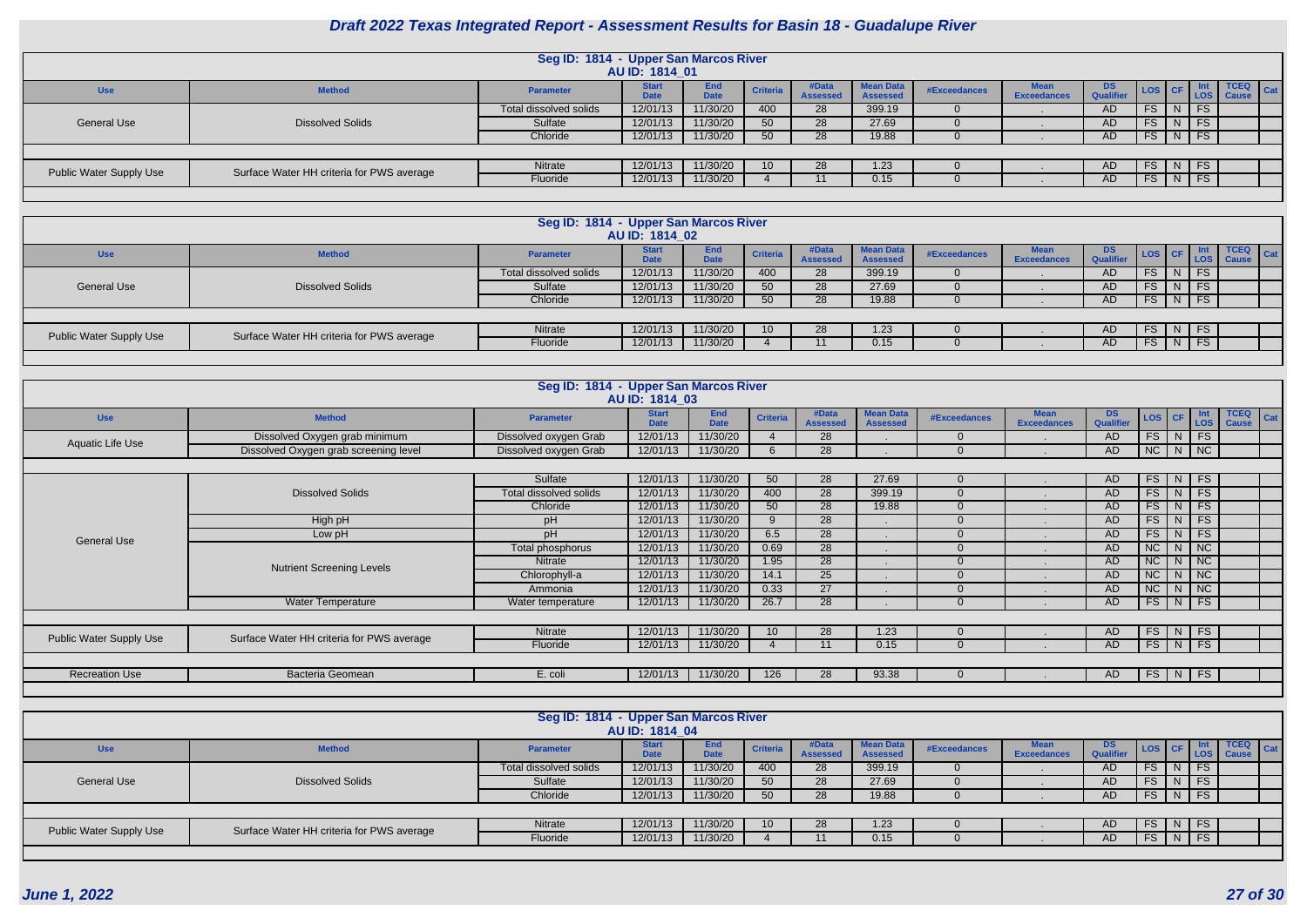# Draft 2022 Texas Integrated Report - Assessment Results for Basin 18 - Guadalupe River

## Seg ID: 1814 - Upper San Marcos River
### AU ID: 1814_01

| Use | Method | Parameter | Start Date | End Date | Criteria | #Data Assessed | Mean Data Assessed | #Exceedances | Mean Exceedances | DS Qualifier | LOS | CF | Int LOS | TCEQ Cause | Cat |
|---|---|---|---|---|---|---|---|---|---|---|---|---|---|---|---|
| General Use | Dissolved Solids | Total dissolved solids | 12/01/13 | 11/30/20 | 400 | 28 | 399.19 | 0 | . | AD | FS | N | FS | | |
| | | Sulfate | 12/01/13 | 11/30/20 | 50 | 28 | 27.69 | 0 | . | AD | FS | N | FS | | |
| | | Chloride | 12/01/13 | 11/30/20 | 50 | 28 | 19.88 | 0 | . | AD | FS | N | FS | | |
| Public Water Supply Use | Surface Water HH criteria for PWS average | Nitrate | 12/01/13 | 11/30/20 | 10 | 28 | 1.23 | 0 | . | AD | FS | N | FS | | |
| | | Fluoride | 12/01/13 | 11/30/20 | 4 | 11 | 0.15 | 0 | . | AD | FS | N | FS | | |

## Seg ID: 1814 - Upper San Marcos River
### AU ID: 1814_02

| Use | Method | Parameter | Start Date | End Date | Criteria | #Data Assessed | Mean Data Assessed | #Exceedances | Mean Exceedances | DS Qualifier | LOS | CF | Int LOS | TCEQ Cause | Cat |
|---|---|---|---|---|---|---|---|---|---|---|---|---|---|---|---|
| General Use | Dissolved Solids | Total dissolved solids | 12/01/13 | 11/30/20 | 400 | 28 | 399.19 | 0 | . | AD | FS | N | FS | | |
| | | Sulfate | 12/01/13 | 11/30/20 | 50 | 28 | 27.69 | 0 | . | AD | FS | N | FS | | |
| | | Chloride | 12/01/13 | 11/30/20 | 50 | 28 | 19.88 | 0 | . | AD | FS | N | FS | | |
| Public Water Supply Use | Surface Water HH criteria for PWS average | Nitrate | 12/01/13 | 11/30/20 | 10 | 28 | 1.23 | 0 | . | AD | FS | N | FS | | |
| | | Fluoride | 12/01/13 | 11/30/20 | 4 | 11 | 0.15 | 0 | . | AD | FS | N | FS | | |

## Seg ID: 1814 - Upper San Marcos River
### AU ID: 1814_03

| Use | Method | Parameter | Start Date | End Date | Criteria | #Data Assessed | Mean Data Assessed | #Exceedances | Mean Exceedances | DS Qualifier | LOS | CF | Int LOS | TCEQ Cause | Cat |
|---|---|---|---|---|---|---|---|---|---|---|---|---|---|---|---|
| Aquatic Life Use | Dissolved Oxygen grab minimum | Dissolved oxygen Grab | 12/01/13 | 11/30/20 | 4 | 28 | . | 0 | . | AD | FS | N | FS | | |
| | Dissolved Oxygen grab screening level | Dissolved oxygen Grab | 12/01/13 | 11/30/20 | 6 | 28 | . | 0 | . | AD | NC | N | NC | | |
| General Use | Dissolved Solids | Sulfate | 12/01/13 | 11/30/20 | 50 | 28 | 27.69 | 0 | . | AD | FS | N | FS | | |
| | | Total dissolved solids | 12/01/13 | 11/30/20 | 400 | 28 | 399.19 | 0 | . | AD | FS | N | FS | | |
| | | Chloride | 12/01/13 | 11/30/20 | 50 | 28 | 19.88 | 0 | . | AD | FS | N | FS | | |
| | High pH | pH | 12/01/13 | 11/30/20 | 9 | 28 | . | 0 | . | AD | FS | N | FS | | |
| | Low pH | pH | 12/01/13 | 11/30/20 | 6.5 | 28 | . | 0 | . | AD | FS | N | FS | | |
| | Nutrient Screening Levels | Total phosphorus | 12/01/13 | 11/30/20 | 0.69 | 28 | . | 0 | . | AD | NC | N | NC | | |
| | | Nitrate | 12/01/13 | 11/30/20 | 1.95 | 28 | . | 0 | . | AD | NC | N | NC | | |
| | | Chlorophyll-a | 12/01/13 | 11/30/20 | 14.1 | 25 | . | 0 | . | AD | NC | N | NC | | |
| | | Ammonia | 12/01/13 | 11/30/20 | 0.33 | 27 | . | 0 | . | AD | NC | N | NC | | |
| | Water Temperature | Water temperature | 12/01/13 | 11/30/20 | 26.7 | 28 | . | 0 | . | AD | FS | N | FS | | |
| Public Water Supply Use | Surface Water HH criteria for PWS average | Nitrate | 12/01/13 | 11/30/20 | 10 | 28 | 1.23 | 0 | . | AD | FS | N | FS | | |
| | | Fluoride | 12/01/13 | 11/30/20 | 4 | 11 | 0.15 | 0 | . | AD | FS | N | FS | | |
| Recreation Use | Bacteria Geomean | E. coli | 12/01/13 | 11/30/20 | 126 | 28 | 93.38 | 0 | . | AD | FS | N | FS | | |

## Seg ID: 1814 - Upper San Marcos River
### AU ID: 1814_04

| Use | Method | Parameter | Start Date | End Date | Criteria | #Data Assessed | Mean Data Assessed | #Exceedances | Mean Exceedances | DS Qualifier | LOS | CF | Int LOS | TCEQ Cause | Cat |
|---|---|---|---|---|---|---|---|---|---|---|---|---|---|---|---|
| General Use | Dissolved Solids | Total dissolved solids | 12/01/13 | 11/30/20 | 400 | 28 | 399.19 | 0 | . | AD | FS | N | FS | | |
| | | Sulfate | 12/01/13 | 11/30/20 | 50 | 28 | 27.69 | 0 | . | AD | FS | N | FS | | |
| | | Chloride | 12/01/13 | 11/30/20 | 50 | 28 | 19.88 | 0 | . | AD | FS | N | FS | | |
| Public Water Supply Use | Surface Water HH criteria for PWS average | Nitrate | 12/01/13 | 11/30/20 | 10 | 28 | 1.23 | 0 | . | AD | FS | N | FS | | |
| | | Fluoride | 12/01/13 | 11/30/20 | 4 | 11 | 0.15 | 0 | . | AD | FS | N | FS | | |

June 1, 2022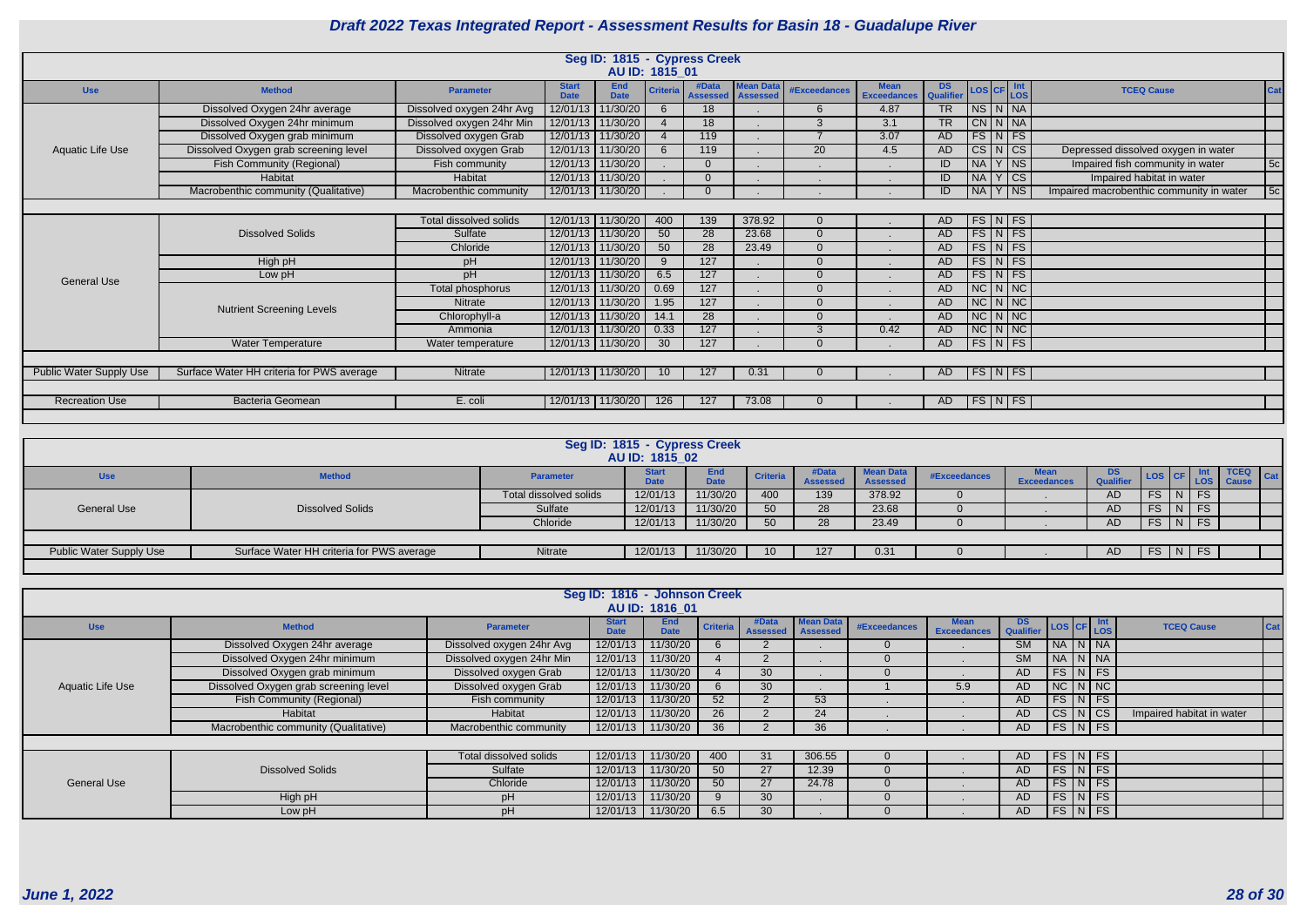# Draft 2022 Texas Integrated Report - Assessment Results for Basin 18 - Guadalupe River

## Seg ID: 1815 - Cypress Creek
### AU ID: 1815_01

| Use | Method | Parameter | Start Date | End Date | Criteria | #Data Assessed | Mean Data Assessed | #Exceedances | Mean Exceedances | DS Qualifier | LOS | CF | Int LOS | TCEQ Cause | Cat |
|---|---|---|---|---|---|---|---|---|---|---|---|---|---|---|---|
| Aquatic Life Use | Dissolved Oxygen 24hr average | Dissolved oxygen 24hr Avg | 12/01/13 | 11/30/20 | 6 | 18 | . | 6 | 4.87 | TR | NS | N | NA | | |
| | Dissolved Oxygen 24hr minimum | Dissolved oxygen 24hr Min | 12/01/13 | 11/30/20 | 4 | 18 | . | 3 | 3.1 | TR | CN | N | NA | | |
| | Dissolved Oxygen grab minimum | Dissolved oxygen Grab | 12/01/13 | 11/30/20 | 4 | 119 | . | 7 | 3.07 | AD | FS | N | FS | | |
| | Dissolved Oxygen grab screening level | Dissolved oxygen Grab | 12/01/13 | 11/30/20 | 6 | 119 | . | 20 | 4.5 | AD | CS | N | CS | Depressed dissolved oxygen in water | |
| | Fish Community (Regional) | Fish community | 12/01/13 | 11/30/20 | . | 0 | . | . | . | ID | NA | Y | NS | Impaired fish community in water | 5c |
| | Habitat | Habitat | 12/01/13 | 11/30/20 | . | 0 | . | . | . | ID | NA | Y | CS | Impaired habitat in water | |
| | Macrobenthic community (Qualitative) | Macrobenthic community | 12/01/13 | 11/30/20 | . | 0 | . | . | . | ID | NA | Y | NS | Impaired macrobenthic community in water | 5c |
| General Use | Dissolved Solids | Total dissolved solids | 12/01/13 | 11/30/20 | 400 | 139 | 378.92 | 0 | . | AD | FS | N | FS | | |
| | | Sulfate | 12/01/13 | 11/30/20 | 50 | 28 | 23.68 | 0 | . | AD | FS | N | FS | | |
| | | Chloride | 12/01/13 | 11/30/20 | 50 | 28 | 23.49 | 0 | . | AD | FS | N | FS | | |
| | High pH | pH | 12/01/13 | 11/30/20 | 9 | 127 | . | 0 | . | AD | FS | N | FS | | |
| | Low pH | pH | 12/01/13 | 11/30/20 | 6.5 | 127 | . | 0 | . | AD | FS | N | FS | | |
| | Nutrient Screening Levels | Total phosphorus | 12/01/13 | 11/30/20 | 0.69 | 127 | . | 0 | . | AD | NC | N | NC | | |
| | | Nitrate | 12/01/13 | 11/30/20 | 1.95 | 127 | . | 0 | . | AD | NC | N | NC | | |
| | | Chlorophyll-a | 12/01/13 | 11/30/20 | 14.1 | 28 | . | 0 | . | AD | NC | N | NC | | |
| | | Ammonia | 12/01/13 | 11/30/20 | 0.33 | 127 | . | 3 | 0.42 | AD | NC | N | NC | | |
| | Water Temperature | Water temperature | 12/01/13 | 11/30/20 | 30 | 127 | . | 0 | . | AD | FS | N | FS | | |
| Public Water Supply Use | Surface Water HH criteria for PWS average | Nitrate | 12/01/13 | 11/30/20 | 10 | 127 | 0.31 | 0 | . | AD | FS | N | FS | | |
| Recreation Use | Bacteria Geomean | E. coli | 12/01/13 | 11/30/20 | 126 | 127 | 73.08 | 0 | . | AD | FS | N | FS | | |

## Seg ID: 1815 - Cypress Creek
### AU ID: 1815_02

| Use | Method | Parameter | Start Date | End Date | Criteria | #Data Assessed | Mean Data Assessed | #Exceedances | Mean Exceedances | DS Qualifier | LOS | CF | Int LOS | TCEQ Cause | Cat |
|---|---|---|---|---|---|---|---|---|---|---|---|---|---|---|---|
| General Use | Dissolved Solids | Total dissolved solids | 12/01/13 | 11/30/20 | 400 | 139 | 378.92 | 0 | . | AD | FS | N | FS | | |
| | | Sulfate | 12/01/13 | 11/30/20 | 50 | 28 | 23.68 | 0 | . | AD | FS | N | FS | | |
| | | Chloride | 12/01/13 | 11/30/20 | 50 | 28 | 23.49 | 0 | . | AD | FS | N | FS | | |
| Public Water Supply Use | Surface Water HH criteria for PWS average | Nitrate | 12/01/13 | 11/30/20 | 10 | 127 | 0.31 | 0 | . | AD | FS | N | FS | | |

## Seg ID: 1816 - Johnson Creek
### AU ID: 1816_01

| Use | Method | Parameter | Start Date | End Date | Criteria | #Data Assessed | Mean Data Assessed | #Exceedances | Mean Exceedances | DS Qualifier | LOS | CF | Int LOS | TCEQ Cause | Cat |
|---|---|---|---|---|---|---|---|---|---|---|---|---|---|---|---|
| Aquatic Life Use | Dissolved Oxygen 24hr average | Dissolved oxygen 24hr Avg | 12/01/13 | 11/30/20 | 6 | 2 | . | 0 | . | SM | NA | N | NA | | |
| | Dissolved Oxygen 24hr minimum | Dissolved oxygen 24hr Min | 12/01/13 | 11/30/20 | 4 | 2 | . | 0 | . | SM | NA | N | NA | | |
| | Dissolved Oxygen grab minimum | Dissolved oxygen Grab | 12/01/13 | 11/30/20 | 4 | 30 | . | 0 | . | AD | FS | N | FS | | |
| | Dissolved Oxygen grab screening level | Dissolved oxygen Grab | 12/01/13 | 11/30/20 | 6 | 30 | . | 1 | 5.9 | AD | NC | N | NC | | |
| | Fish Community (Regional) | Fish community | 12/01/13 | 11/30/20 | 52 | 2 | 53 | . | . | AD | FS | N | FS | | |
| | Habitat | Habitat | 12/01/13 | 11/30/20 | 26 | 2 | 24 | . | . | AD | CS | N | CS | Impaired habitat in water | |
| | Macrobenthic community (Qualitative) | Macrobenthic community | 12/01/13 | 11/30/20 | 36 | 2 | 36 | . | . | AD | FS | N | FS | | |
| General Use | Dissolved Solids | Total dissolved solids | 12/01/13 | 11/30/20 | 400 | 31 | 306.55 | 0 | . | AD | FS | N | FS | | |
| | | Sulfate | 12/01/13 | 11/30/20 | 50 | 27 | 12.39 | 0 | . | AD | FS | N | FS | | |
| | | Chloride | 12/01/13 | 11/30/20 | 50 | 27 | 24.78 | 0 | . | AD | FS | N | FS | | |
| | High pH | pH | 12/01/13 | 11/30/20 | 9 | 30 | . | 0 | . | AD | FS | N | FS | | |
| | Low pH | pH | 12/01/13 | 11/30/20 | 6.5 | 30 | . | 0 | . | AD | FS | N | FS | | |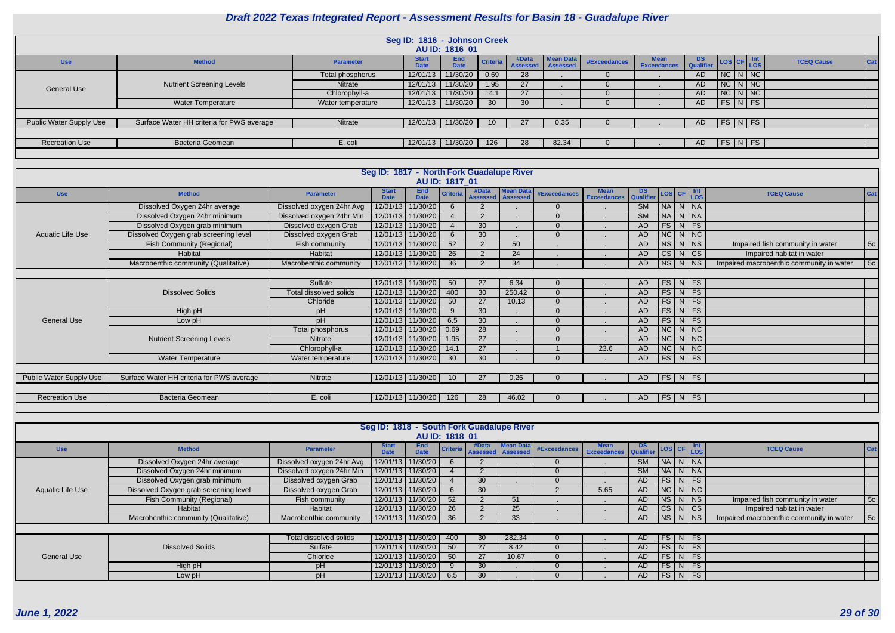# Draft 2022 Texas Integrated Report - Assessment Results for Basin 18 - Guadalupe River

## Seg ID: 1816 - Johnson Creek

### AU ID: 1816_01

| Use | Method | Parameter | Start Date | End Date | Criteria | #Data Assessed | Mean Data Assessed | #Exceedances | Mean Exceedances | DS Qualifier | LOS | CF | Int LOS | TCEQ Cause | Cat |
|---|---|---|---|---|---|---|---|---|---|---|---|---|---|---|---|
| General Use | Nutrient Screening Levels | Total phosphorus | 12/01/13 | 11/30/20 | 0.69 | 28 | . | 0 | . | AD | NC | N | NC | | |
| | | Nitrate | 12/01/13 | 11/30/20 | 1.95 | 27 | . | 0 | . | AD | NC | N | NC | | |
| | | Chlorophyll-a | 12/01/13 | 11/30/20 | 14.1 | 27 | . | 0 | . | AD | NC | N | NC | | |
| | Water Temperature | Water temperature | 12/01/13 | 11/30/20 | 30 | 30 | . | 0 | . | AD | FS | N | FS | | |
| Public Water Supply Use | Surface Water HH criteria for PWS average | Nitrate | 12/01/13 | 11/30/20 | 10 | 27 | 0.35 | 0 | . | AD | FS | N | FS | | |
| Recreation Use | Bacteria Geomean | E. coli | 12/01/13 | 11/30/20 | 126 | 28 | 82.34 | 0 | . | AD | FS | N | FS | | |

## Seg ID: 1817 - North Fork Guadalupe River

### AU ID: 1817_01

| Use | Method | Parameter | Start Date | End Date | Criteria | #Data Assessed | Mean Data Assessed | #Exceedances | Mean Exceedances | DS Qualifier | LOS | CF | Int LOS | TCEQ Cause | Cat |
|---|---|---|---|---|---|---|---|---|---|---|---|---|---|---|---|
| Aquatic Life Use | Dissolved Oxygen 24hr average | Dissolved oxygen 24hr Avg | 12/01/13 | 11/30/20 | 6 | 2 | . | 0 | . | SM | NA | N | NA | | |
| | Dissolved Oxygen 24hr minimum | Dissolved oxygen 24hr Min | 12/01/13 | 11/30/20 | 4 | 2 | . | 0 | . | SM | NA | N | NA | | |
| | Dissolved Oxygen grab minimum | Dissolved oxygen Grab | 12/01/13 | 11/30/20 | 4 | 30 | . | 0 | . | AD | FS | N | FS | | |
| | Dissolved Oxygen grab screening level | Dissolved oxygen Grab | 12/01/13 | 11/30/20 | 6 | 30 | . | 0 | . | AD | NC | N | NC | | |
| | Fish Community (Regional) | Fish community | 12/01/13 | 11/30/20 | 52 | 2 | 50 | . | . | AD | NS | N | NS | Impaired fish community in water | 5c |
| | Habitat | Habitat | 12/01/13 | 11/30/20 | 26 | 2 | 24 | . | . | AD | CS | N | CS | Impaired habitat in water | |
| | Macrobenthic community (Qualitative) | Macrobenthic community | 12/01/13 | 11/30/20 | 36 | 2 | 34 | . | . | AD | NS | N | NS | Impaired macrobenthic community in water | 5c |
| General Use | Dissolved Solids | Sulfate | 12/01/13 | 11/30/20 | 50 | 27 | 6.34 | 0 | . | AD | FS | N | FS | | |
| | | Total dissolved solids | 12/01/13 | 11/30/20 | 400 | 30 | 250.42 | 0 | . | AD | FS | N | FS | | |
| | | Chloride | 12/01/13 | 11/30/20 | 50 | 27 | 10.13 | 0 | . | AD | FS | N | FS | | |
| | High pH | pH | 12/01/13 | 11/30/20 | 9 | 30 | . | 0 | . | AD | FS | N | FS | | |
| | Low pH | pH | 12/01/13 | 11/30/20 | 6.5 | 30 | . | 0 | . | AD | FS | N | FS | | |
| | Nutrient Screening Levels | Total phosphorus | 12/01/13 | 11/30/20 | 0.69 | 28 | . | 0 | . | AD | NC | N | NC | | |
| | | Nitrate | 12/01/13 | 11/30/20 | 1.95 | 27 | . | 0 | . | AD | NC | N | NC | | |
| | | Chlorophyll-a | 12/01/13 | 11/30/20 | 14.1 | 27 | . | 1 | 23.6 | AD | NC | N | NC | | |
| | Water Temperature | Water temperature | 12/01/13 | 11/30/20 | 30 | 30 | . | 0 | . | AD | FS | N | FS | | |
| Public Water Supply Use | Surface Water HH criteria for PWS average | Nitrate | 12/01/13 | 11/30/20 | 10 | 27 | 0.26 | 0 | . | AD | FS | N | FS | | |
| Recreation Use | Bacteria Geomean | E. coli | 12/01/13 | 11/30/20 | 126 | 28 | 46.02 | 0 | . | AD | FS | N | FS | | |

## Seg ID: 1818 - South Fork Guadalupe River

### AU ID: 1818_01

| Use | Method | Parameter | Start Date | End Date | Criteria | #Data Assessed | Mean Data Assessed | #Exceedances | Mean Exceedances | DS Qualifier | LOS | CF | Int LOS | TCEQ Cause | Cat |
|---|---|---|---|---|---|---|---|---|---|---|---|---|---|---|---|
| Aquatic Life Use | Dissolved Oxygen 24hr average | Dissolved oxygen 24hr Avg | 12/01/13 | 11/30/20 | 6 | 2 | . | 0 | . | SM | NA | N | NA | | |
| | Dissolved Oxygen 24hr minimum | Dissolved oxygen 24hr Min | 12/01/13 | 11/30/20 | 4 | 2 | . | 0 | . | SM | NA | N | NA | | |
| | Dissolved Oxygen grab minimum | Dissolved oxygen Grab | 12/01/13 | 11/30/20 | 4 | 30 | . | 0 | . | AD | FS | N | FS | | |
| | Dissolved Oxygen grab screening level | Dissolved oxygen Grab | 12/01/13 | 11/30/20 | 6 | 30 | . | 2 | 5.65 | AD | NC | N | NC | | |
| | Fish Community (Regional) | Fish community | 12/01/13 | 11/30/20 | 52 | 2 | 51 | . | . | AD | NS | N | NS | Impaired fish community in water | 5c |
| | Habitat | Habitat | 12/01/13 | 11/30/20 | 26 | 2 | 25 | . | . | AD | CS | N | CS | Impaired habitat in water | |
| | Macrobenthic community (Qualitative) | Macrobenthic community | 12/01/13 | 11/30/20 | 36 | 2 | 33 | . | . | AD | NS | N | NS | Impaired macrobenthic community in water | 5c |
| General Use | Dissolved Solids | Total dissolved solids | 12/01/13 | 11/30/20 | 400 | 30 | 282.34 | 0 | . | AD | FS | N | FS | | |
| | | Sulfate | 12/01/13 | 11/30/20 | 50 | 27 | 8.42 | 0 | . | AD | FS | N | FS | | |
| | | Chloride | 12/01/13 | 11/30/20 | 50 | 27 | 10.67 | 0 | . | AD | FS | N | FS | | |
| | High pH | pH | 12/01/13 | 11/30/20 | 9 | 30 | . | 0 | . | AD | FS | N | FS | | |
| | Low pH | pH | 12/01/13 | 11/30/20 | 6.5 | 30 | . | 0 | . | AD | FS | N | FS | | |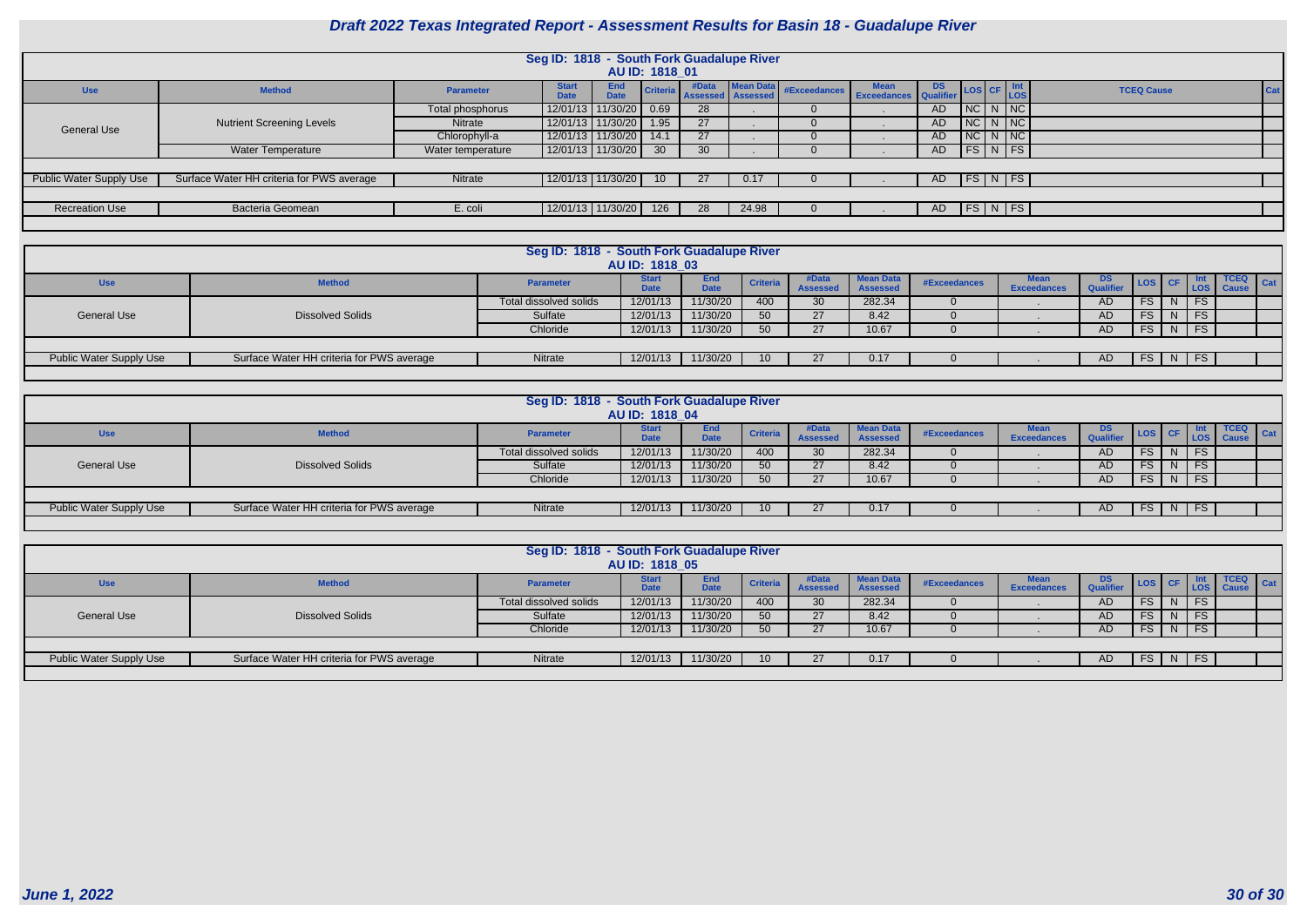# Draft 2022 Texas Integrated Report - Assessment Results for Basin 18 - Guadalupe River

## Seg ID: 1818 - South Fork Guadalupe River
### AU ID: 1818_01

| Use | Method | Parameter | Start Date | End Date | Criteria | #Data Assessed | Mean Data Assessed | #Exceedances | Mean Exceedances | DS Qualifier | LOS | CF | Int LOS | TCEQ Cause | Cat |
|---|---|---|---|---|---|---|---|---|---|---|---|---|---|---|---|
| General Use | Nutrient Screening Levels | Total phosphorus | 12/01/13 | 11/30/20 | 0.69 | 28 | . | 0 | . | AD | NC | N | NC | | |
| | | Nitrate | 12/01/13 | 11/30/20 | 1.95 | 27 | . | 0 | . | AD | NC | N | NC | | |
| | | Chlorophyll-a | 12/01/13 | 11/30/20 | 14.1 | 27 | . | 0 | . | AD | NC | N | NC | | |
| | Water Temperature | Water temperature | 12/01/13 | 11/30/20 | 30 | 30 | . | 0 | . | AD | FS | N | FS | | |
| Public Water Supply Use | Surface Water HH criteria for PWS average | Nitrate | 12/01/13 | 11/30/20 | 10 | 27 | 0.17 | 0 | . | AD | FS | N | FS | | |
| Recreation Use | Bacteria Geomean | E. coli | 12/01/13 | 11/30/20 | 126 | 28 | 24.98 | 0 | . | AD | FS | N | FS | | |

## Seg ID: 1818 - South Fork Guadalupe River
### AU ID: 1818_03

| Use | Method | Parameter | Start Date | End Date | Criteria | #Data Assessed | Mean Data Assessed | #Exceedances | Mean Exceedances | DS Qualifier | LOS | CF | Int LOS | TCEQ Cause | Cat |
|---|---|---|---|---|---|---|---|---|---|---|---|---|---|---|---|
| General Use | Dissolved Solids | Total dissolved solids | 12/01/13 | 11/30/20 | 400 | 30 | 282.34 | 0 | . | AD | FS | N | FS | | |
| | | Sulfate | 12/01/13 | 11/30/20 | 50 | 27 | 8.42 | 0 | . | AD | FS | N | FS | | |
| | | Chloride | 12/01/13 | 11/30/20 | 50 | 27 | 10.67 | 0 | . | AD | FS | N | FS | | |
| Public Water Supply Use | Surface Water HH criteria for PWS average | Nitrate | 12/01/13 | 11/30/20 | 10 | 27 | 0.17 | 0 | . | AD | FS | N | FS | | |

## Seg ID: 1818 - South Fork Guadalupe River
### AU ID: 1818_04

| Use | Method | Parameter | Start Date | End Date | Criteria | #Data Assessed | Mean Data Assessed | #Exceedances | Mean Exceedances | DS Qualifier | LOS | CF | Int LOS | TCEQ Cause | Cat |
|---|---|---|---|---|---|---|---|---|---|---|---|---|---|---|---|
| General Use | Dissolved Solids | Total dissolved solids | 12/01/13 | 11/30/20 | 400 | 30 | 282.34 | 0 | . | AD | FS | N | FS | | |
| | | Sulfate | 12/01/13 | 11/30/20 | 50 | 27 | 8.42 | 0 | . | AD | FS | N | FS | | |
| | | Chloride | 12/01/13 | 11/30/20 | 50 | 27 | 10.67 | 0 | . | AD | FS | N | FS | | |
| Public Water Supply Use | Surface Water HH criteria for PWS average | Nitrate | 12/01/13 | 11/30/20 | 10 | 27 | 0.17 | 0 | . | AD | FS | N | FS | | |

## Seg ID: 1818 - South Fork Guadalupe River
### AU ID: 1818_05

| Use | Method | Parameter | Start Date | End Date | Criteria | #Data Assessed | Mean Data Assessed | #Exceedances | Mean Exceedances | DS Qualifier | LOS | CF | Int LOS | TCEQ Cause | Cat |
|---|---|---|---|---|---|---|---|---|---|---|---|---|---|---|---|
| General Use | Dissolved Solids | Total dissolved solids | 12/01/13 | 11/30/20 | 400 | 30 | 282.34 | 0 | . | AD | FS | N | FS | | |
| | | Sulfate | 12/01/13 | 11/30/20 | 50 | 27 | 8.42 | 0 | . | AD | FS | N | FS | | |
| | | Chloride | 12/01/13 | 11/30/20 | 50 | 27 | 10.67 | 0 | . | AD | FS | N | FS | | |
| Public Water Supply Use | Surface Water HH criteria for PWS average | Nitrate | 12/01/13 | 11/30/20 | 10 | 27 | 0.17 | 0 | . | AD | FS | N | FS | | |

June 1, 2022